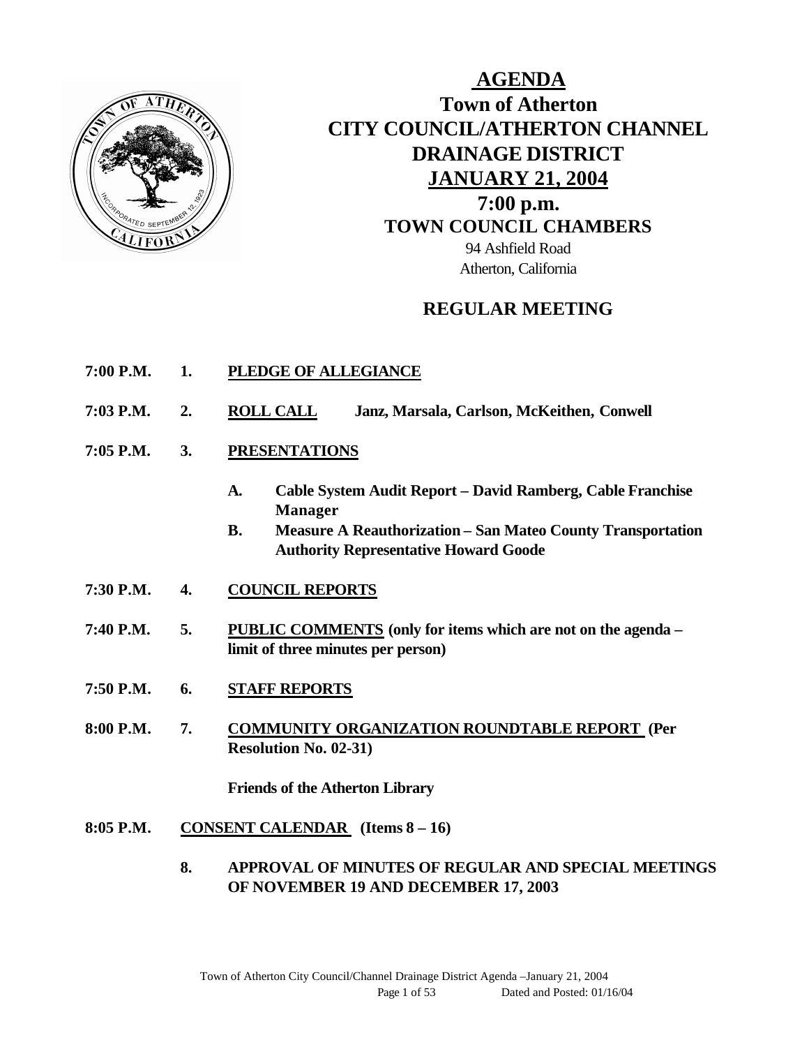# AGENDA

## Town of Atherton
## CITY COUNCIL/ATHERTON CHANNEL DRAINAGE DISTRICT
## JANUARY 21, 2004
## 7:00 p.m.
## TOWN COUNCIL CHAMBERS

94 Ashfield Road
Atherton, California

## REGULAR MEETING

**7:00 P.M. 1. PLEDGE OF ALLEGIANCE**

**7:03 P.M. 2. ROLL CALL** **Janz, Marsala, Carlson, McKeithen, Conwell**

**7:05 P.M. 3. PRESENTATIONS**

- **A. Cable System Audit Report – David Ramberg, Cable Franchise Manager**
- **B. Measure A Reauthorization – San Mateo County Transportation Authority Representative Howard Goode**

**7:30 P.M. 4. COUNCIL REPORTS**

**7:40 P.M. 5. PUBLIC COMMENTS (only for items which are not on the agenda – limit of three minutes per person)**

**7:50 P.M. 6. STAFF REPORTS**

**8:00 P.M. 7. COMMUNITY ORGANIZATION ROUNDTABLE REPORT (Per Resolution No. 02-31)**

**Friends of the Atherton Library**

**8:05 P.M. CONSENT CALENDAR (Items 8 – 16)**

**8. APPROVAL OF MINUTES OF REGULAR AND SPECIAL MEETINGS OF NOVEMBER 19 AND DECEMBER 17, 2003**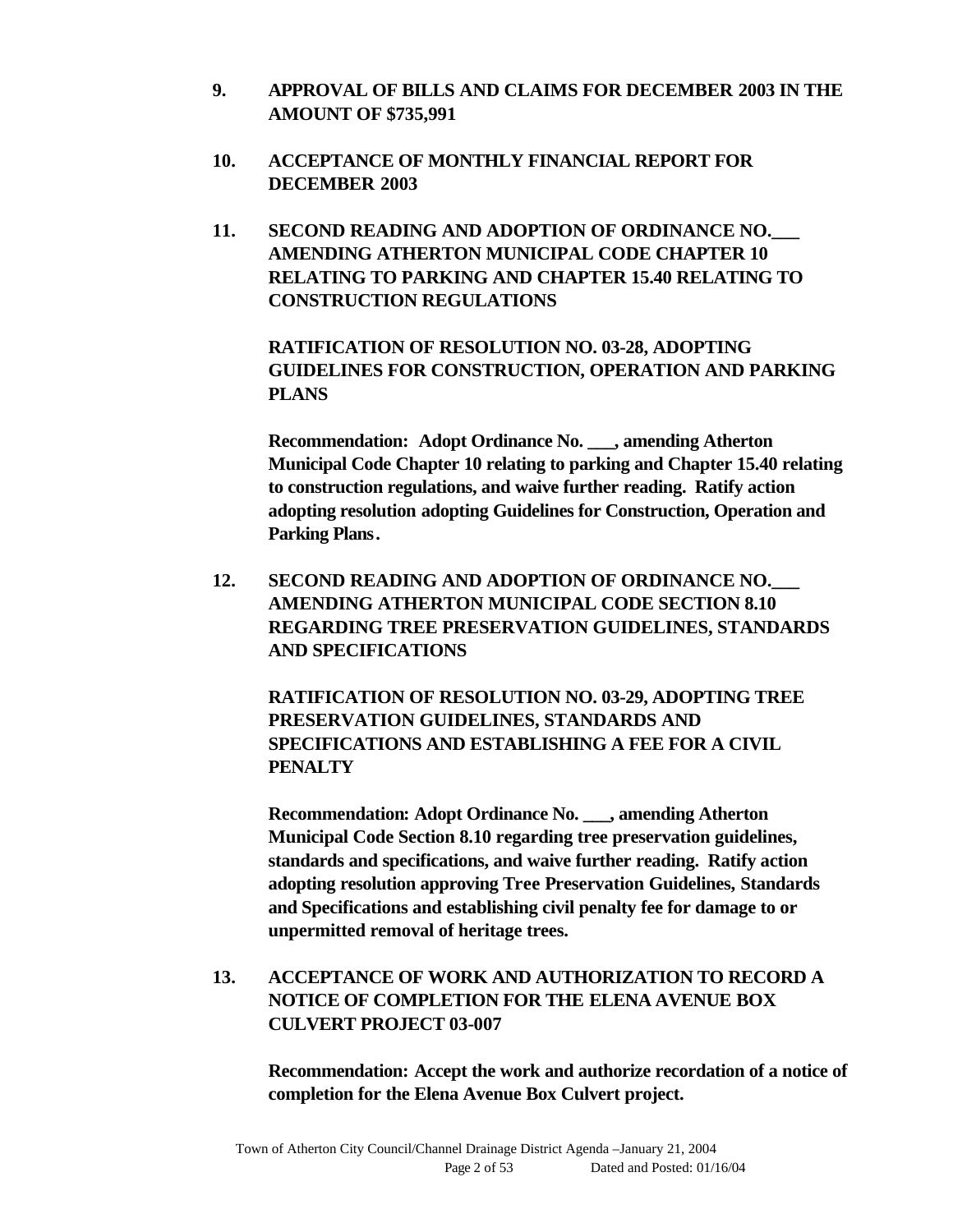**9. APPROVAL OF BILLS AND CLAIMS FOR DECEMBER 2003 IN THE AMOUNT OF $735,991**

**10. ACCEPTANCE OF MONTHLY FINANCIAL REPORT FOR DECEMBER 2003**

**11. SECOND READING AND ADOPTION OF ORDINANCE NO.___ AMENDING ATHERTON MUNICIPAL CODE CHAPTER 10 RELATING TO PARKING AND CHAPTER 15.40 RELATING TO CONSTRUCTION REGULATIONS**

**RATIFICATION OF RESOLUTION NO. 03-28, ADOPTING GUIDELINES FOR CONSTRUCTION, OPERATION AND PARKING PLANS**

**Recommendation: Adopt Ordinance No. ___, amending Atherton Municipal Code Chapter 10 relating to parking and Chapter 15.40 relating to construction regulations, and waive further reading. Ratify action adopting resolution adopting Guidelines for Construction, Operation and Parking Plans.**

**12. SECOND READING AND ADOPTION OF ORDINANCE NO.___ AMENDING ATHERTON MUNICIPAL CODE SECTION 8.10 REGARDING TREE PRESERVATION GUIDELINES, STANDARDS AND SPECIFICATIONS**

**RATIFICATION OF RESOLUTION NO. 03-29, ADOPTING TREE PRESERVATION GUIDELINES, STANDARDS AND SPECIFICATIONS AND ESTABLISHING A FEE FOR A CIVIL PENALTY**

**Recommendation: Adopt Ordinance No. ___, amending Atherton Municipal Code Section 8.10 regarding tree preservation guidelines, standards and specifications, and waive further reading. Ratify action adopting resolution approving Tree Preservation Guidelines, Standards and Specifications and establishing civil penalty fee for damage to or unpermitted removal of heritage trees.**

**13. ACCEPTANCE OF WORK AND AUTHORIZATION TO RECORD A NOTICE OF COMPLETION FOR THE ELENA AVENUE BOX CULVERT PROJECT 03-007**

**Recommendation: Accept the work and authorize recordation of a notice of completion for the Elena Avenue Box Culvert project.**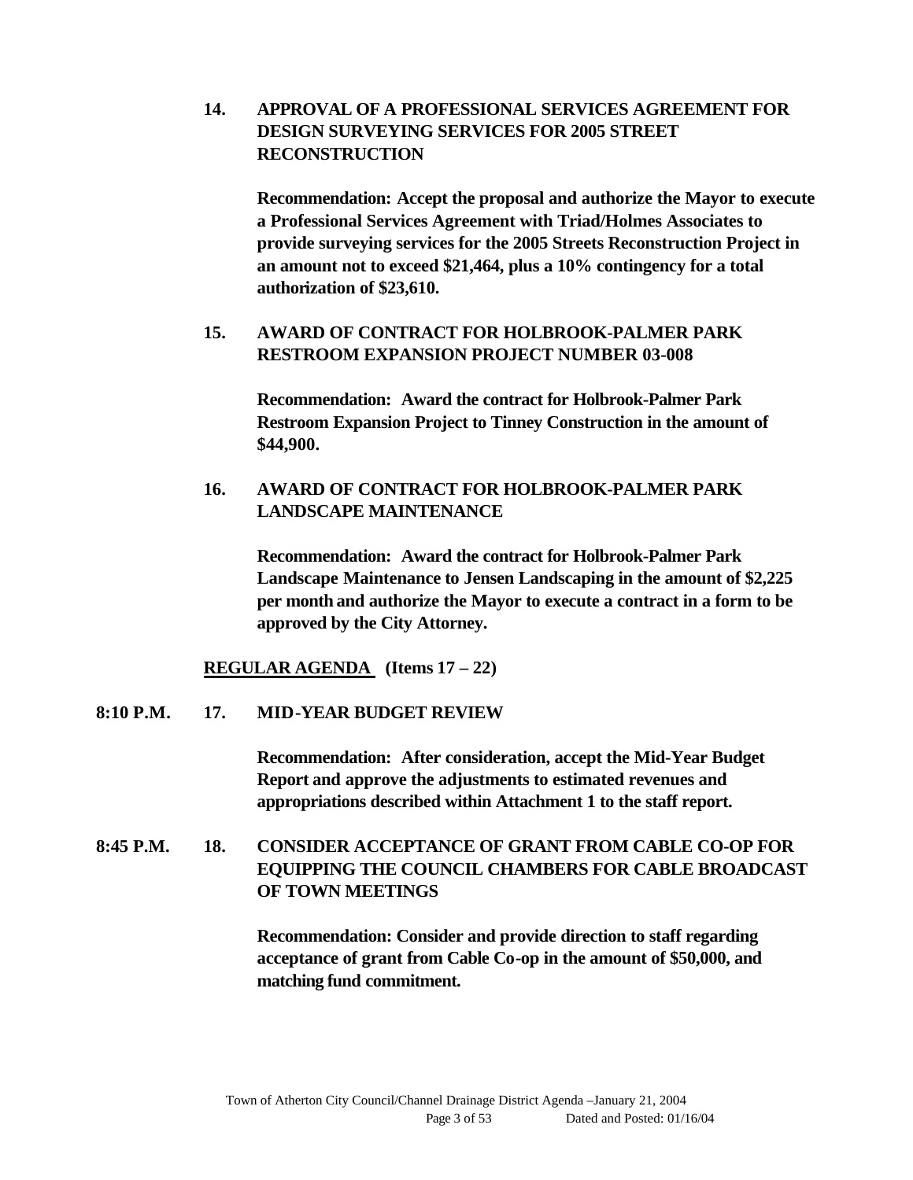**14. APPROVAL OF A PROFESSIONAL SERVICES AGREEMENT FOR DESIGN SURVEYING SERVICES FOR 2005 STREET RECONSTRUCTION**

**Recommendation: Accept the proposal and authorize the Mayor to execute a Professional Services Agreement with Triad/Holmes Associates to provide surveying services for the 2005 Streets Reconstruction Project in an amount not to exceed $21,464, plus a 10% contingency for a total authorization of $23,610.**

**15. AWARD OF CONTRACT FOR HOLBROOK-PALMER PARK RESTROOM EXPANSION PROJECT NUMBER 03-008**

**Recommendation: Award the contract for Holbrook-Palmer Park Restroom Expansion Project to Tinney Construction in the amount of $44,900.**

**16. AWARD OF CONTRACT FOR HOLBROOK-PALMER PARK LANDSCAPE MAINTENANCE**

**Recommendation: Award the contract for Holbrook-Palmer Park Landscape Maintenance to Jensen Landscaping in the amount of $2,225 per month and authorize the Mayor to execute a contract in a form to be approved by the City Attorney.**

**<u>REGULAR AGENDA</u> (Items 17 – 22)**

**8:10 P.M. 17. MID-YEAR BUDGET REVIEW**

**Recommendation: After consideration, accept the Mid-Year Budget Report and approve the adjustments to estimated revenues and appropriations described within Attachment 1 to the staff report.**

**8:45 P.M. 18. CONSIDER ACCEPTANCE OF GRANT FROM CABLE CO-OP FOR EQUIPPING THE COUNCIL CHAMBERS FOR CABLE BROADCAST OF TOWN MEETINGS**

**Recommendation: Consider and provide direction to staff regarding acceptance of grant from Cable Co-op in the amount of $50,000, and matching fund commitment.**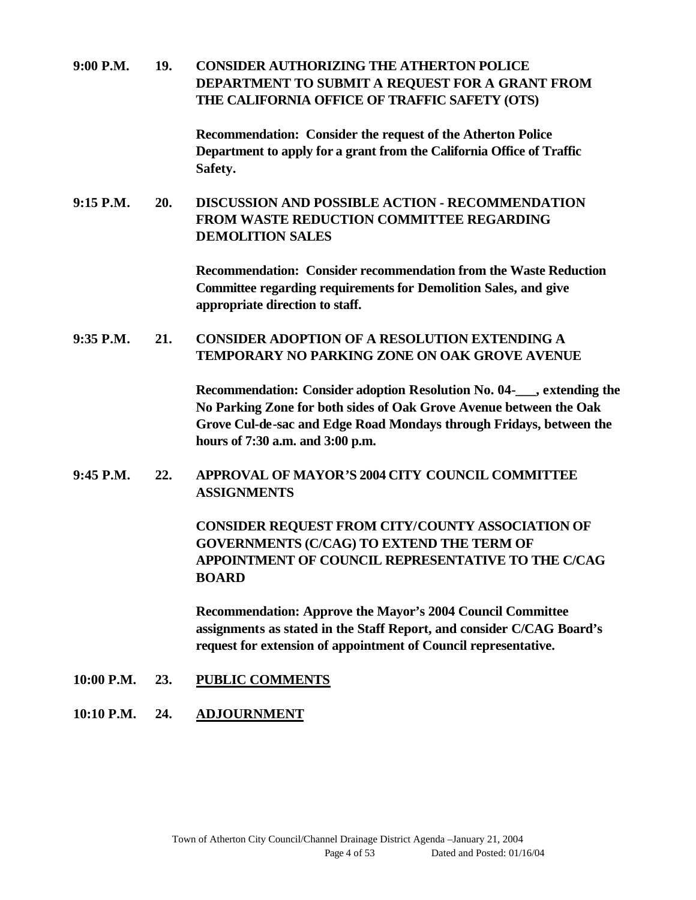**9:00 P.M. 19. CONSIDER AUTHORIZING THE ATHERTON POLICE DEPARTMENT TO SUBMIT A REQUEST FOR A GRANT FROM THE CALIFORNIA OFFICE OF TRAFFIC SAFETY (OTS)**

**Recommendation: Consider the request of the Atherton Police Department to apply for a grant from the California Office of Traffic Safety.**

**9:15 P.M. 20. DISCUSSION AND POSSIBLE ACTION - RECOMMENDATION FROM WASTE REDUCTION COMMITTEE REGARDING DEMOLITION SALES**

**Recommendation: Consider recommendation from the Waste Reduction Committee regarding requirements for Demolition Sales, and give appropriate direction to staff.**

**9:35 P.M. 21. CONSIDER ADOPTION OF A RESOLUTION EXTENDING A TEMPORARY NO PARKING ZONE ON OAK GROVE AVENUE**

**Recommendation: Consider adoption Resolution No. 04-___, extending the No Parking Zone for both sides of Oak Grove Avenue between the Oak Grove Cul-de-sac and Edge Road Mondays through Fridays, between the hours of 7:30 a.m. and 3:00 p.m.**

**9:45 P.M. 22. APPROVAL OF MAYOR'S 2004 CITY COUNCIL COMMITTEE ASSIGNMENTS**

**CONSIDER REQUEST FROM CITY/COUNTY ASSOCIATION OF GOVERNMENTS (C/CAG) TO EXTEND THE TERM OF APPOINTMENT OF COUNCIL REPRESENTATIVE TO THE C/CAG BOARD**

**Recommendation: Approve the Mayor's 2004 Council Committee assignments as stated in the Staff Report, and consider C/CAG Board's request for extension of appointment of Council representative.**

**10:00 P.M. 23. PUBLIC COMMENTS**

**10:10 P.M. 24. ADJOURNMENT**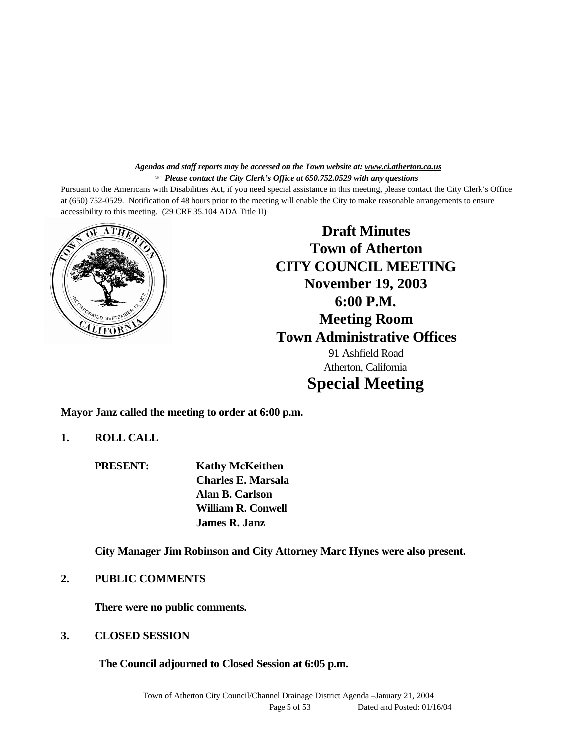*Agendas and staff reports may be accessed on the Town website at: www.ci.atherton.ca.us*
☞ *Please contact the City Clerk's Office at 650.752.0529 with any questions*

Pursuant to the Americans with Disabilities Act, if you need special assistance in this meeting, please contact the City Clerk's Office at (650) 752-0529. Notification of 48 hours prior to the meeting will enable the City to make reasonable arrangements to ensure accessibility to this meeting. (29 CRF 35.104 ADA Title II)

# Draft Minutes
# Town of Atherton
# CITY COUNCIL MEETING
# November 19, 2003
# 6:00 P.M.
# Meeting Room
# Town Administrative Offices

91 Ashfield Road
Atherton, California

# Special Meeting

**Mayor Janz called the meeting to order at 6:00 p.m.**

**1. ROLL CALL**

**PRESENT:** **Kathy McKeithen**
**Charles E. Marsala**
**Alan B. Carlson**
**William R. Conwell**
**James R. Janz**

**City Manager Jim Robinson and City Attorney Marc Hynes were also present.**

**2. PUBLIC COMMENTS**

**There were no public comments.**

**3. CLOSED SESSION**

**The Council adjourned to Closed Session at 6:05 p.m.**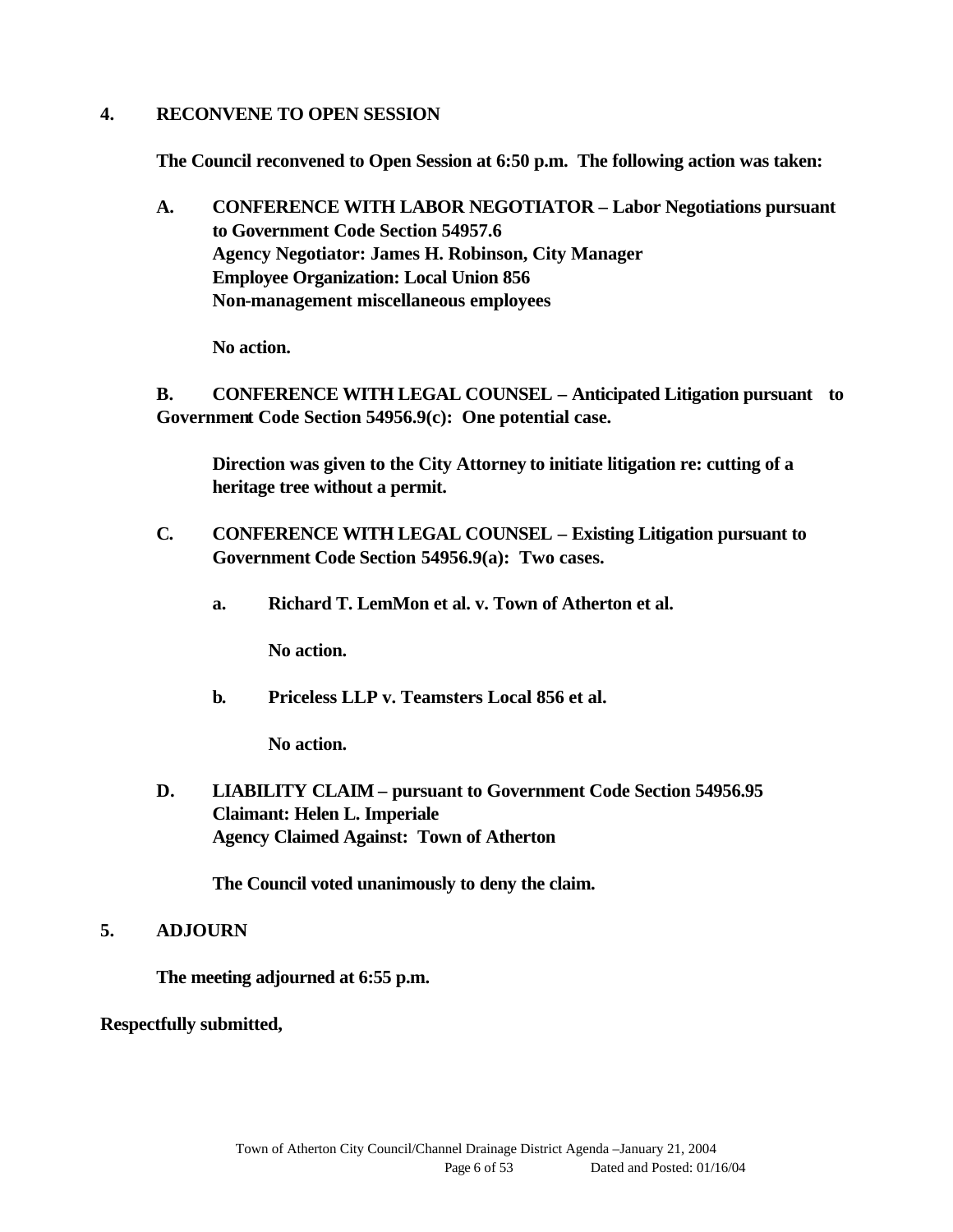**4. RECONVENE TO OPEN SESSION**

**The Council reconvened to Open Session at 6:50 p.m. The following action was taken:**

**A. CONFERENCE WITH LABOR NEGOTIATOR – Labor Negotiations pursuant to Government Code Section 54957.6**
**Agency Negotiator: James H. Robinson, City Manager**
**Employee Organization: Local Union 856**
**Non-management miscellaneous employees**

**No action.**

**B. CONFERENCE WITH LEGAL COUNSEL – Anticipated Litigation pursuant to Government Code Section 54956.9(c): One potential case.**

**Direction was given to the City Attorney to initiate litigation re: cutting of a heritage tree without a permit.**

**C. CONFERENCE WITH LEGAL COUNSEL – Existing Litigation pursuant to Government Code Section 54956.9(a): Two cases.**

**a. Richard T. LemMon et al. v. Town of Atherton et al.**

**No action.**

**b. Priceless LLP v. Teamsters Local 856 et al.**

**No action.**

**D. LIABILITY CLAIM – pursuant to Government Code Section 54956.95**
**Claimant: Helen L. Imperiale**
**Agency Claimed Against: Town of Atherton**

**The Council voted unanimously to deny the claim.**

**5. ADJOURN**

**The meeting adjourned at 6:55 p.m.**

**Respectfully submitted,**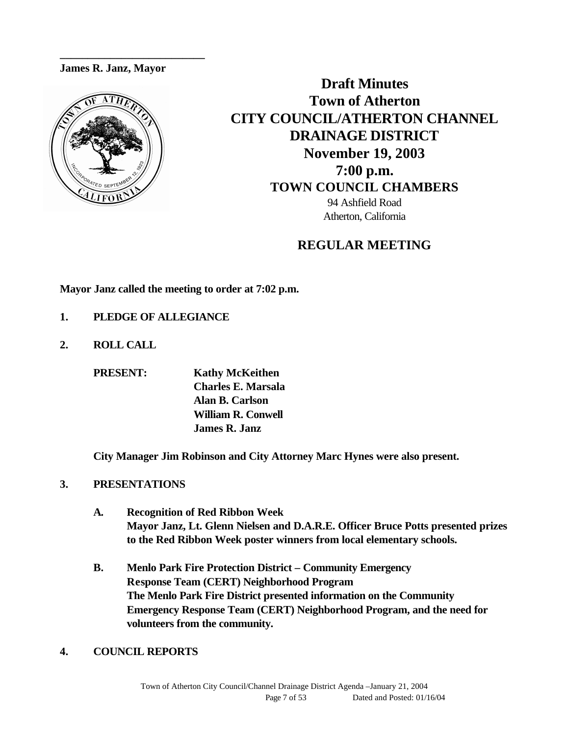_________________________

**James R. Law, Mayor**

# Draft Minutes
# Town of Atherton
# CITY COUNCIL/ATHERTON CHANNEL DRAINAGE DISTRICT
# November 19, 2003
# 7:00 p.m.
## TOWN COUNCIL CHAMBERS

94 Ashfield Road
Atherton, California

## REGULAR MEETING

**Mayor Janz called the meeting to order at 7:02 p.m.**

**1. PLEDGE OF ALLEGIANCE**

**2. ROLL CALL**

**PRESENT:**
**Kathy McKeithen**
**Charles E. Marsala**
**Alan B. Carlson**
**William R. Conwell**
**James R. Janz**

**City Manager Jim Robinson and City Attorney Marc Hynes were also present.**

**3. PRESENTATIONS**

**A. Recognition of Red Ribbon Week**
**Mayor Janz, Lt. Glenn Nielsen and D.A.R.E. Officer Bruce Potts presented prizes to the Red Ribbon Week poster winners from local elementary schools.**

**B. Menlo Park Fire Protection District – Community Emergency Response Team (CERT) Neighborhood Program**
**The Menlo Park Fire District presented information on the Community Emergency Response Team (CERT) Neighborhood Program, and the need for volunteers from the community.**

**4. COUNCIL REPORTS**

_________________________

**James R. Janz, Mayor**

# Draft Minutes
# Town of Atherton
# CITY COUNCIL/ATHERTON CHANNEL DRAINAGE DISTRICT
# November 19, 2003
# 7:00 p.m.
## TOWN COUNCIL CHAMBERS

94 Ashfield Road
Atherton, California

## REGULAR MEETING

**Mayor Janz called the meeting to order at 7:02 p.m.**

**1. PLEDGE OF ALLEGIANCE**

**2. ROLL CALL**

**PRESENT:**
**Kathy McKeithen**
**Charles E. Marsala**
**Alan B. Carlson**
**William R. Conwell**
**James R. Janz**

**City Manager Jim Robinson and City Attorney Marc Hynes were also present.**

**3. PRESENTATIONS**

**A. Recognition of Red Ribbon Week**
**Mayor Janz, Lt. Glenn Nielsen and D.A.R.E. Officer Bruce Potts presented prizes to the Red Ribbon Week poster winners from local elementary schools.**

**B. Menlo Park Fire Protection District – Community Emergency Response Team (CERT) Neighborhood Program**
**The Menlo Park Fire District presented information on the Community Emergency Response Team (CERT) Neighborhood Program, and the need for volunteers from the community.**

**4. COUNCIL REPORTS**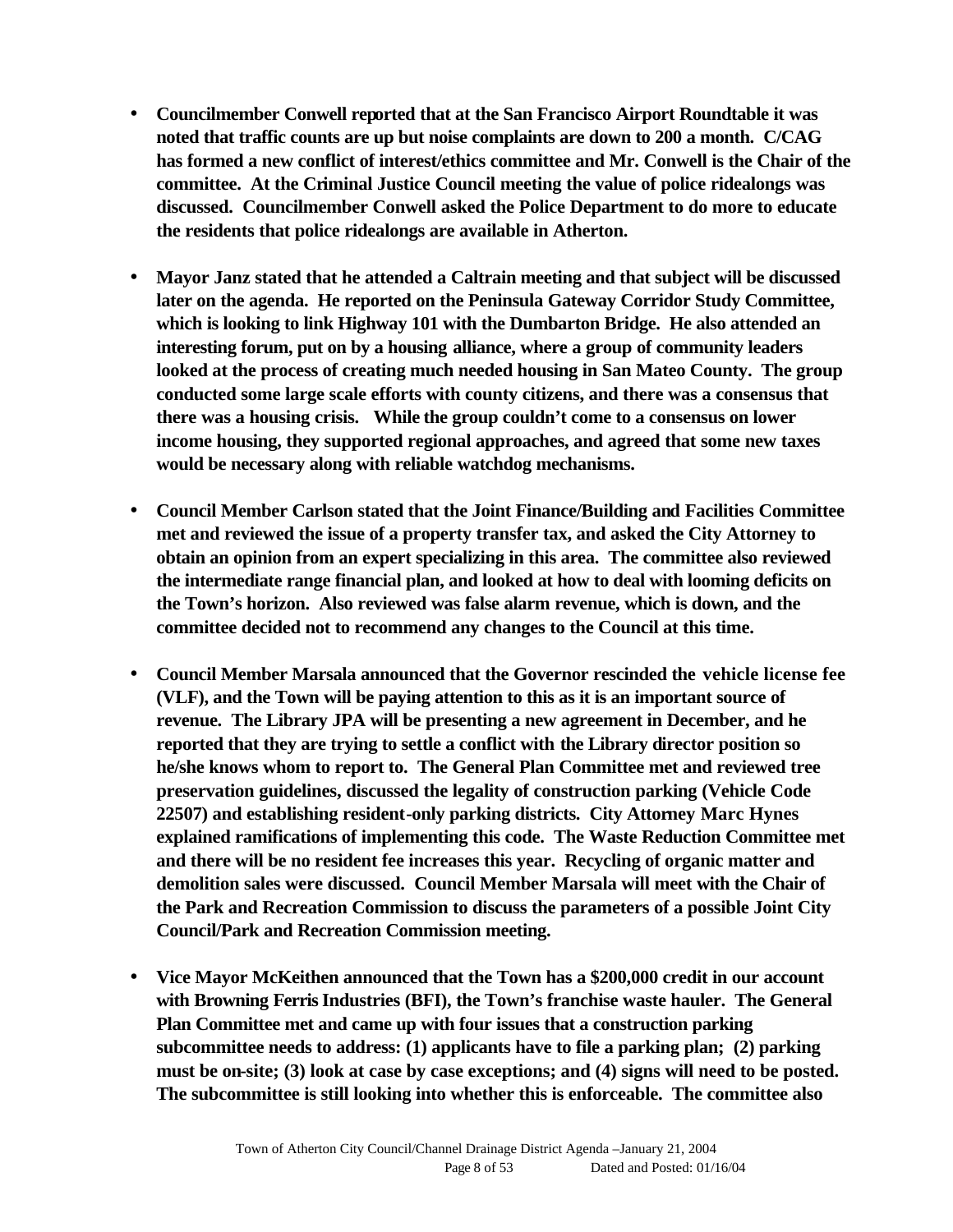- **Councilmember Conwell reported that at the San Francisco Airport Roundtable it was noted that traffic counts are up but noise complaints are down to 200 a month. C/CAG has formed a new conflict of interest/ethics committee and Mr. Conwell is the Chair of the committee. At the Criminal Justice Council meeting the value of police ridealongs was discussed. Councilmember Conwell asked the Police Department to do more to educate the residents that police ridealongs are available in Atherton.**

- **Mayor Janz stated that he attended a Caltrain meeting and that subject will be discussed later on the agenda. He reported on the Peninsula Gateway Corridor Study Committee, which is looking to link Highway 101 with the Dumbarton Bridge. He also attended an interesting forum, put on by a housing alliance, where a group of community leaders looked at the process of creating much needed housing in San Mateo County. The group conducted some large scale efforts with county citizens, and there was a consensus that there was a housing crisis. While the group couldn't come to a consensus on lower income housing, they supported regional approaches, and agreed that some new taxes would be necessary along with reliable watchdog mechanisms.**

- **Council Member Carlson stated that the Joint Finance/Building and Facilities Committee met and reviewed the issue of a property transfer tax, and asked the City Attorney to obtain an opinion from an expert specializing in this area. The committee also reviewed the intermediate range financial plan, and looked at how to deal with looming deficits on the Town's horizon. Also reviewed was false alarm revenue, which is down, and the committee decided not to recommend any changes to the Council at this time.**

- **Council Member Marsala announced that the Governor rescinded the vehicle license fee (VLF), and the Town will be paying attention to this as it is an important source of revenue. The Library JPA will be presenting a new agreement in December, and he reported that they are trying to settle a conflict with the Library director position so he/she knows whom to report to. The General Plan Committee met and reviewed tree preservation guidelines, discussed the legality of construction parking (Vehicle Code 22507) and establishing resident-only parking districts. City Attorney Marc Hynes explained ramifications of implementing this code. The Waste Reduction Committee met and there will be no resident fee increases this year. Recycling of organic matter and demolition sales were discussed. Council Member Marsala will meet with the Chair of the Park and Recreation Commission to discuss the parameters of a possible Joint City Council/Park and Recreation Commission meeting.**

- **Vice Mayor McKeithen announced that the Town has a $200,000 credit in our account with Browning Ferris Industries (BFI), the Town's franchise waste hauler. The General Plan Committee met and came up with four issues that a construction parking subcommittee needs to address: (1) applicants have to file a parking plan; (2) parking must be on-site; (3) look at case by case exceptions; and (4) signs will need to be posted. The subcommittee is still looking into whether this is enforceable. The committee also**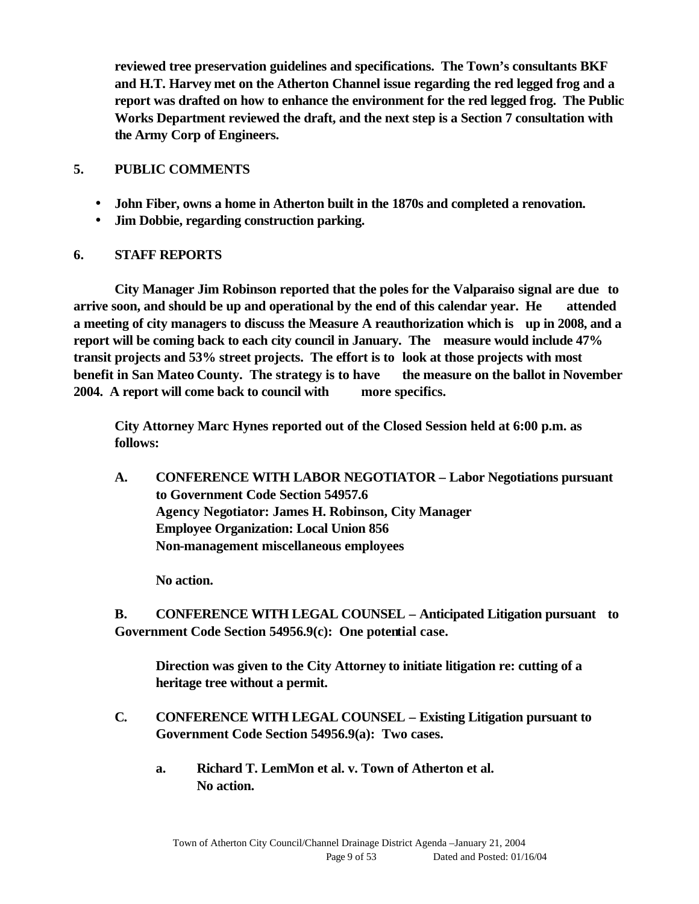**reviewed tree preservation guidelines and specifications. The Town's consultants BKF and H.T. Harvey met on the Atherton Channel issue regarding the red legged frog and a report was drafted on how to enhance the environment for the red legged frog. The Public Works Department reviewed the draft, and the next step is a Section 7 consultation with the Army Corp of Engineers.**

## 5. PUBLIC COMMENTS

- **John Fiber, owns a home in Atherton built in the 1870s and completed a renovation.**
- **Jim Dobbie, regarding construction parking.**

## 6. STAFF REPORTS

**City Manager Jim Robinson reported that the poles for the Valparaiso signal are due to arrive soon, and should be up and operational by the end of this calendar year. He attended a meeting of city managers to discuss the Measure A reauthorization which is up in 2008, and a report will be coming back to each city council in January. The measure would include 47% transit projects and 53% street projects. The effort is to look at those projects with most benefit in San Mateo County. The strategy is to have the measure on the ballot in November 2004. A report will come back to council with more specifics.**

**City Attorney Marc Hynes reported out of the Closed Session held at 6:00 p.m. as follows:**

**A. CONFERENCE WITH LABOR NEGOTIATOR – Labor Negotiations pursuant to Government Code Section 54957.6**
**Agency Negotiator: James H. Robinson, City Manager**
**Employee Organization: Local Union 856**
**Non-management miscellaneous employees**

**No action.**

**B. CONFERENCE WITH LEGAL COUNSEL – Anticipated Litigation pursuant to Government Code Section 54956.9(c): One potential case.**

**Direction was given to the City Attorney to initiate litigation re: cutting of a heritage tree without a permit.**

**C. CONFERENCE WITH LEGAL COUNSEL – Existing Litigation pursuant to Government Code Section 54956.9(a): Two cases.**

**a. Richard T. LemMon et al. v. Town of Atherton et al.**
**No action.**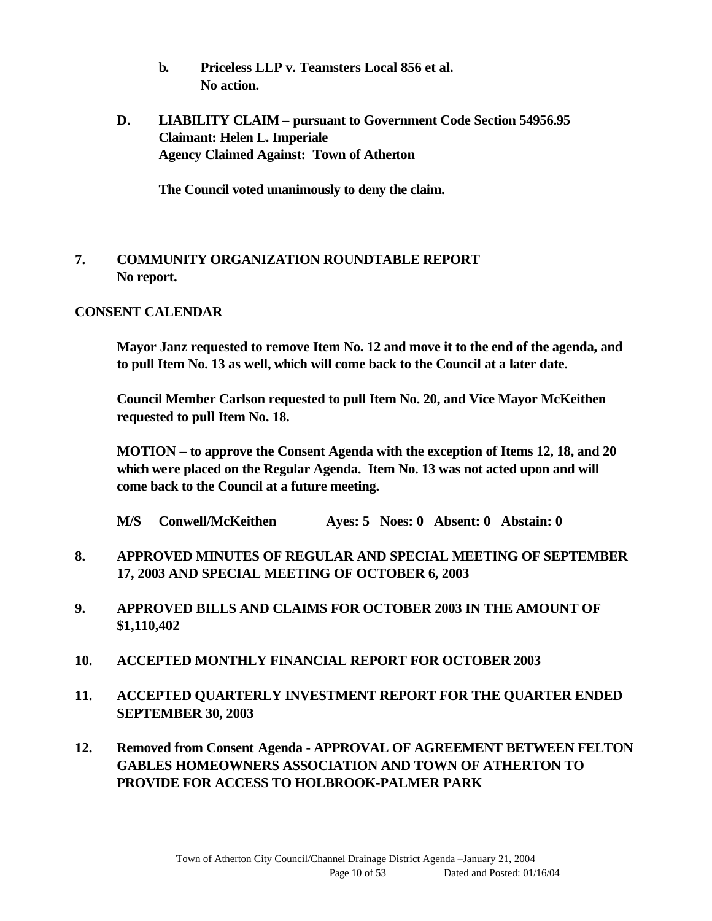**b. Priceless LLP v. Teamsters Local 856 et al.**
**No action.**

**D. LIABILITY CLAIM – pursuant to Government Code Section 54956.95**
**Claimant: Helen L. Imperiale**
**Agency Claimed Against: Town of Atherton**

**The Council voted unanimously to deny the claim.**

## 7. COMMUNITY ORGANIZATION ROUNDTABLE REPORT
**No report.**

## CONSENT CALENDAR

**Mayor Janz requested to remove Item No. 12 and move it to the end of the agenda, and to pull Item No. 13 as well, which will come back to the Council at a later date.**

**Council Member Carlson requested to pull Item No. 20, and Vice Mayor McKeithen requested to pull Item No. 18.**

**MOTION – to approve the Consent Agenda with the exception of Items 12, 18, and 20 which were placed on the Regular Agenda. Item No. 13 was not acted upon and will come back to the Council at a future meeting.**

**M/S Conwell/McKeithen Ayes: 5 Noes: 0 Absent: 0 Abstain: 0**

## 8. APPROVED MINUTES OF REGULAR AND SPECIAL MEETING OF SEPTEMBER 17, 2003 AND SPECIAL MEETING OF OCTOBER 6, 2003

## 9. APPROVED BILLS AND CLAIMS FOR OCTOBER 2003 IN THE AMOUNT OF $1,110,402

## 10. ACCEPTED MONTHLY FINANCIAL REPORT FOR OCTOBER 2003

## 11. ACCEPTED QUARTERLY INVESTMENT REPORT FOR THE QUARTER ENDED SEPTEMBER 30, 2003

## 12. Removed from Consent Agenda - APPROVAL OF AGREEMENT BETWEEN FELTON GABLES HOMEOWNERS ASSOCIATION AND TOWN OF ATHERTON TO PROVIDE FOR ACCESS TO HOLBROOK-PALMER PARK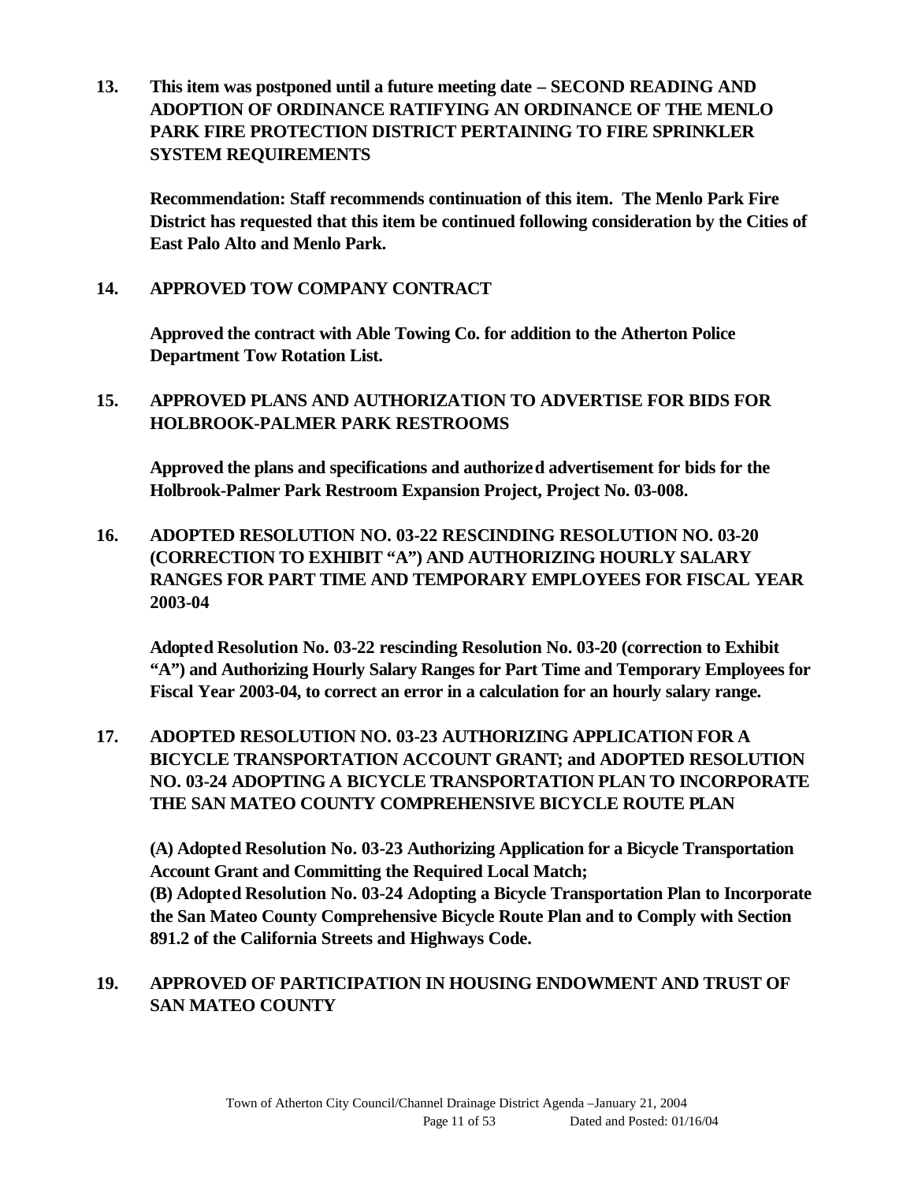**13. This item was postponed until a future meeting date – SECOND READING AND ADOPTION OF ORDINANCE RATIFYING AN ORDINANCE OF THE MENLO PARK FIRE PROTECTION DISTRICT PERTAINING TO FIRE SPRINKLER SYSTEM REQUIREMENTS**

**Recommendation: Staff recommends continuation of this item. The Menlo Park Fire District has requested that this item be continued following consideration by the Cities of East Palo Alto and Menlo Park.**

**14. APPROVED TOW COMPANY CONTRACT**

**Approved the contract with Able Towing Co. for addition to the Atherton Police Department Tow Rotation List.**

**15. APPROVED PLANS AND AUTHORIZATION TO ADVERTISE FOR BIDS FOR HOLBROOK-PALMER PARK RESTROOMS**

**Approved the plans and specifications and authorized advertisement for bids for the Holbrook-Palmer Park Restroom Expansion Project, Project No. 03-008.**

**16. ADOPTED RESOLUTION NO. 03-22 RESCINDING RESOLUTION NO. 03-20 (CORRECTION TO EXHIBIT "A") AND AUTHORIZING HOURLY SALARY RANGES FOR PART TIME AND TEMPORARY EMPLOYEES FOR FISCAL YEAR 2003-04**

**Adopted Resolution No. 03-22 rescinding Resolution No. 03-20 (correction to Exhibit "A") and Authorizing Hourly Salary Ranges for Part Time and Temporary Employees for Fiscal Year 2003-04, to correct an error in a calculation for an hourly salary range.**

**17. ADOPTED RESOLUTION NO. 03-23 AUTHORIZING APPLICATION FOR A BICYCLE TRANSPORTATION ACCOUNT GRANT; and ADOPTED RESOLUTION NO. 03-24 ADOPTING A BICYCLE TRANSPORTATION PLAN TO INCORPORATE THE SAN MATEO COUNTY COMPREHENSIVE BICYCLE ROUTE PLAN**

**(A) Adopted Resolution No. 03-23 Authorizing Application for a Bicycle Transportation Account Grant and Committing the Required Local Match;**
**(B) Adopted Resolution No. 03-24 Adopting a Bicycle Transportation Plan to Incorporate the San Mateo County Comprehensive Bicycle Route Plan and to Comply with Section 891.2 of the California Streets and Highways Code.**

**19. APPROVED OF PARTICIPATION IN HOUSING ENDOWMENT AND TRUST OF SAN MATEO COUNTY**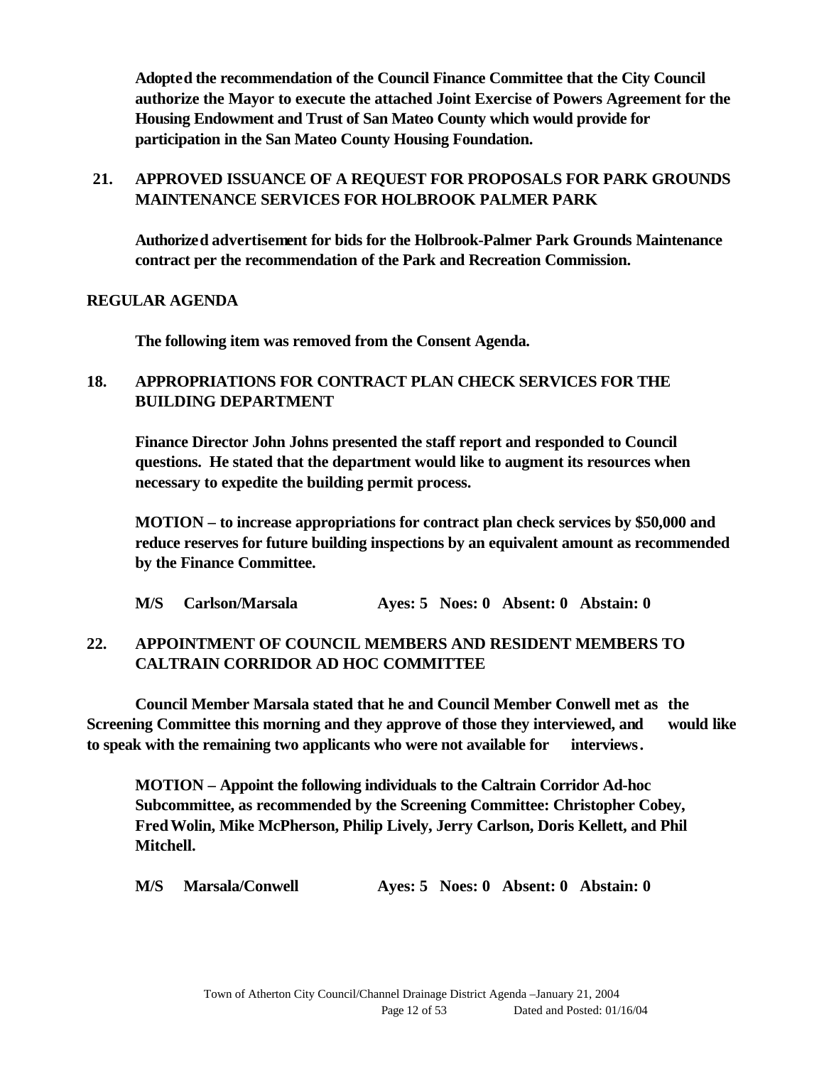**Adopted the recommendation of the Council Finance Committee that the City Council authorize the Mayor to execute the attached Joint Exercise of Powers Agreement for the Housing Endowment and Trust of San Mateo County which would provide for participation in the San Mateo County Housing Foundation.**

**21. APPROVED ISSUANCE OF A REQUEST FOR PROPOSALS FOR PARK GROUNDS MAINTENANCE SERVICES FOR HOLBROOK PALMER PARK**

**Authorized advertisement for bids for the Holbrook-Palmer Park Grounds Maintenance contract per the recommendation of the Park and Recreation Commission.**

**REGULAR AGENDA**

**The following item was removed from the Consent Agenda.**

**18. APPROPRIATIONS FOR CONTRACT PLAN CHECK SERVICES FOR THE BUILDING DEPARTMENT**

**Finance Director John Johns presented the staff report and responded to Council questions. He stated that the department would like to augment its resources when necessary to expedite the building permit process.**

**MOTION – to increase appropriations for contract plan check services by $50,000 and reduce reserves for future building inspections by an equivalent amount as recommended by the Finance Committee.**

**M/S Carlson/Marsala Ayes: 5 Noes: 0 Absent: 0 Abstain: 0**

**22. APPOINTMENT OF COUNCIL MEMBERS AND RESIDENT MEMBERS TO CALTRAIN CORRIDOR AD HOC COMMITTEE**

**Council Member Marsala stated that he and Council Member Conwell met as the Screening Committee this morning and they approve of those they interviewed, and would like to speak with the remaining two applicants who were not available for interviews.**

**MOTION – Appoint the following individuals to the Caltrain Corridor Ad-hoc Subcommittee, as recommended by the Screening Committee: Christopher Cobey, Fred Wolin, Mike McPherson, Philip Lively, Jerry Carlson, Doris Kellett, and Phil Mitchell.**

**M/S Marsala/Conwell Ayes: 5 Noes: 0 Absent: 0 Abstain: 0**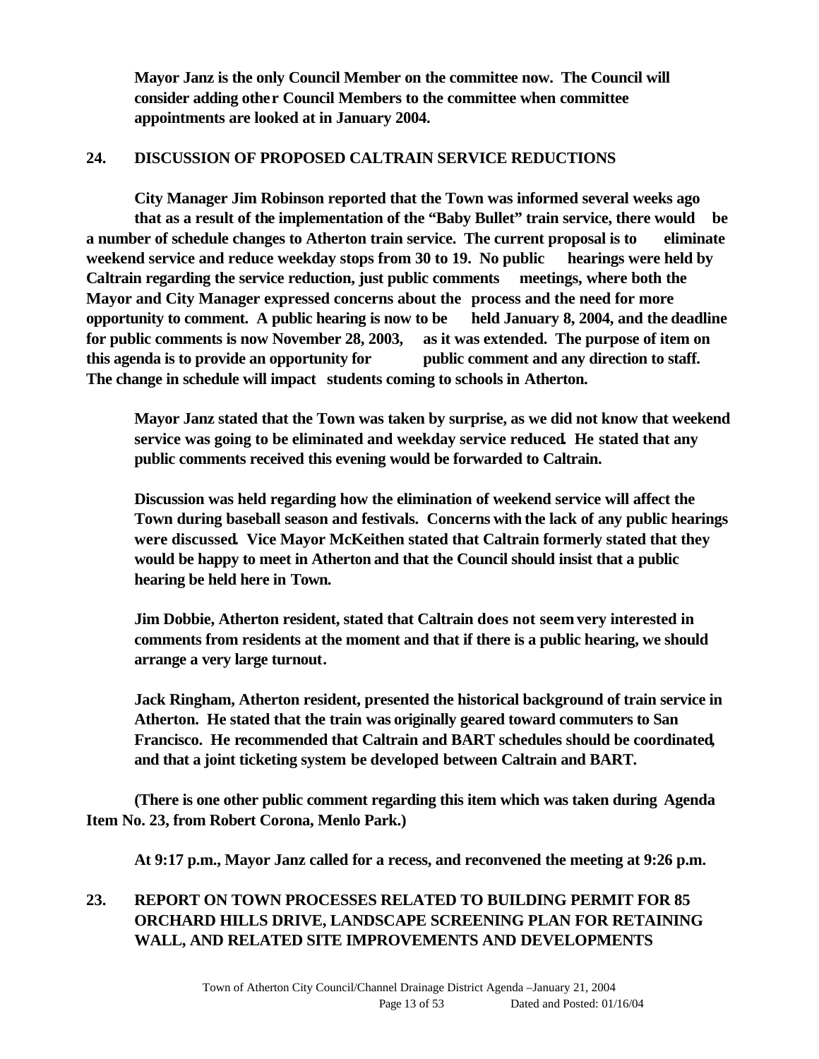**Mayor Janz is the only Council Member on the committee now. The Council will consider adding other Council Members to the committee when committee appointments are looked at in January 2004.**

## 24. DISCUSSION OF PROPOSED CALTRAIN SERVICE REDUCTIONS

**City Manager Jim Robinson reported that the Town was informed several weeks ago that as a result of the implementation of the "Baby Bullet" train service, there would be a number of schedule changes to Atherton train service. The current proposal is to eliminate weekend service and reduce weekday stops from 30 to 19. No public hearings were held by Caltrain regarding the service reduction, just public comments meetings, where both the Mayor and City Manager expressed concerns about the process and the need for more opportunity to comment. A public hearing is now to be held January 8, 2004, and the deadline for public comments is now November 28, 2003, as it was extended. The purpose of item on this agenda is to provide an opportunity for public comment and any direction to staff. The change in schedule will impact students coming to schools in Atherton.**

**Mayor Janz stated that the Town was taken by surprise, as we did not know that weekend service was going to be eliminated and weekday service reduced. He stated that any public comments received this evening would be forwarded to Caltrain.**

**Discussion was held regarding how the elimination of weekend service will affect the Town during baseball season and festivals. Concerns with the lack of any public hearings were discussed. Vice Mayor McKeithen stated that Caltrain formerly stated that they would be happy to meet in Atherton and that the Council should insist that a public hearing be held here in Town.**

**Jim Dobbie, Atherton resident, stated that Caltrain does not seem very interested in comments from residents at the moment and that if there is a public hearing, we should arrange a very large turnout.**

**Jack Ringham, Atherton resident, presented the historical background of train service in Atherton. He stated that the train was originally geared toward commuters to San Francisco. He recommended that Caltrain and BART schedules should be coordinated, and that a joint ticketing system be developed between Caltrain and BART.**

**(There is one other public comment regarding this item which was taken during Agenda Item No. 23, from Robert Corona, Menlo Park.)**

**At 9:17 p.m., Mayor Janz called for a recess, and reconvened the meeting at 9:26 p.m.**

## 23. REPORT ON TOWN PROCESSES RELATED TO BUILDING PERMIT FOR 85 ORCHARD HILLS DRIVE, LANDSCAPE SCREENING PLAN FOR RETAINING WALL, AND RELATED SITE IMPROVEMENTS AND DEVELOPMENTS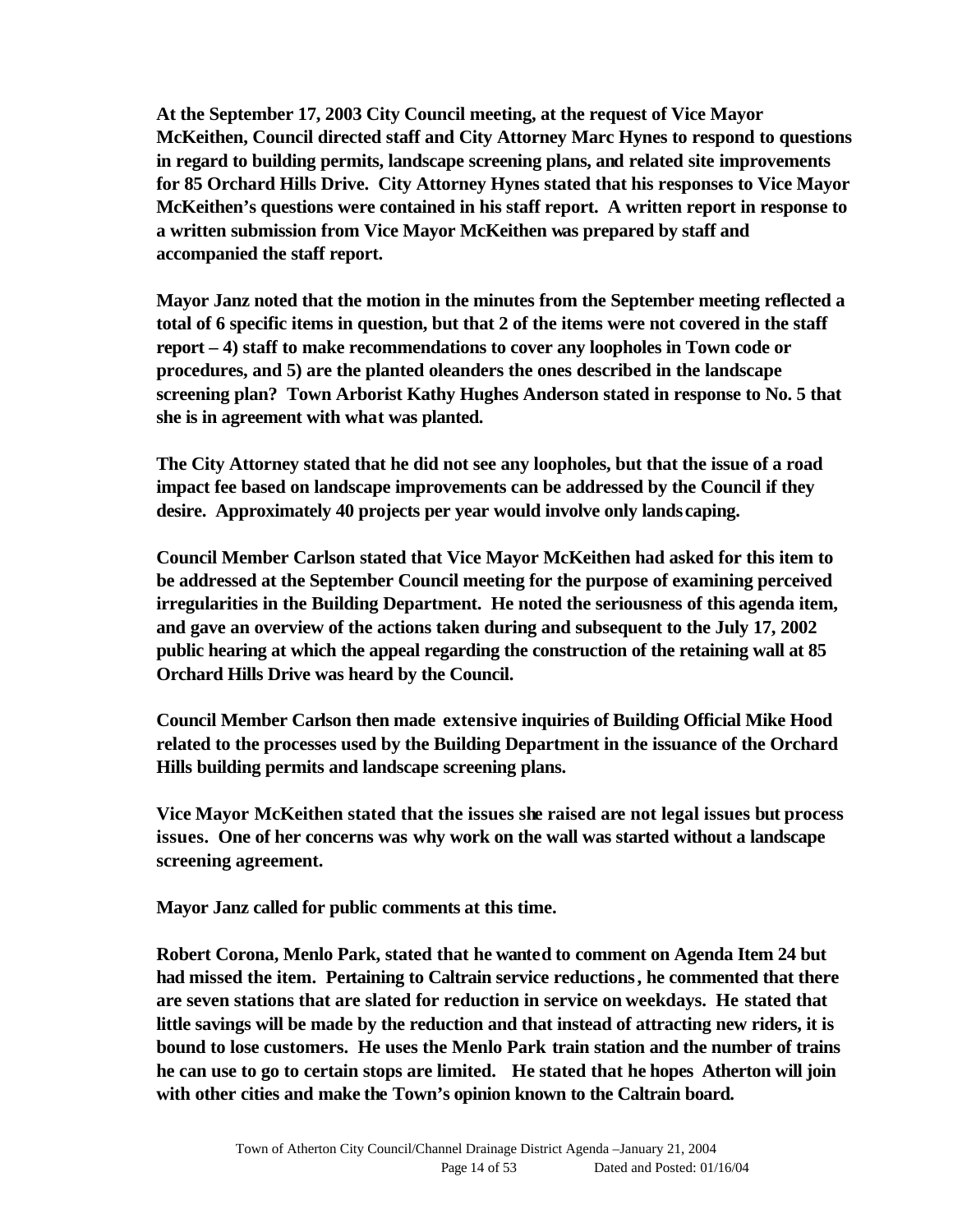**At the September 17, 2003 City Council meeting, at the request of Vice Mayor McKeithen, Council directed staff and City Attorney Marc Hynes to respond to questions in regard to building permits, landscape screening plans, and related site improvements for 85 Orchard Hills Drive. City Attorney Hynes stated that his responses to Vice Mayor McKeithen's questions were contained in his staff report. A written report in response to a written submission from Vice Mayor McKeithen was prepared by staff and accompanied the staff report.**

**Mayor Janz noted that the motion in the minutes from the September meeting reflected a total of 6 specific items in question, but that 2 of the items were not covered in the staff report – 4) staff to make recommendations to cover any loopholes in Town code or procedures, and 5) are the planted oleanders the ones described in the landscape screening plan? Town Arborist Kathy Hughes Anderson stated in response to No. 5 that she is in agreement with what was planted.**

**The City Attorney stated that he did not see any loopholes, but that the issue of a road impact fee based on landscape improvements can be addressed by the Council if they desire. Approximately 40 projects per year would involve only landscaping.**

**Council Member Carlson stated that Vice Mayor McKeithen had asked for this item to be addressed at the September Council meeting for the purpose of examining perceived irregularities in the Building Department. He noted the seriousness of this agenda item, and gave an overview of the actions taken during and subsequent to the July 17, 2002 public hearing at which the appeal regarding the construction of the retaining wall at 85 Orchard Hills Drive was heard by the Council.**

**Council Member Carlson then made extensive inquiries of Building Official Mike Hood related to the processes used by the Building Department in the issuance of the Orchard Hills building permits and landscape screening plans.**

**Vice Mayor McKeithen stated that the issues she raised are not legal issues but process issues. One of her concerns was why work on the wall was started without a landscape screening agreement.**

**Mayor Janz called for public comments at this time.**

**Robert Corona, Menlo Park, stated that he wanted to comment on Agenda Item 24 but had missed the item. Pertaining to Caltrain service reductions, he commented that there are seven stations that are slated for reduction in service on weekdays. He stated that little savings will be made by the reduction and that instead of attracting new riders, it is bound to lose customers. He uses the Menlo Park train station and the number of trains he can use to go to certain stops are limited. He stated that he hopes Atherton will join with other cities and make the Town's opinion known to the Caltrain board.**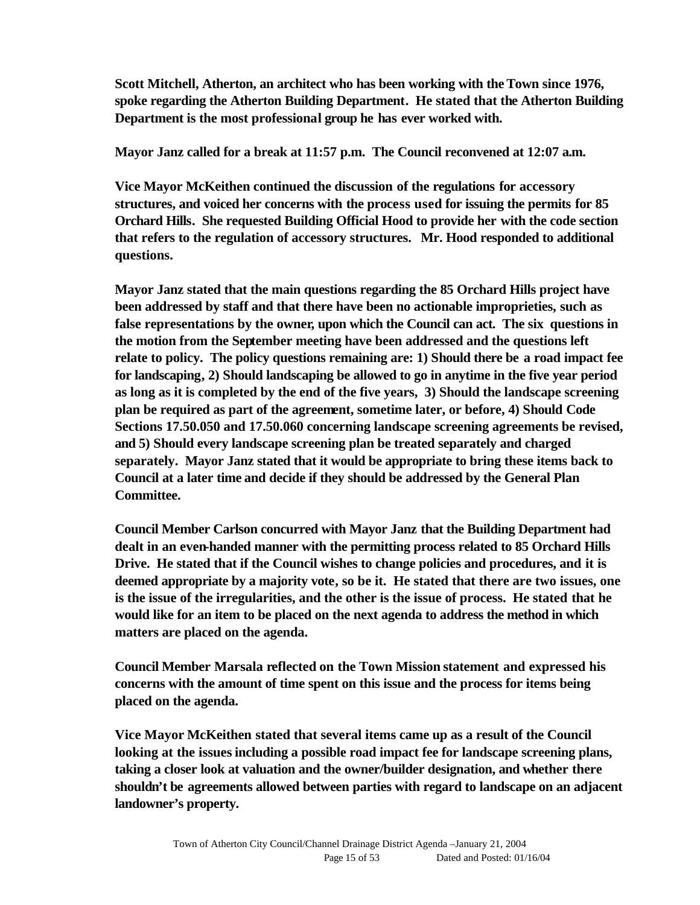**Scott Mitchell, Atherton, an architect who has been working with the Town since 1976, spoke regarding the Atherton Building Department. He stated that the Atherton Building Department is the most professional group he has ever worked with.**

**Mayor Janz called for a break at 11:57 p.m. The Council reconvened at 12:07 a.m.**

**Vice Mayor McKeithen continued the discussion of the regulations for accessory structures, and voiced her concerns with the process used for issuing the permits for 85 Orchard Hills. She requested Building Official Hood to provide her with the code section that refers to the regulation of accessory structures. Mr. Hood responded to additional questions.**

**Mayor Janz stated that the main questions regarding the 85 Orchard Hills project have been addressed by staff and that there have been no actionable improprieties, such as false representations by the owner, upon which the Council can act. The six questions in the motion from the September meeting have been addressed and the questions left relate to policy. The policy questions remaining are: 1) Should there be a road impact fee for landscaping, 2) Should landscaping be allowed to go in anytime in the five year period as long as it is completed by the end of the five years, 3) Should the landscape screening plan be required as part of the agreement, sometime later, or before, 4) Should Code Sections 17.50.050 and 17.50.060 concerning landscape screening agreements be revised, and 5) Should every landscape screening plan be treated separately and charged separately. Mayor Janz stated that it would be appropriate to bring these items back to Council at a later time and decide if they should be addressed by the General Plan Committee.**

**Council Member Carlson concurred with Mayor Janz that the Building Department had dealt in an even-handed manner with the permitting process related to 85 Orchard Hills Drive. He stated that if the Council wishes to change policies and procedures, and it is deemed appropriate by a majority vote, so be it. He stated that there are two issues, one is the issue of the irregularities, and the other is the issue of process. He stated that he would like for an item to be placed on the next agenda to address the method in which matters are placed on the agenda.**

**Council Member Marsala reflected on the Town Mission statement and expressed his concerns with the amount of time spent on this issue and the process for items being placed on the agenda.**

**Vice Mayor McKeithen stated that several items came up as a result of the Council looking at the issues including a possible road impact fee for landscape screening plans, taking a closer look at valuation and the owner/builder designation, and whether there shouldn't be agreements allowed between parties with regard to landscape on an adjacent landowner's property.**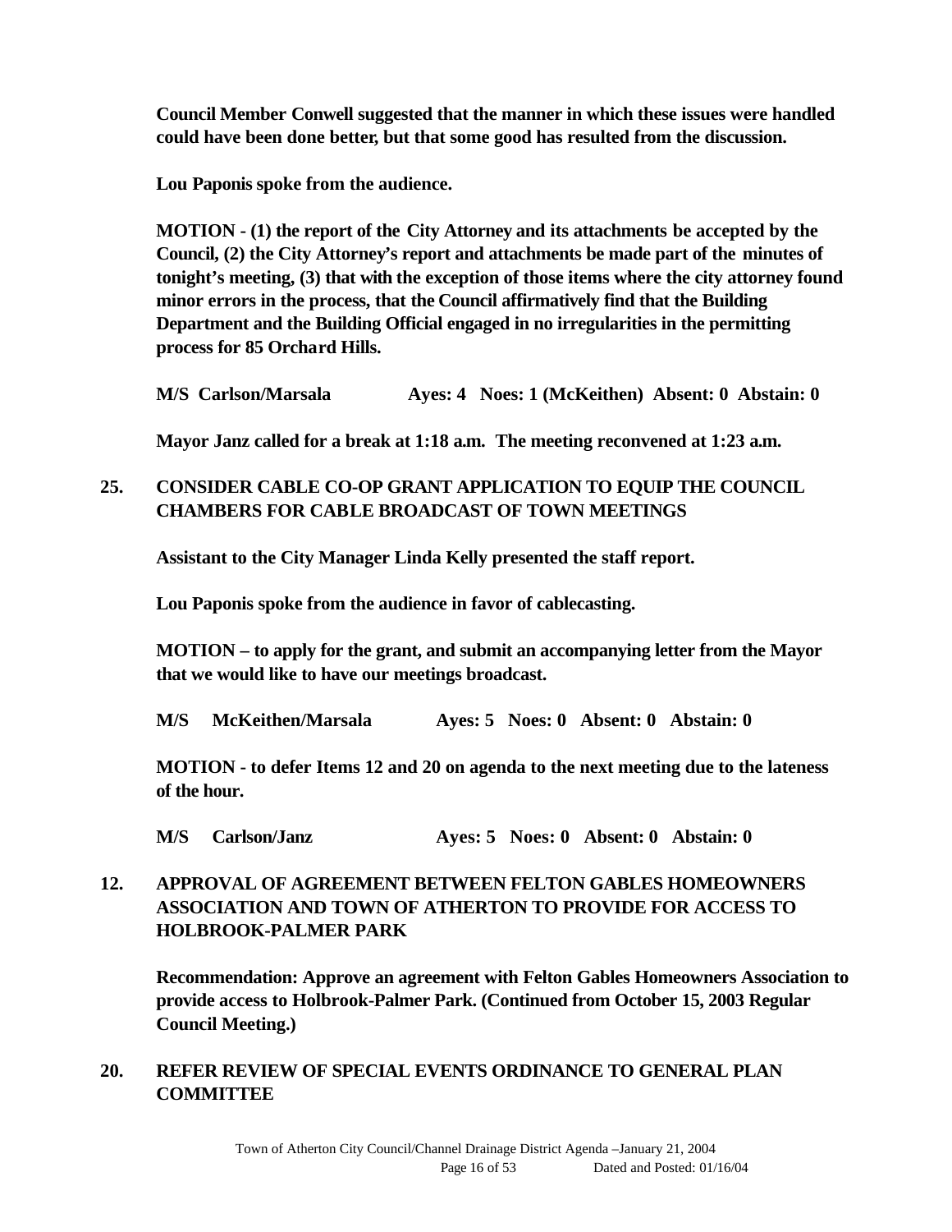**Council Member Conwell suggested that the manner in which these issues were handled could have been done better, but that some good has resulted from the discussion.**

**Lou Paponis spoke from the audience.**

**MOTION - (1) the report of the City Attorney and its attachments be accepted by the Council, (2) the City Attorney's report and attachments be made part of the minutes of tonight's meeting, (3) that with the exception of those items where the city attorney found minor errors in the process, that the Council affirmatively find that the Building Department and the Building Official engaged in no irregularities in the permitting process for 85 Orchard Hills.**

**M/S Carlson/Marsala Ayes: 4 Noes: 1 (McKeithen) Absent: 0 Abstain: 0**

**Mayor Janz called for a break at 1:18 a.m. The meeting reconvened at 1:23 a.m.**

## 25. CONSIDER CABLE CO-OP GRANT APPLICATION TO EQUIP THE COUNCIL CHAMBERS FOR CABLE BROADCAST OF TOWN MEETINGS

**Assistant to the City Manager Linda Kelly presented the staff report.**

**Lou Paponis spoke from the audience in favor of cablecasting.**

**MOTION – to apply for the grant, and submit an accompanying letter from the Mayor that we would like to have our meetings broadcast.**

**M/S McKeithen/Marsala Ayes: 5 Noes: 0 Absent: 0 Abstain: 0**

**MOTION - to defer Items 12 and 20 on agenda to the next meeting due to the lateness of the hour.**

**M/S Carlson/Janz Ayes: 5 Noes: 0 Absent: 0 Abstain: 0**

## 12. APPROVAL OF AGREEMENT BETWEEN FELTON GABLES HOMEOWNERS ASSOCIATION AND TOWN OF ATHERTON TO PROVIDE FOR ACCESS TO HOLBROOK-PALMER PARK

**Recommendation: Approve an agreement with Felton Gables Homeowners Association to provide access to Holbrook-Palmer Park. (Continued from October 15, 2003 Regular Council Meeting.)**

## 20. REFER REVIEW OF SPECIAL EVENTS ORDINANCE TO GENERAL PLAN COMMITTEE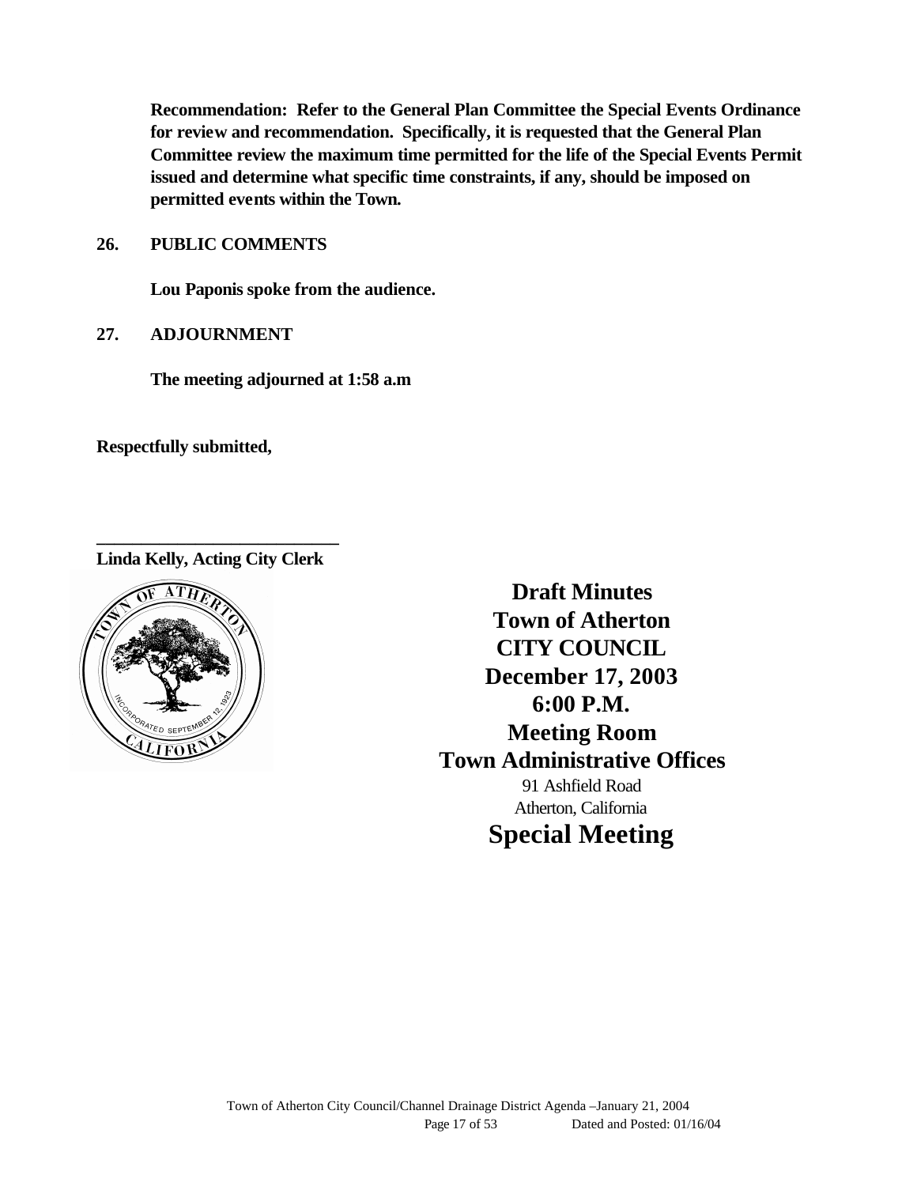**Recommendation: Refer to the General Plan Committee the Special Events Ordinance for review and recommendation. Specifically, it is requested that the General Plan Committee review the maximum time permitted for the life of the Special Events Permit issued and determine what specific time constraints, if any, should be imposed on permitted events within the Town.**

**26. PUBLIC COMMENTS**

**Lou Paponis spoke from the audience.**

**27. ADJOURNMENT**

**The meeting adjourned at 1:58 a.m**

**Respectfully submitted,**

**___________________________**
**Linda Kelly, Acting City Clerk**

# Draft Minutes
# Town of Atherton
# CITY COUNCIL
# December 17, 2003
# 6:00 P.M.
# Meeting Room
# Town Administrative Offices

91 Ashfield Road
Atherton, California

# Special Meeting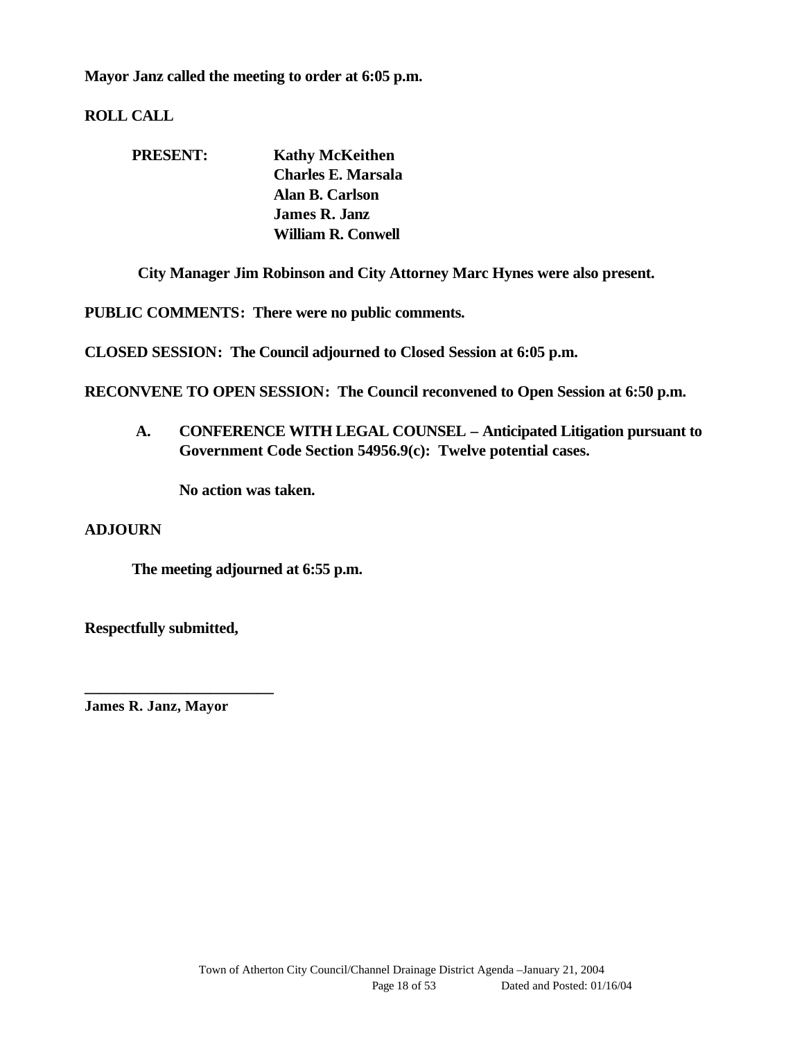**Mayor Janz called the meeting to order at 6:05 p.m.**

**ROLL CALL**

**PRESENT:** **Kathy McKeithen**
**Charles E. Marsala**
**Alan B. Carlson**
**James R. Janz**
**William R. Conwell**

**City Manager Jim Robinson and City Attorney Marc Hynes were also present.**

**PUBLIC COMMENTS: There were no public comments.**

**CLOSED SESSION: The Council adjourned to Closed Session at 6:05 p.m.**

**RECONVENE TO OPEN SESSION: The Council reconvened to Open Session at 6:50 p.m.**

**A. CONFERENCE WITH LEGAL COUNSEL – Anticipated Litigation pursuant to Government Code Section 54956.9(c): Twelve potential cases.**

**No action was taken.**

**ADJOURN**

**The meeting adjourned at 6:55 p.m.**

**Respectfully submitted,**

**_________________________**
**James R. Janz, Mayor**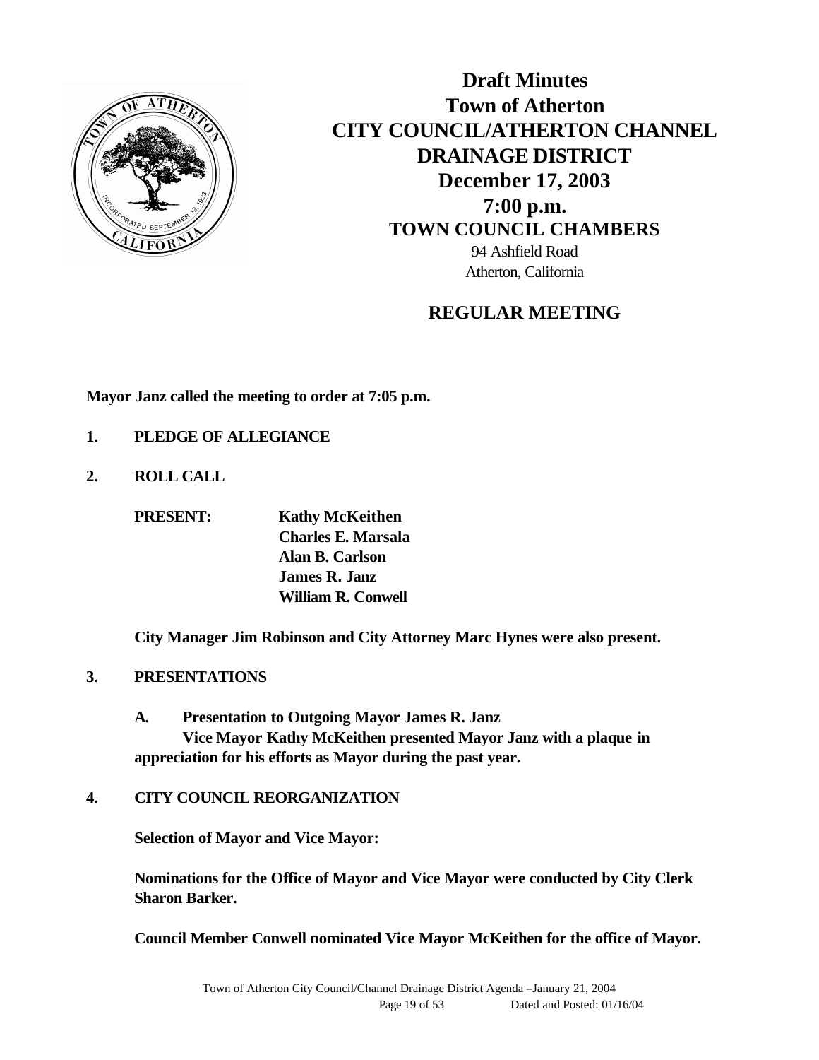# Draft Minutes
# Town of Atherton
# CITY COUNCIL/ATHERTON CHANNEL DRAINAGE DISTRICT
## December 17, 2003
## 7:00 p.m.
## TOWN COUNCIL CHAMBERS

94 Ashfield Road
Atherton, California

## REGULAR MEETING

**Mayor Janz called the meeting to order at 7:05 p.m.**

**1. PLEDGE OF ALLEGIANCE**

**2. ROLL CALL**

**PRESENT:** **Kathy McKeithen**
**Charles E. Marsala**
**Alan B. Carlson**
**James R. Janz**
**William R. Conwell**

**City Manager Jim Robinson and City Attorney Marc Hynes were also present.**

**3. PRESENTATIONS**

**A. Presentation to Outgoing Mayor James R. Janz**
**Vice Mayor Kathy McKeithen presented Mayor Janz with a plaque in appreciation for his efforts as Mayor during the past year.**

**4. CITY COUNCIL REORGANIZATION**

**Selection of Mayor and Vice Mayor:**

**Nominations for the Office of Mayor and Vice Mayor were conducted by City Clerk Sharon Barker.**

**Council Member Conwell nominated Vice Mayor McKeithen for the office of Mayor.**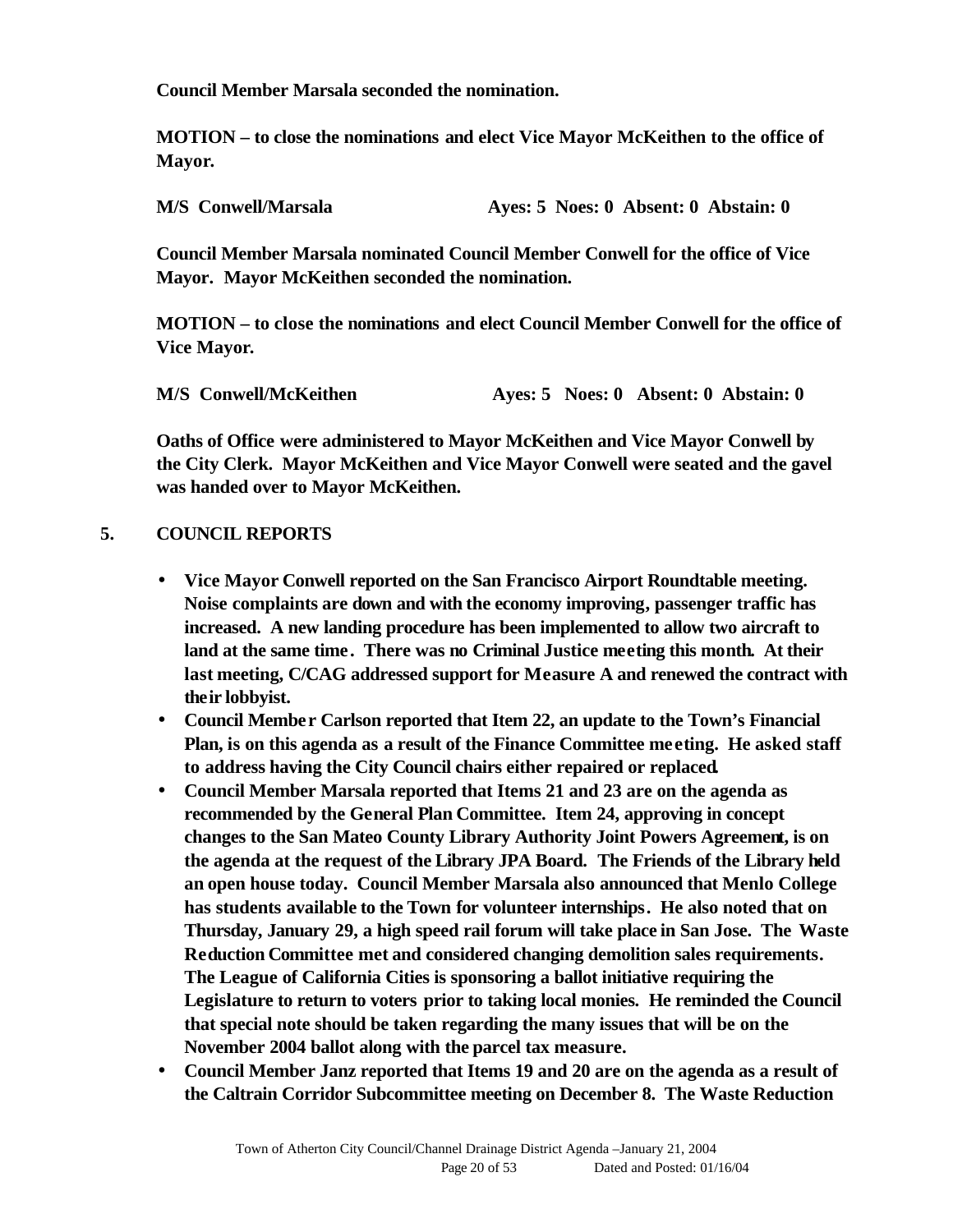**Council Member Marsala seconded the nomination.**

**MOTION – to close the nominations and elect Vice Mayor McKeithen to the office of Mayor.**

**M/S Conwell/Marsala Ayes: 5 Noes: 0 Absent: 0 Abstain: 0**

**Council Member Marsala nominated Council Member Conwell for the office of Vice Mayor. Mayor McKeithen seconded the nomination.**

**MOTION – to close the nominations and elect Council Member Conwell for the office of Vice Mayor.**

**M/S Conwell/McKeithen Ayes: 5 Noes: 0 Absent: 0 Abstain: 0**

**Oaths of Office were administered to Mayor McKeithen and Vice Mayor Conwell by the City Clerk. Mayor McKeithen and Vice Mayor Conwell were seated and the gavel was handed over to Mayor McKeithen.**

## 5. COUNCIL REPORTS

- **Vice Mayor Conwell reported on the San Francisco Airport Roundtable meeting. Noise complaints are down and with the economy improving, passenger traffic has increased. A new landing procedure has been implemented to allow two aircraft to land at the same time. There was no Criminal Justice meeting this month. At their last meeting, C/CAG addressed support for Measure A and renewed the contract with their lobbyist.**
- **Council Member Carlson reported that Item 22, an update to the Town's Financial Plan, is on this agenda as a result of the Finance Committee meeting. He asked staff to address having the City Council chairs either repaired or replaced.**
- **Council Member Marsala reported that Items 21 and 23 are on the agenda as recommended by the General Plan Committee. Item 24, approving in concept changes to the San Mateo County Library Authority Joint Powers Agreement, is on the agenda at the request of the Library JPA Board. The Friends of the Library held an open house today. Council Member Marsala also announced that Menlo College has students available to the Town for volunteer internships. He also noted that on Thursday, January 29, a high speed rail forum will take place in San Jose. The Waste Reduction Committee met and considered changing demolition sales requirements. The League of California Cities is sponsoring a ballot initiative requiring the Legislature to return to voters prior to taking local monies. He reminded the Council that special note should be taken regarding the many issues that will be on the November 2004 ballot along with the parcel tax measure.**
- **Council Member Janz reported that Items 19 and 20 are on the agenda as a result of the Caltrain Corridor Subcommittee meeting on December 8. The Waste Reduction**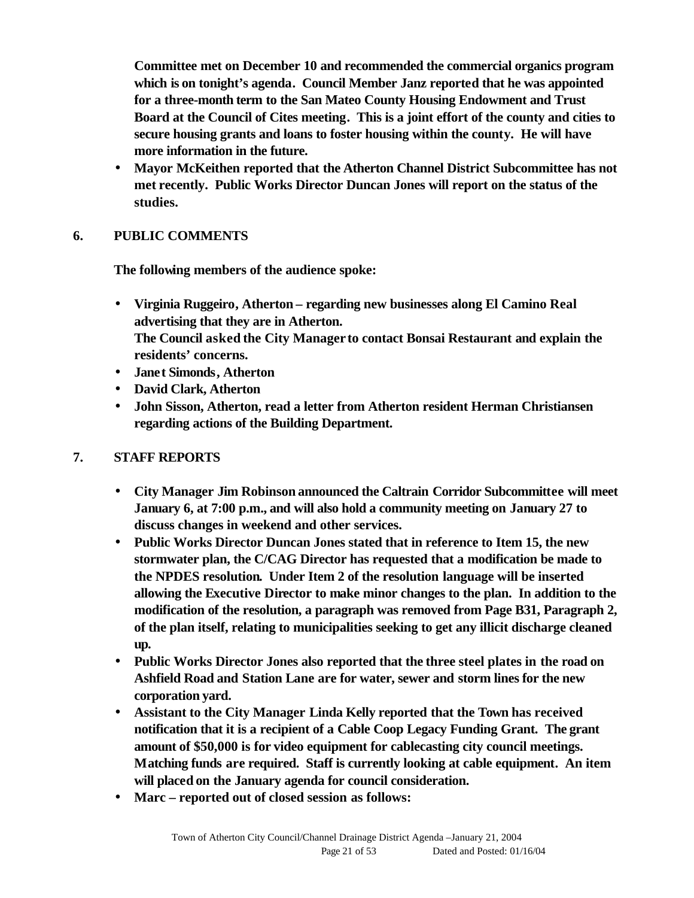**Committee met on December 10 and recommended the commercial organics program which is on tonight's agenda. Council Member Janz reported that he was appointed for a three-month term to the San Mateo County Housing Endowment and Trust Board at the Council of Cites meeting. This is a joint effort of the county and cities to secure housing grants and loans to foster housing within the county. He will have more information in the future.**

- **Mayor McKeithen reported that the Atherton Channel District Subcommittee has not met recently. Public Works Director Duncan Jones will report on the status of the studies.**

## 6. PUBLIC COMMENTS

**The following members of the audience spoke:**

- **Virginia Ruggeiro, Atherton – regarding new businesses along El Camino Real advertising that they are in Atherton.**
  **The Council asked the City Manager to contact Bonsai Restaurant and explain the residents' concerns.**
- **Janet Simonds, Atherton**
- **David Clark, Atherton**
- **John Sisson, Atherton, read a letter from Atherton resident Herman Christiansen regarding actions of the Building Department.**

## 7. STAFF REPORTS

- **City Manager Jim Robinson announced the Caltrain Corridor Subcommittee will meet January 6, at 7:00 p.m., and will also hold a community meeting on January 27 to discuss changes in weekend and other services.**
- **Public Works Director Duncan Jones stated that in reference to Item 15, the new stormwater plan, the C/CAG Director has requested that a modification be made to the NPDES resolution. Under Item 2 of the resolution language will be inserted allowing the Executive Director to make minor changes to the plan. In addition to the modification of the resolution, a paragraph was removed from Page B31, Paragraph 2, of the plan itself, relating to municipalities seeking to get any illicit discharge cleaned up.**
- **Public Works Director Jones also reported that the three steel plates in the road on Ashfield Road and Station Lane are for water, sewer and storm lines for the new corporation yard.**
- **Assistant to the City Manager Linda Kelly reported that the Town has received notification that it is a recipient of a Cable Coop Legacy Funding Grant. The grant amount of $50,000 is for video equipment for cablecasting city council meetings. Matching funds are required. Staff is currently looking at cable equipment. An item will placed on the January agenda for council consideration.**
- **Marc – reported out of closed session as follows:**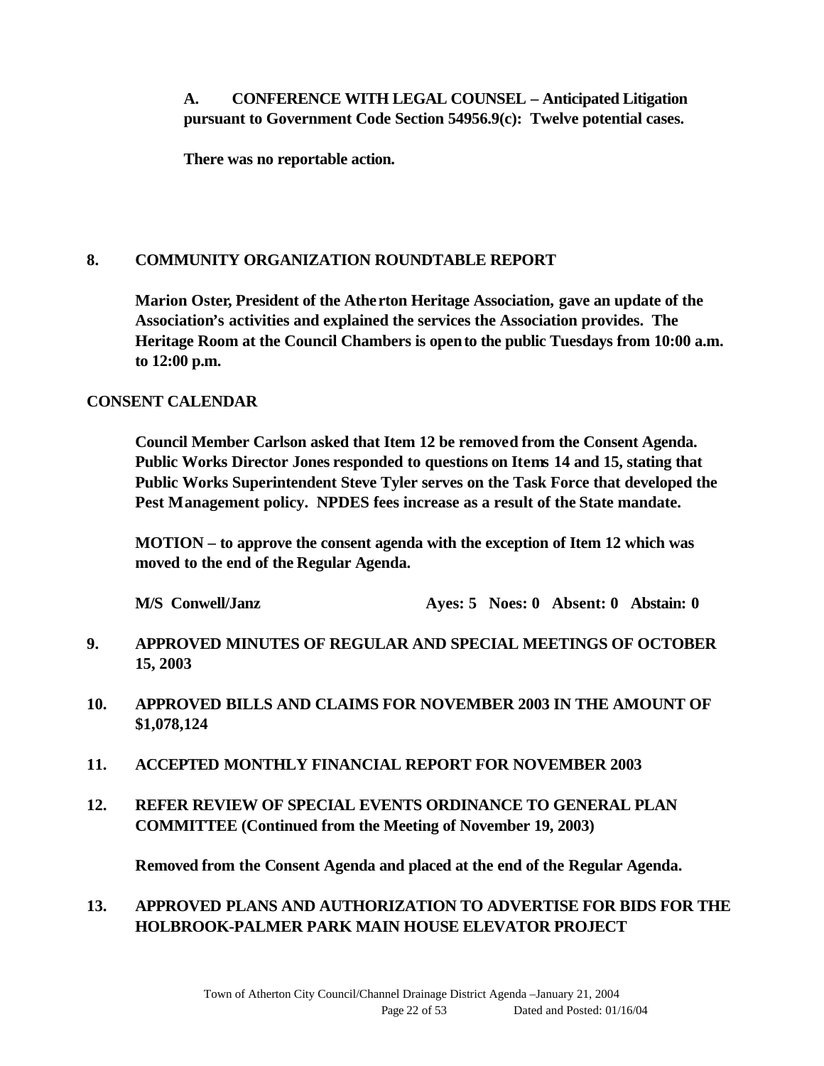**A. CONFERENCE WITH LEGAL COUNSEL – Anticipated Litigation pursuant to Government Code Section 54956.9(c): Twelve potential cases.**

**There was no reportable action.**

## 8. COMMUNITY ORGANIZATION ROUNDTABLE REPORT

**Marion Oster, President of the Atherton Heritage Association, gave an update of the Association's activities and explained the services the Association provides. The Heritage Room at the Council Chambers is open to the public Tuesdays from 10:00 a.m. to 12:00 p.m.**

## CONSENT CALENDAR

**Council Member Carlson asked that Item 12 be removed from the Consent Agenda. Public Works Director Jones responded to questions on Items 14 and 15, stating that Public Works Superintendent Steve Tyler serves on the Task Force that developed the Pest Management policy. NPDES fees increase as a result of the State mandate.**

**MOTION – to approve the consent agenda with the exception of Item 12 which was moved to the end of the Regular Agenda.**

**M/S Conwell/Janz Ayes: 5 Noes: 0 Absent: 0 Abstain: 0**

## 9. APPROVED MINUTES OF REGULAR AND SPECIAL MEETINGS OF OCTOBER 15, 2003

## 10. APPROVED BILLS AND CLAIMS FOR NOVEMBER 2003 IN THE AMOUNT OF $1,078,124

## 11. ACCEPTED MONTHLY FINANCIAL REPORT FOR NOVEMBER 2003

## 12. REFER REVIEW OF SPECIAL EVENTS ORDINANCE TO GENERAL PLAN COMMITTEE (Continued from the Meeting of November 19, 2003)

**Removed from the Consent Agenda and placed at the end of the Regular Agenda.**

## 13. APPROVED PLANS AND AUTHORIZATION TO ADVERTISE FOR BIDS FOR THE HOLBROOK-PALMER PARK MAIN HOUSE ELEVATOR PROJECT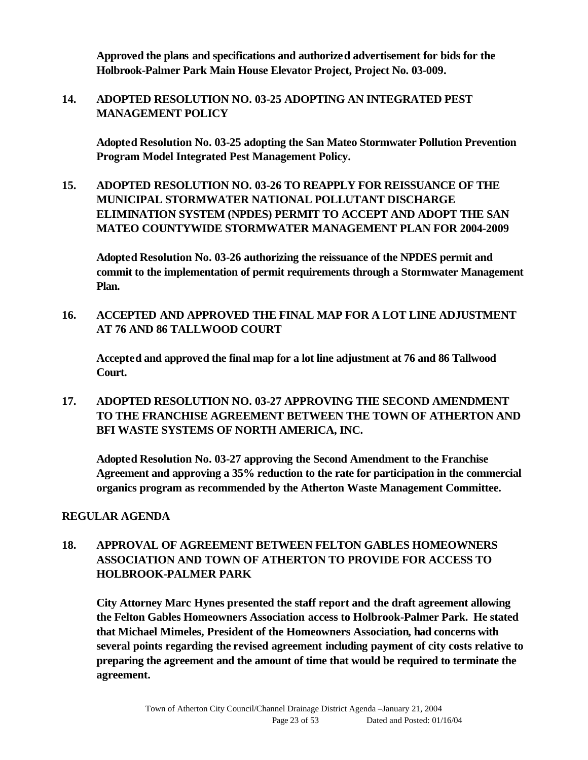**Approved the plans and specifications and authorized advertisement for bids for the Holbrook-Palmer Park Main House Elevator Project, Project No. 03-009.**

**14. ADOPTED RESOLUTION NO. 03-25 ADOPTING AN INTEGRATED PEST MANAGEMENT POLICY**

**Adopted Resolution No. 03-25 adopting the San Mateo Stormwater Pollution Prevention Program Model Integrated Pest Management Policy.**

**15. ADOPTED RESOLUTION NO. 03-26 TO REAPPLY FOR REISSUANCE OF THE MUNICIPAL STORMWATER NATIONAL POLLUTANT DISCHARGE ELIMINATION SYSTEM (NPDES) PERMIT TO ACCEPT AND ADOPT THE SAN MATEO COUNTYWIDE STORMWATER MANAGEMENT PLAN FOR 2004-2009**

**Adopted Resolution No. 03-26 authorizing the reissuance of the NPDES permit and commit to the implementation of permit requirements through a Stormwater Management Plan.**

**16. ACCEPTED AND APPROVED THE FINAL MAP FOR A LOT LINE ADJUSTMENT AT 76 AND 86 TALLWOOD COURT**

**Accepted and approved the final map for a lot line adjustment at 76 and 86 Tallwood Court.**

**17. ADOPTED RESOLUTION NO. 03-27 APPROVING THE SECOND AMENDMENT TO THE FRANCHISE AGREEMENT BETWEEN THE TOWN OF ATHERTON AND BFI WASTE SYSTEMS OF NORTH AMERICA, INC.**

**Adopted Resolution No. 03-27 approving the Second Amendment to the Franchise Agreement and approving a 35% reduction to the rate for participation in the commercial organics program as recommended by the Atherton Waste Management Committee.**

**REGULAR AGENDA**

**18. APPROVAL OF AGREEMENT BETWEEN FELTON GABLES HOMEOWNERS ASSOCIATION AND TOWN OF ATHERTON TO PROVIDE FOR ACCESS TO HOLBROOK-PALMER PARK**

**City Attorney Marc Hynes presented the staff report and the draft agreement allowing the Felton Gables Homeowners Association access to Holbrook-Palmer Park. He stated that Michael Mimeles, President of the Homeowners Association, had concerns with several points regarding the revised agreement including payment of city costs relative to preparing the agreement and the amount of time that would be required to terminate the agreement.**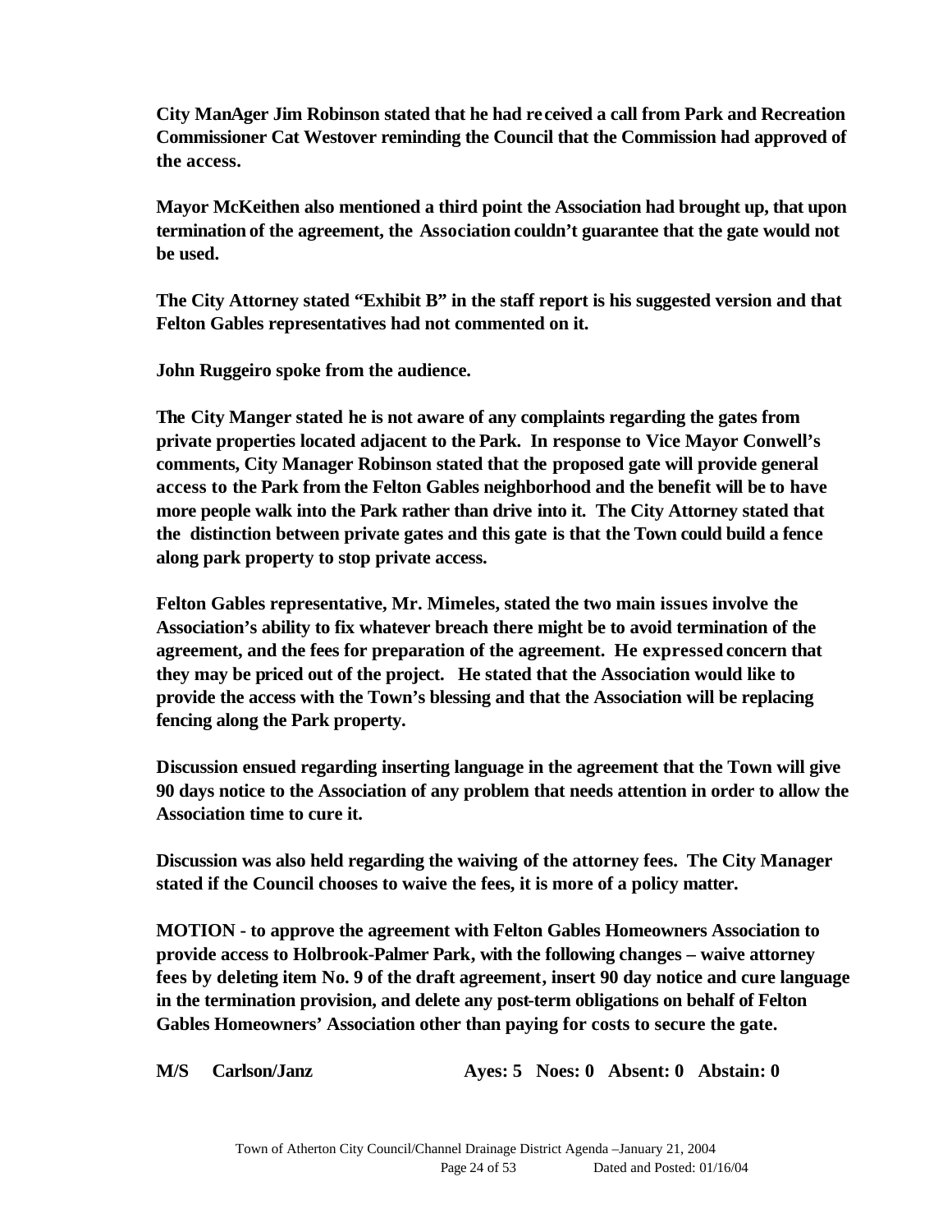**City ManAger Jim Robinson stated that he had received a call from Park and Recreation Commissioner Cat Westover reminding the Council that the Commission had approved of the access.**

**Mayor McKeithen also mentioned a third point the Association had brought up, that upon termination of the agreement, the Association couldn't guarantee that the gate would not be used.**

**The City Attorney stated "Exhibit B" in the staff report is his suggested version and that Felton Gables representatives had not commented on it.**

**John Ruggeiro spoke from the audience.**

**The City Manger stated he is not aware of any complaints regarding the gates from private properties located adjacent to the Park. In response to Vice Mayor Conwell's comments, City Manager Robinson stated that the proposed gate will provide general access to the Park from the Felton Gables neighborhood and the benefit will be to have more people walk into the Park rather than drive into it. The City Attorney stated that the distinction between private gates and this gate is that the Town could build a fence along park property to stop private access.**

**Felton Gables representative, Mr. Mimeles, stated the two main issues involve the Association's ability to fix whatever breach there might be to avoid termination of the agreement, and the fees for preparation of the agreement. He expressed concern that they may be priced out of the project. He stated that the Association would like to provide the access with the Town's blessing and that the Association will be replacing fencing along the Park property.**

**Discussion ensued regarding inserting language in the agreement that the Town will give 90 days notice to the Association of any problem that needs attention in order to allow the Association time to cure it.**

**Discussion was also held regarding the waiving of the attorney fees. The City Manager stated if the Council chooses to waive the fees, it is more of a policy matter.**

**MOTION - to approve the agreement with Felton Gables Homeowners Association to provide access to Holbrook-Palmer Park, with the following changes – waive attorney fees by deleting item No. 9 of the draft agreement, insert 90 day notice and cure language in the termination provision, and delete any post-term obligations on behalf of Felton Gables Homeowners' Association other than paying for costs to secure the gate.**

**M/S Carlson/Janz Ayes: 5 Noes: 0 Absent: 0 Abstain: 0**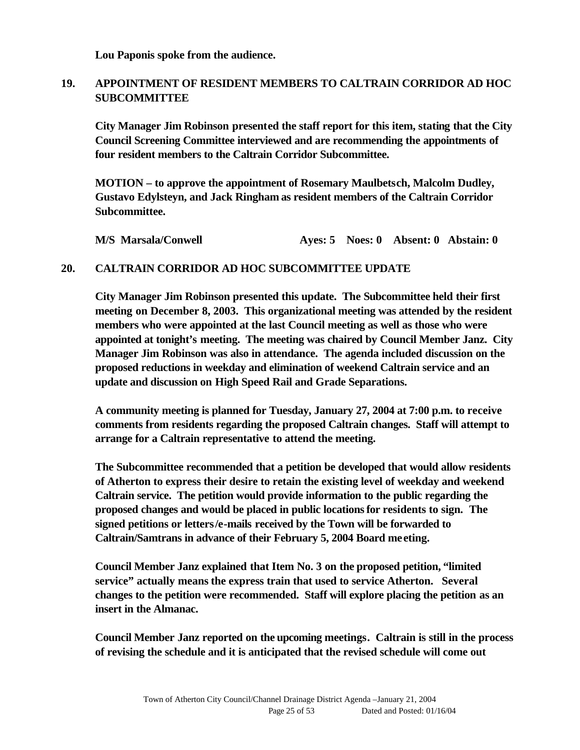**Lou Paponis spoke from the audience.**

## 19. APPOINTMENT OF RESIDENT MEMBERS TO CALTRAIN CORRIDOR AD HOC SUBCOMMITTEE

**City Manager Jim Robinson presented the staff report for this item, stating that the City Council Screening Committee interviewed and are recommending the appointments of four resident members to the Caltrain Corridor Subcommittee.**

**MOTION – to approve the appointment of Rosemary Maulbetsch, Malcolm Dudley, Gustavo Edylsteyn, and Jack Ringham as resident members of the Caltrain Corridor Subcommittee.**

**M/S Marsala/Conwell Ayes: 5 Noes: 0 Absent: 0 Abstain: 0**

## 20. CALTRAIN CORRIDOR AD HOC SUBCOMMITTEE UPDATE

**City Manager Jim Robinson presented this update. The Subcommittee held their first meeting on December 8, 2003. This organizational meeting was attended by the resident members who were appointed at the last Council meeting as well as those who were appointed at tonight's meeting. The meeting was chaired by Council Member Janz. City Manager Jim Robinson was also in attendance. The agenda included discussion on the proposed reductions in weekday and elimination of weekend Caltrain service and an update and discussion on High Speed Rail and Grade Separations.**

**A community meeting is planned for Tuesday, January 27, 2004 at 7:00 p.m. to receive comments from residents regarding the proposed Caltrain changes. Staff will attempt to arrange for a Caltrain representative to attend the meeting.**

**The Subcommittee recommended that a petition be developed that would allow residents of Atherton to express their desire to retain the existing level of weekday and weekend Caltrain service. The petition would provide information to the public regarding the proposed changes and would be placed in public locations for residents to sign. The signed petitions or letters/e-mails received by the Town will be forwarded to Caltrain/Samtrans in advance of their February 5, 2004 Board meeting.**

**Council Member Janz explained that Item No. 3 on the proposed petition, "limited service" actually means the express train that used to service Atherton. Several changes to the petition were recommended. Staff will explore placing the petition as an insert in the Almanac.**

**Council Member Janz reported on the upcoming meetings. Caltrain is still in the process of revising the schedule and it is anticipated that the revised schedule will come out**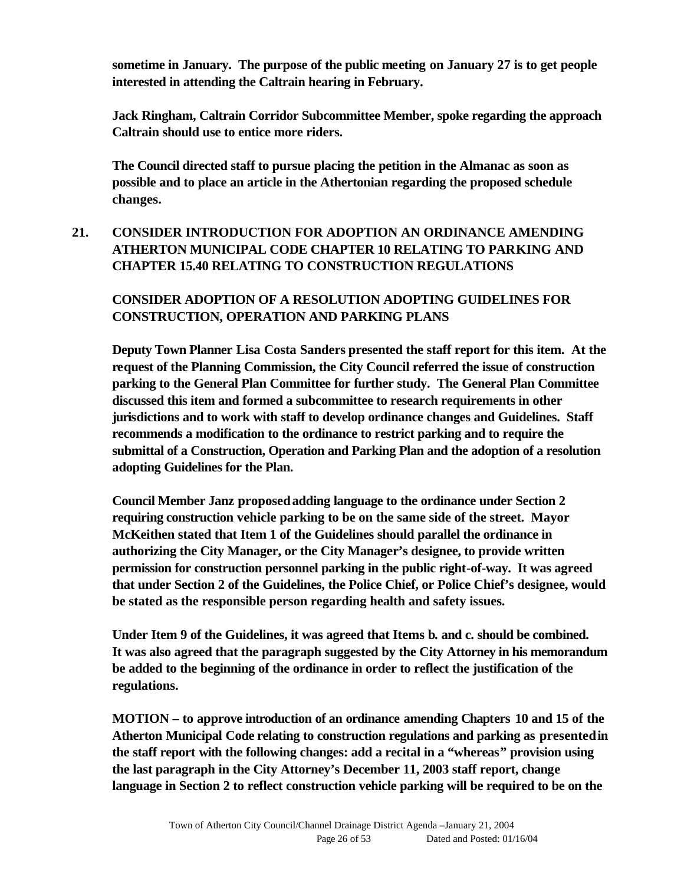**sometime in January. The purpose of the public meeting on January 27 is to get people interested in attending the Caltrain hearing in February.**

**Jack Ringham, Caltrain Corridor Subcommittee Member, spoke regarding the approach Caltrain should use to entice more riders.**

**The Council directed staff to pursue placing the petition in the Almanac as soon as possible and to place an article in the Athertonian regarding the proposed schedule changes.**

**21. CONSIDER INTRODUCTION FOR ADOPTION AN ORDINANCE AMENDING ATHERTON MUNICIPAL CODE CHAPTER 10 RELATING TO PARKING AND CHAPTER 15.40 RELATING TO CONSTRUCTION REGULATIONS**

**CONSIDER ADOPTION OF A RESOLUTION ADOPTING GUIDELINES FOR CONSTRUCTION, OPERATION AND PARKING PLANS**

**Deputy Town Planner Lisa Costa Sanders presented the staff report for this item. At the request of the Planning Commission, the City Council referred the issue of construction parking to the General Plan Committee for further study. The General Plan Committee discussed this item and formed a subcommittee to research requirements in other jurisdictions and to work with staff to develop ordinance changes and Guidelines. Staff recommends a modification to the ordinance to restrict parking and to require the submittal of a Construction, Operation and Parking Plan and the adoption of a resolution adopting Guidelines for the Plan.**

**Council Member Janz proposed adding language to the ordinance under Section 2 requiring construction vehicle parking to be on the same side of the street. Mayor McKeithen stated that Item 1 of the Guidelines should parallel the ordinance in authorizing the City Manager, or the City Manager's designee, to provide written permission for construction personnel parking in the public right-of-way. It was agreed that under Section 2 of the Guidelines, the Police Chief, or Police Chief's designee, would be stated as the responsible person regarding health and safety issues.**

**Under Item 9 of the Guidelines, it was agreed that Items b. and c. should be combined. It was also agreed that the paragraph suggested by the City Attorney in his memorandum be added to the beginning of the ordinance in order to reflect the justification of the regulations.**

**MOTION – to approve introduction of an ordinance amending Chapters 10 and 15 of the Atherton Municipal Code relating to construction regulations and parking as presented in the staff report with the following changes: add a recital in a "whereas" provision using the last paragraph in the City Attorney's December 11, 2003 staff report, change language in Section 2 to reflect construction vehicle parking will be required to be on the**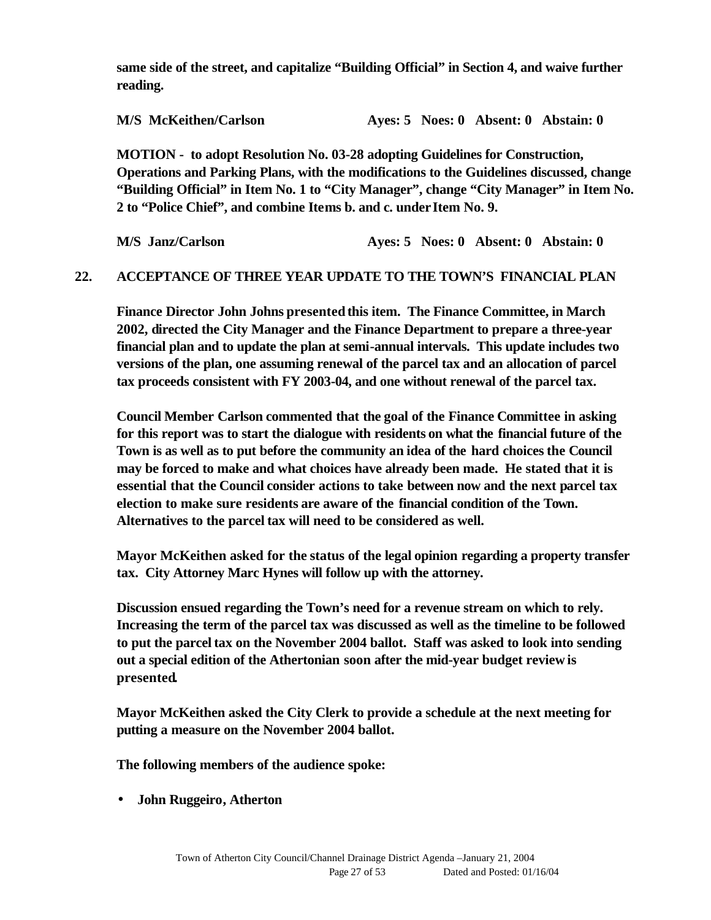**same side of the street, and capitalize "Building Official" in Section 4, and waive further reading.**

**M/S McKeithen/Carlson Ayes: 5 Noes: 0 Absent: 0 Abstain: 0**

**MOTION - to adopt Resolution No. 03-28 adopting Guidelines for Construction, Operations and Parking Plans, with the modifications to the Guidelines discussed, change "Building Official" in Item No. 1 to "City Manager", change "City Manager" in Item No. 2 to "Police Chief", and combine Items b. and c. under Item No. 9.**

**M/S Janz/Carlson Ayes: 5 Noes: 0 Absent: 0 Abstain: 0**

**22. ACCEPTANCE OF THREE YEAR UPDATE TO THE TOWN'S FINANCIAL PLAN**

**Finance Director John Johns presented this item. The Finance Committee, in March 2002, directed the City Manager and the Finance Department to prepare a three-year financial plan and to update the plan at semi-annual intervals. This update includes two versions of the plan, one assuming renewal of the parcel tax and an allocation of parcel tax proceeds consistent with FY 2003-04, and one without renewal of the parcel tax.**

**Council Member Carlson commented that the goal of the Finance Committee in asking for this report was to start the dialogue with residents on what the financial future of the Town is as well as to put before the community an idea of the hard choices the Council may be forced to make and what choices have already been made. He stated that it is essential that the Council consider actions to take between now and the next parcel tax election to make sure residents are aware of the financial condition of the Town. Alternatives to the parcel tax will need to be considered as well.**

**Mayor McKeithen asked for the status of the legal opinion regarding a property transfer tax. City Attorney Marc Hynes will follow up with the attorney.**

**Discussion ensued regarding the Town's need for a revenue stream on which to rely. Increasing the term of the parcel tax was discussed as well as the timeline to be followed to put the parcel tax on the November 2004 ballot. Staff was asked to look into sending out a special edition of the Athertonian soon after the mid-year budget review is presented.**

**Mayor McKeithen asked the City Clerk to provide a schedule at the next meeting for putting a measure on the November 2004 ballot.**

**The following members of the audience spoke:**

- **John Ruggeiro, Atherton**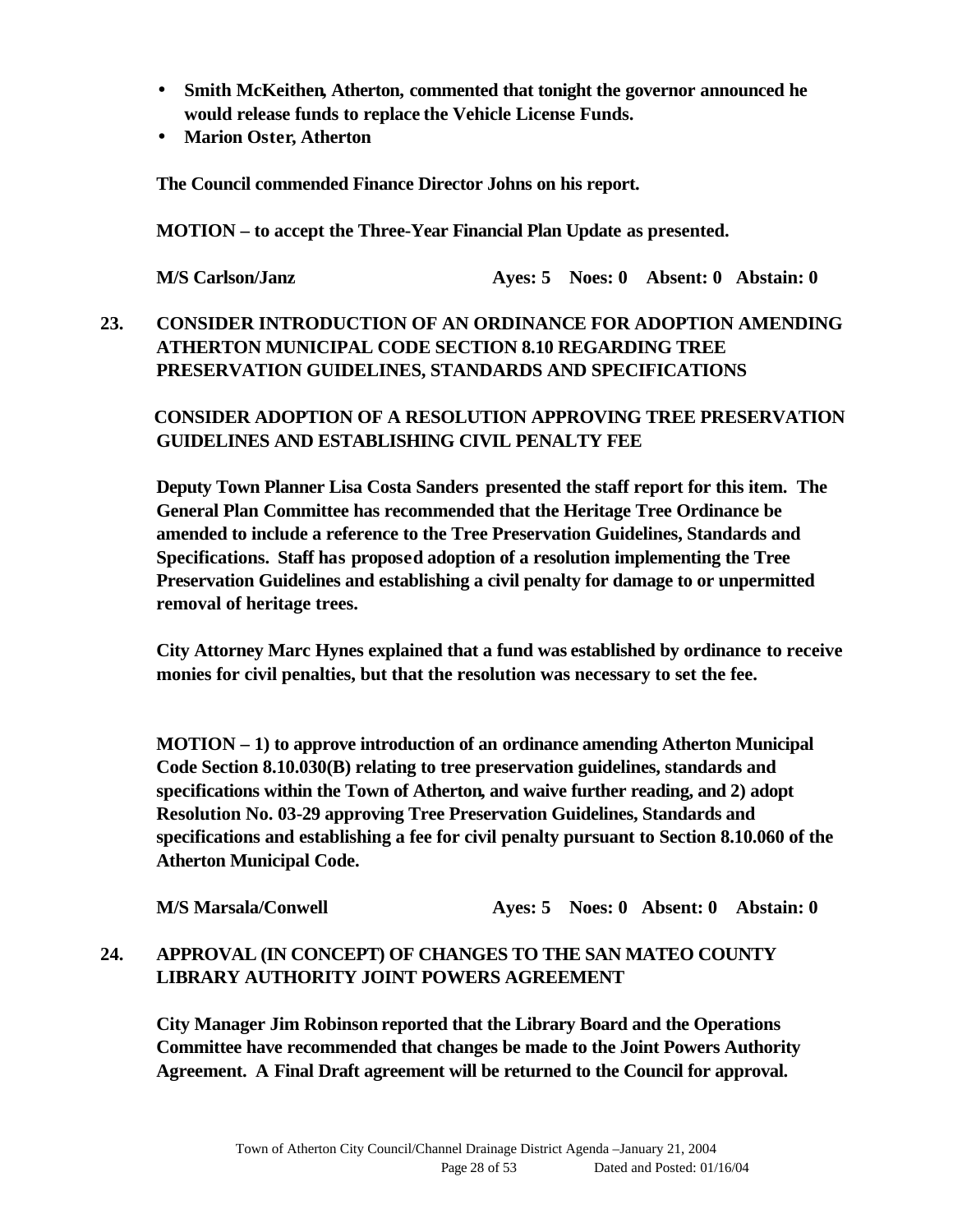- **Smith McKeithen, Atherton, commented that tonight the governor announced he would release funds to replace the Vehicle License Funds.**
- **Marion Oster, Atherton**

**The Council commended Finance Director Johns on his report.**

**MOTION – to accept the Three-Year Financial Plan Update as presented.**

**M/S Carlson/Janz Ayes: 5 Noes: 0 Absent: 0 Abstain: 0**

## 23. CONSIDER INTRODUCTION OF AN ORDINANCE FOR ADOPTION AMENDING ATHERTON MUNICIPAL CODE SECTION 8.10 REGARDING TREE PRESERVATION GUIDELINES, STANDARDS AND SPECIFICATIONS

## CONSIDER ADOPTION OF A RESOLUTION APPROVING TREE PRESERVATION GUIDELINES AND ESTABLISHING CIVIL PENALTY FEE

**Deputy Town Planner Lisa Costa Sanders presented the staff report for this item. The General Plan Committee has recommended that the Heritage Tree Ordinance be amended to include a reference to the Tree Preservation Guidelines, Standards and Specifications. Staff has proposed adoption of a resolution implementing the Tree Preservation Guidelines and establishing a civil penalty for damage to or unpermitted removal of heritage trees.**

**City Attorney Marc Hynes explained that a fund was established by ordinance to receive monies for civil penalties, but that the resolution was necessary to set the fee.**

**MOTION – 1) to approve introduction of an ordinance amending Atherton Municipal Code Section 8.10.030(B) relating to tree preservation guidelines, standards and specifications within the Town of Atherton, and waive further reading, and 2) adopt Resolution No. 03-29 approving Tree Preservation Guidelines, Standards and specifications and establishing a fee for civil penalty pursuant to Section 8.10.060 of the Atherton Municipal Code.**

**M/S Marsala/Conwell Ayes: 5 Noes: 0 Absent: 0 Abstain: 0**

## 24. APPROVAL (IN CONCEPT) OF CHANGES TO THE SAN MATEO COUNTY LIBRARY AUTHORITY JOINT POWERS AGREEMENT

**City Manager Jim Robinson reported that the Library Board and the Operations Committee have recommended that changes be made to the Joint Powers Authority Agreement. A Final Draft agreement will be returned to the Council for approval.**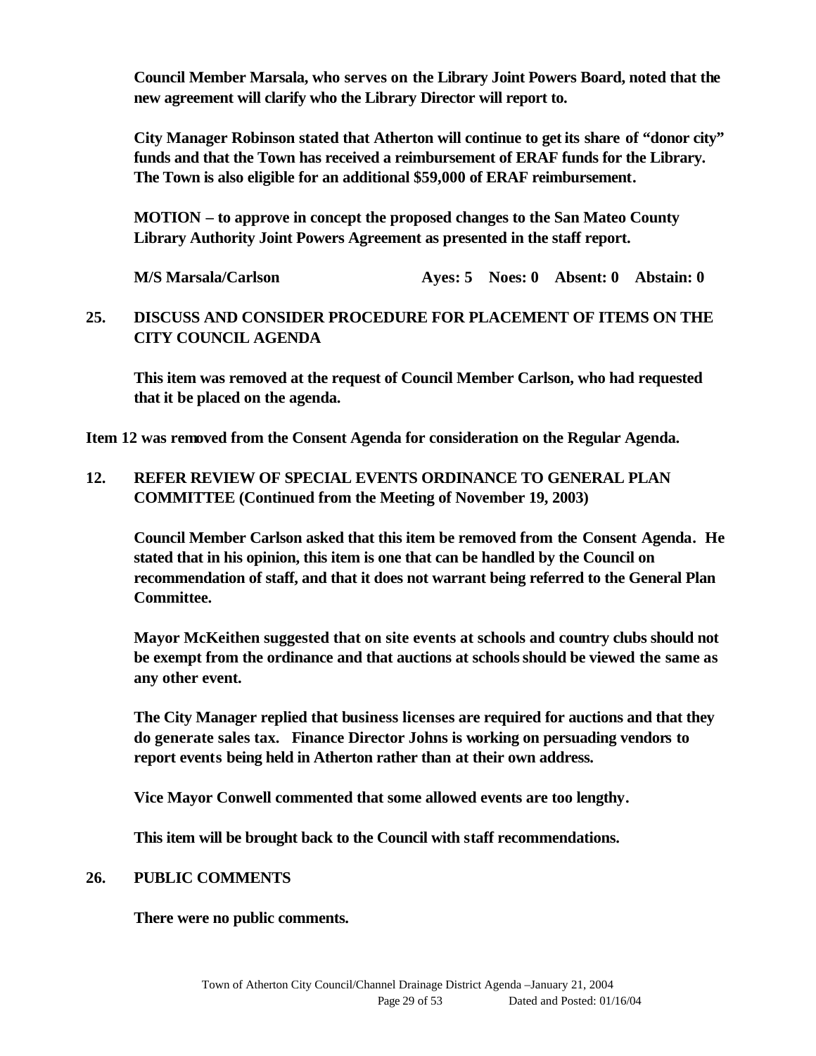**Council Member Marsala, who serves on the Library Joint Powers Board, noted that the new agreement will clarify who the Library Director will report to.**

**City Manager Robinson stated that Atherton will continue to get its share of "donor city" funds and that the Town has received a reimbursement of ERAF funds for the Library. The Town is also eligible for an additional $59,000 of ERAF reimbursement.**

**MOTION – to approve in concept the proposed changes to the San Mateo County Library Authority Joint Powers Agreement as presented in the staff report.**

**M/S Marsala/Carlson Ayes: 5 Noes: 0 Absent: 0 Abstain: 0**

## 25. DISCUSS AND CONSIDER PROCEDURE FOR PLACEMENT OF ITEMS ON THE CITY COUNCIL AGENDA

**This item was removed at the request of Council Member Carlson, who had requested that it be placed on the agenda.**

**Item 12 was removed from the Consent Agenda for consideration on the Regular Agenda.**

## 12. REFER REVIEW OF SPECIAL EVENTS ORDINANCE TO GENERAL PLAN COMMITTEE (Continued from the Meeting of November 19, 2003)

**Council Member Carlson asked that this item be removed from the Consent Agenda. He stated that in his opinion, this item is one that can be handled by the Council on recommendation of staff, and that it does not warrant being referred to the General Plan Committee.**

**Mayor McKeithen suggested that on site events at schools and country clubs should not be exempt from the ordinance and that auctions at schools should be viewed the same as any other event.**

**The City Manager replied that business licenses are required for auctions and that they do generate sales tax. Finance Director Johns is working on persuading vendors to report events being held in Atherton rather than at their own address.**

**Vice Mayor Conwell commented that some allowed events are too lengthy.**

**This item will be brought back to the Council with staff recommendations.**

## 26. PUBLIC COMMENTS

**There were no public comments.**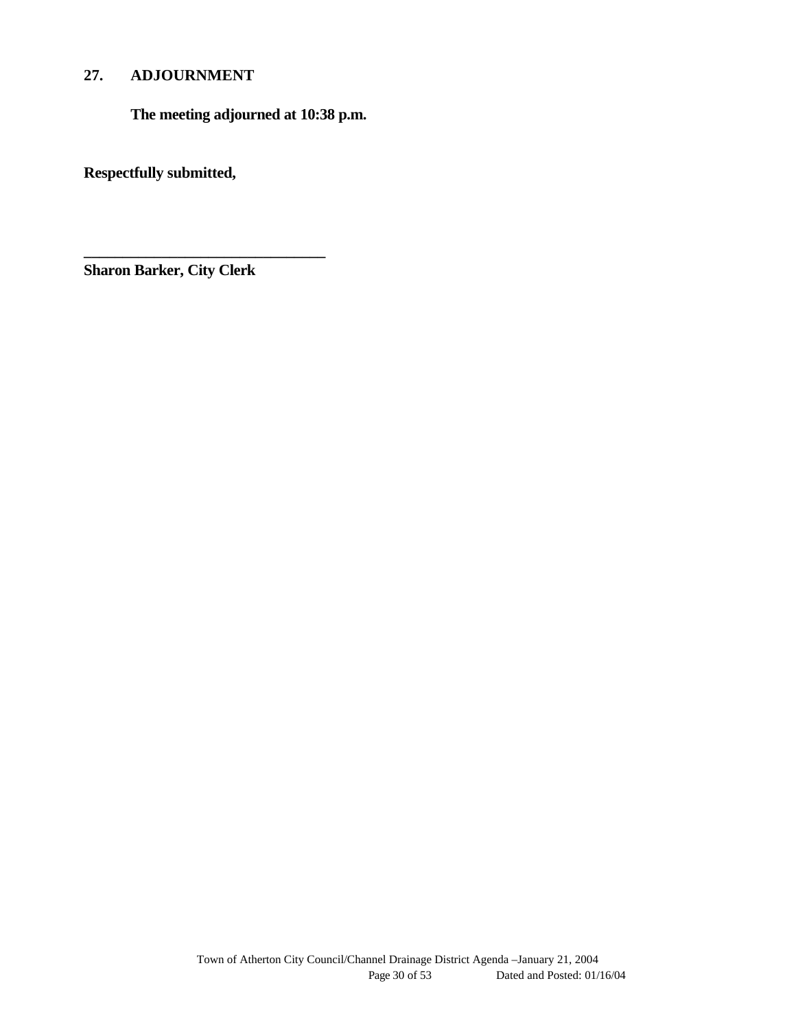## 27. ADJOURNMENT

**The meeting adjourned at 10:38 p.m.**

**Respectfully submitted,**

**_______________________________**
**Sharon Barker, City Clerk**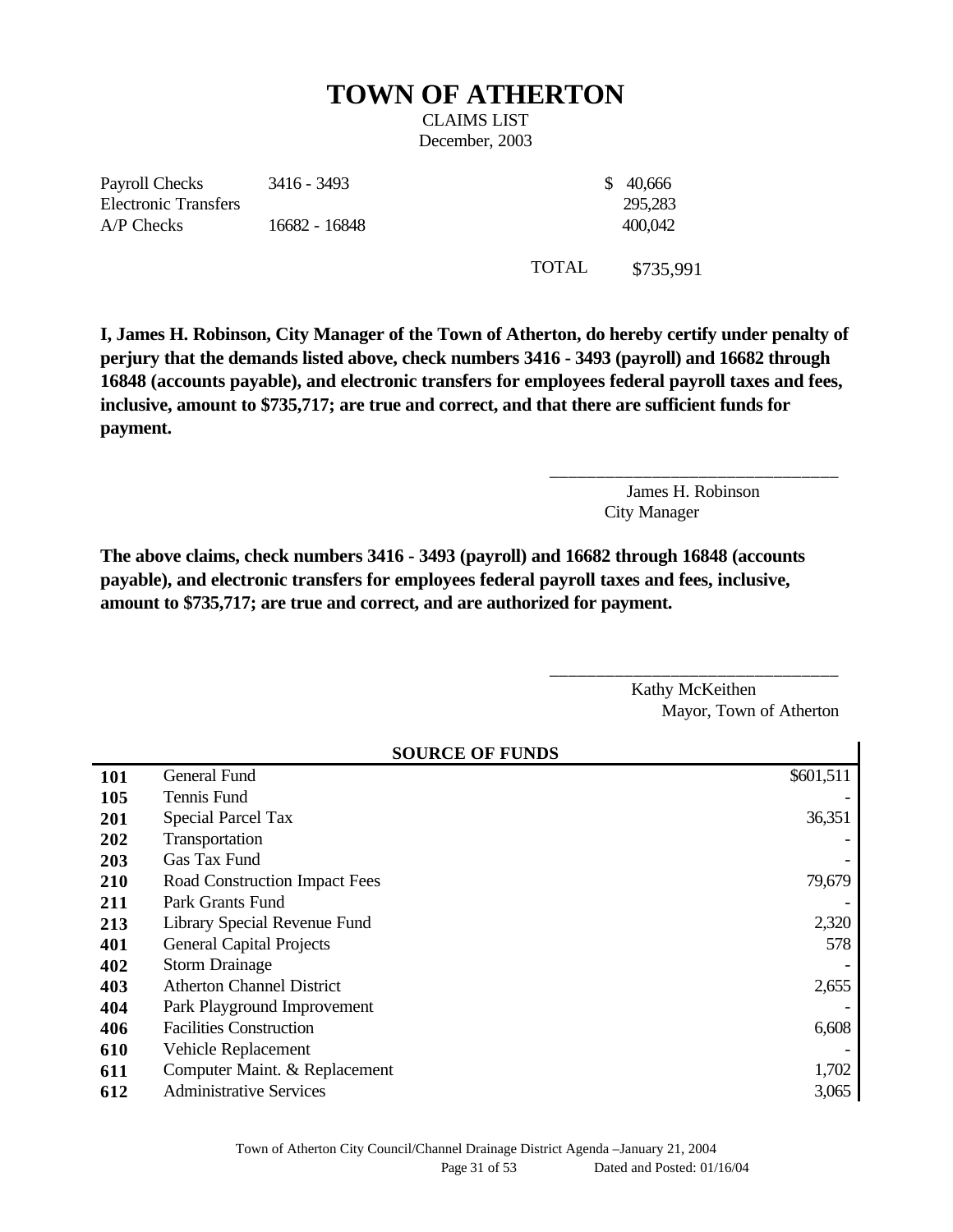# TOWN OF ATHERTON

CLAIMS LIST
December, 2003

| | | | |
|---|---|---|---|
| Payroll Checks | 3416 - 3493 | | $ 40,666 |
| Electronic Transfers | | | 295,283 |
| A/P Checks | 16682 - 16848 | | 400,042 |
| | | TOTAL | $735,991 |

**I, James H. Robinson, City Manager of the Town of Atherton, do hereby certify under penalty of perjury that the demands listed above, check numbers 3416 - 3493 (payroll) and 16682 through 16848 (accounts payable), and electronic transfers for employees federal payroll taxes and fees, inclusive, amount to $735,717; are true and correct, and that there are sufficient funds for payment.**

\_\_\_\_\_\_\_\_\_\_\_\_\_\_\_\_\_\_\_\_\_\_\_\_\_\_\_\_\_\_\_\_
James H. Robinson
City Manager

**The above claims, check numbers 3416 - 3493 (payroll) and 16682 through 16848 (accounts payable), and electronic transfers for employees federal payroll taxes and fees, inclusive, amount to $735,717; are true and correct, and are authorized for payment.**

\_\_\_\_\_\_\_\_\_\_\_\_\_\_\_\_\_\_\_\_\_\_\_\_\_\_\_\_\_\_\_\_
Kathy McKeithen
Mayor, Town of Atherton

| | SOURCE OF FUNDS | |
|---|---|---|
| **101** | General Fund | $601,511 |
| **105** | Tennis Fund | - |
| **201** | Special Parcel Tax | 36,351 |
| **202** | Transportation | - |
| **203** | Gas Tax Fund | - |
| **210** | Road Construction Impact Fees | 79,679 |
| **211** | Park Grants Fund | - |
| **213** | Library Special Revenue Fund | 2,320 |
| **401** | General Capital Projects | 578 |
| **402** | Storm Drainage | - |
| **403** | Atherton Channel District | 2,655 |
| **404** | Park Playground Improvement | - |
| **406** | Facilities Construction | 6,608 |
| **610** | Vehicle Replacement | - |
| **611** | Computer Maint. & Replacement | 1,702 |
| **612** | Administrative Services | 3,065 |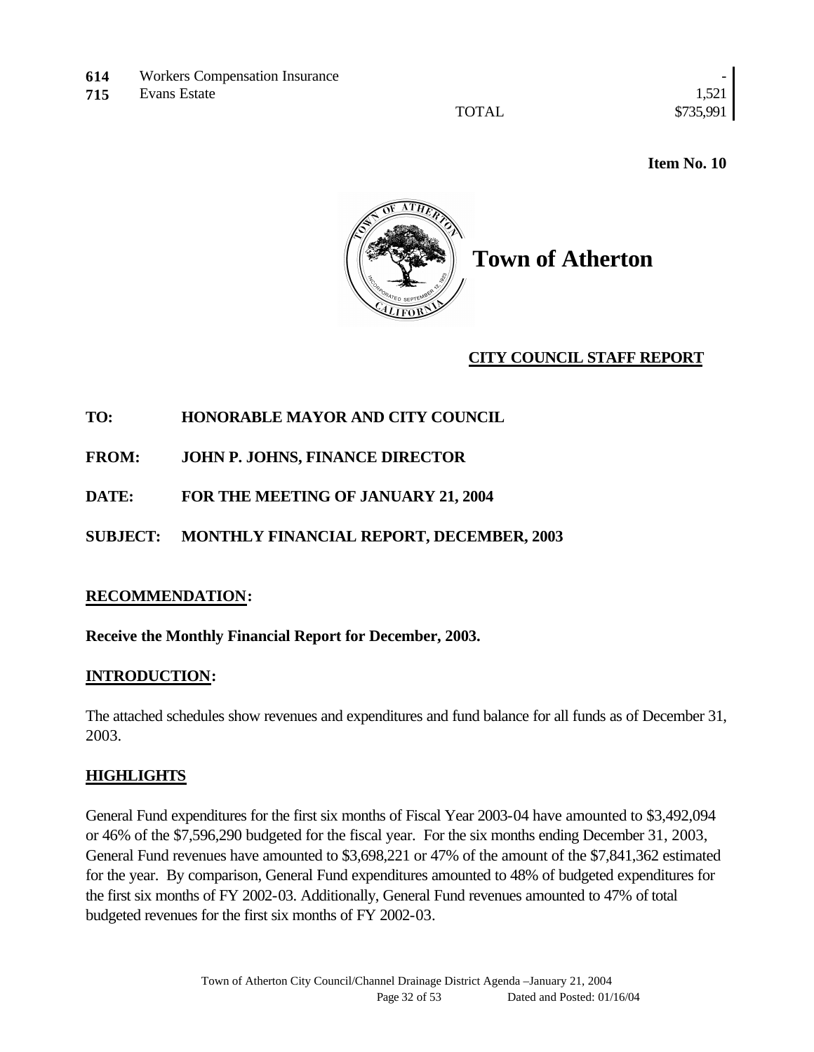| | | |
|---|---|---|
| **614** | Workers Compensation Insurance | - |
| **715** | Evans Estate | 1,521 |
| | TOTAL | $735,991 |

**Item No. 10**

# Town of Atherton

**CITY COUNCIL STAFF REPORT**

**TO:** HONORABLE MAYOR AND CITY COUNCIL

**FROM:** JOHN P. JOHNS, FINANCE DIRECTOR

**DATE:** FOR THE MEETING OF JANUARY 21, 2004

**SUBJECT:** MONTHLY FINANCIAL REPORT, DECEMBER, 2003

## RECOMMENDATION:

**Receive the Monthly Financial Report for December, 2003.**

## INTRODUCTION:

The attached schedules show revenues and expenditures and fund balance for all funds as of December 31, 2003.

## HIGHLIGHTS

General Fund expenditures for the first six months of Fiscal Year 2003-04 have amounted to $3,492,094 or 46% of the $7,596,290 budgeted for the fiscal year. For the six months ending December 31, 2003, General Fund revenues have amounted to $3,698,221 or 47% of the amount of the $7,841,362 estimated for the year. By comparison, General Fund expenditures amounted to 48% of budgeted expenditures for the first six months of FY 2002-03. Additionally, General Fund revenues amounted to 47% of total budgeted revenues for the first six months of FY 2002-03.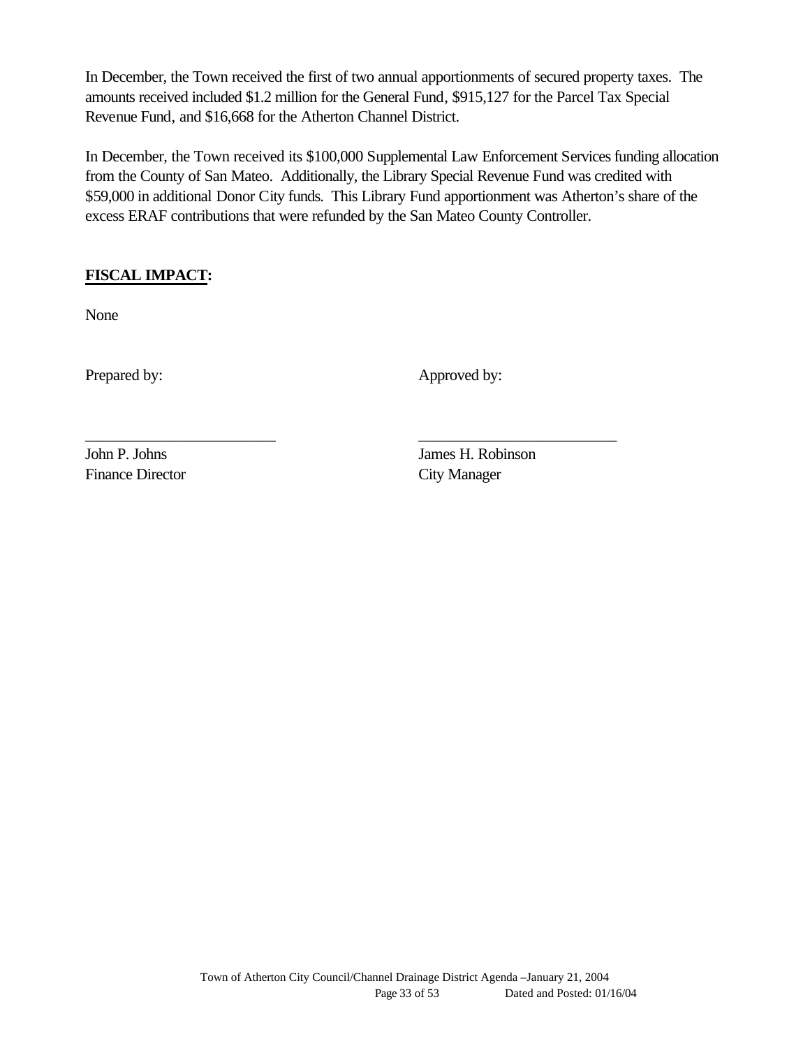In December, the Town received the first of two annual apportionments of secured property taxes. The amounts received included $1.2 million for the General Fund, $915,127 for the Parcel Tax Special Revenue Fund, and $16,668 for the Atherton Channel District.

In December, the Town received its $100,000 Supplemental Law Enforcement Services funding allocation from the County of San Mateo. Additionally, the Library Special Revenue Fund was credited with $59,000 in additional Donor City funds. This Library Fund apportionment was Atherton's share of the excess ERAF contributions that were refunded by the San Mateo County Controller.

**FISCAL IMPACT:**

None

| Prepared by: | Approved by: |
|---|---|
| \_\_\_\_\_\_\_\_\_\_\_\_\_\_\_\_\_\_\_\_\_\_\_\_ | \_\_\_\_\_\_\_\_\_\_\_\_\_\_\_\_\_\_\_\_\_\_\_\_ |
| John P. Johns | James H. Robinson |
| Finance Director | City Manager |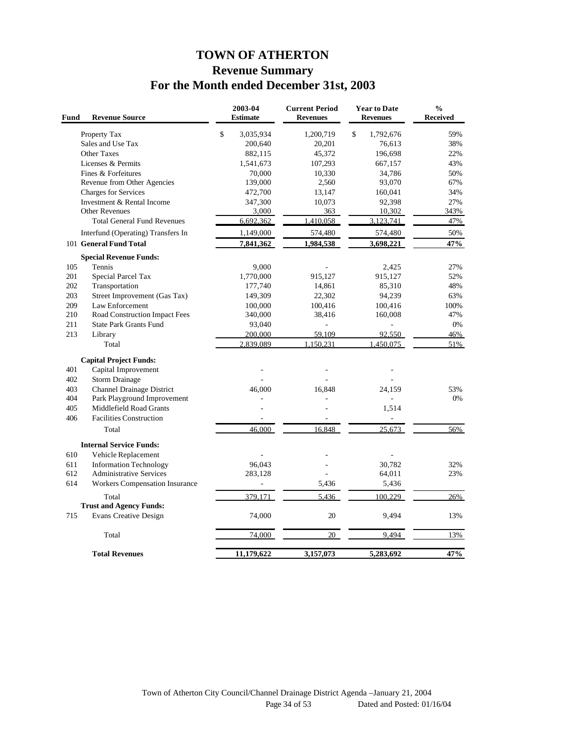# TOWN OF ATHERTON

## Revenue Summary

## For the Month ended December 31st, 2003

| Fund | Revenue Source | 2003-04 Estimate | Current Period Revenues | Year to Date Revenues | % Received |
|---|---|---|---|---|---|
| | Property Tax | $ 3,035,934 | 1,200,719 | $ 1,792,676 | 59% |
| | Sales and Use Tax | 200,640 | 20,201 | 76,613 | 38% |
| | Other Taxes | 882,115 | 45,372 | 196,698 | 22% |
| | Licenses & Permits | 1,541,673 | 107,293 | 667,157 | 43% |
| | Fines & Forfeitures | 70,000 | 10,330 | 34,786 | 50% |
| | Revenue from Other Agencies | 139,000 | 2,560 | 93,070 | 67% |
| | Charges for Services | 472,700 | 13,147 | 160,041 | 34% |
| | Investment & Rental Income | 347,300 | 10,073 | 92,398 | 27% |
| | Other Revenues | 3,000 | 363 | 10,302 | 343% |
| | Total General Fund Revenues | 6,692,362 | 1,410,058 | 3,123,741 | 47% |
| | Interfund (Operating) Transfers In | 1,149,000 | 574,480 | 574,480 | 50% |
| 101 | **General Fund Total** | **7,841,362** | **1,984,538** | **3,698,221** | **47%** |
| | **Special Revenue Funds:** | | | | |
| 105 | Tennis | 9,000 | - | 2,425 | 27% |
| 201 | Special Parcel Tax | 1,770,000 | 915,127 | 915,127 | 52% |
| 202 | Transportation | 177,740 | 14,861 | 85,310 | 48% |
| 203 | Street Improvement (Gas Tax) | 149,309 | 22,302 | 94,239 | 63% |
| 209 | Law Enforcement | 100,000 | 100,416 | 100,416 | 100% |
| 210 | Road Construction Impact Fees | 340,000 | 38,416 | 160,008 | 47% |
| 211 | State Park Grants Fund | 93,040 | - | - | 0% |
| 213 | Library | 200,000 | 59,109 | 92,550 | 46% |
| | Total | 2,839,089 | 1,150,231 | 1,450,075 | 51% |
| | **Capital Project Funds:** | | | | |
| 401 | Capital Improvement | - | - | - | |
| 402 | Storm Drainage | - | - | - | |
| 403 | Channel Drainage District | 46,000 | 16,848 | 24,159 | 53% |
| 404 | Park Playground Improvement | - | - | - | 0% |
| 405 | Middlefield Road Grants | - | - | 1,514 | |
| 406 | Facilities Construction | - | - | - | |
| | Total | 46,000 | 16,848 | 25,673 | 56% |
| | **Internal Service Funds:** | | | | |
| 610 | Vehicle Replacement | - | - | - | |
| 611 | Information Technology | 96,043 | - | 30,782 | 32% |
| 612 | Administrative Services | 283,128 | - | 64,011 | 23% |
| 614 | Workers Compensation Insurance | - | 5,436 | 5,436 | |
| | Total | 379,171 | 5,436 | 100,229 | 26% |
| | **Trust and Agency Funds:** | | | | |
| 715 | Evans Creative Design | 74,000 | 20 | 9,494 | 13% |
| | Total | 74,000 | 20 | 9,494 | 13% |
| | **Total Revenues** | **11,179,622** | **3,157,073** | **5,283,692** | **47%** |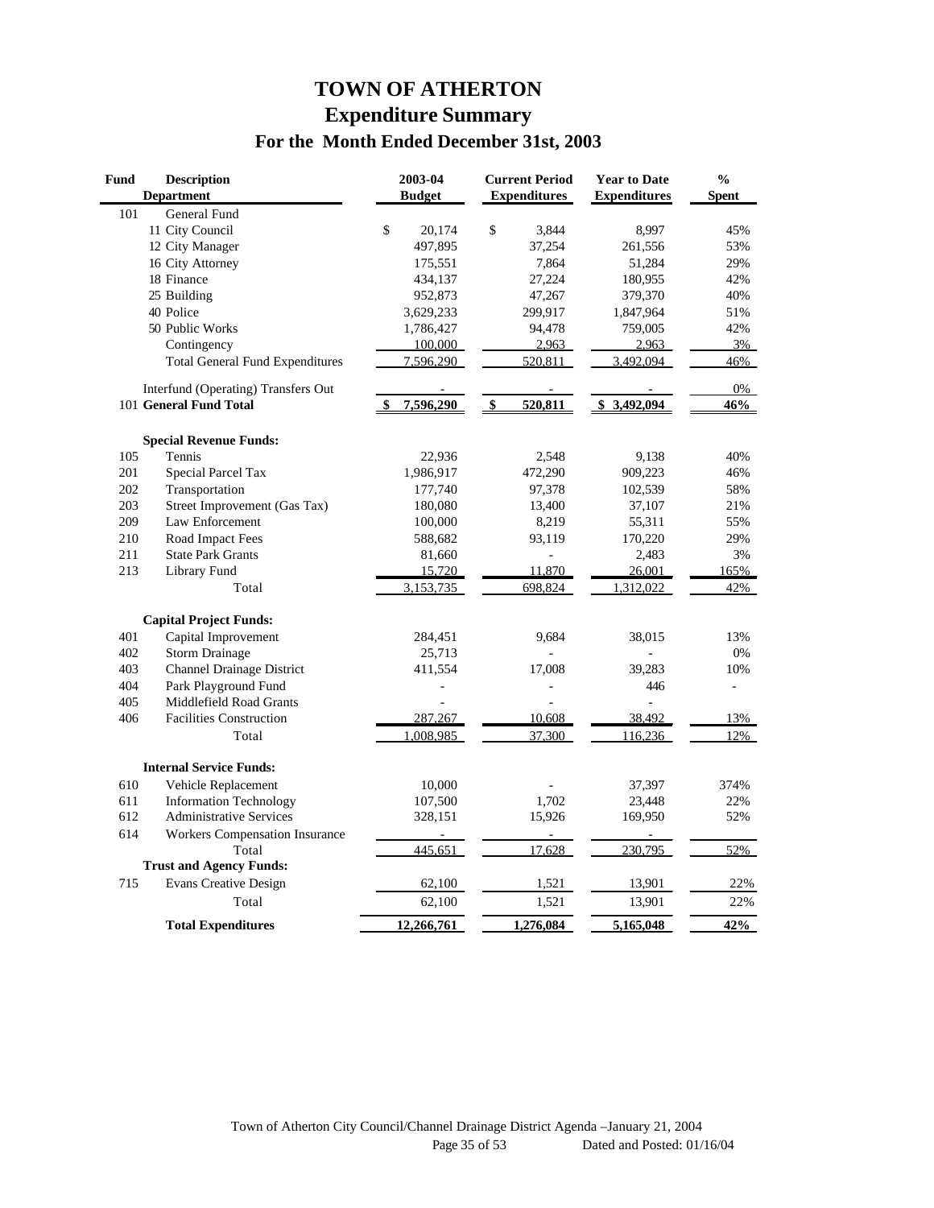# TOWN OF ATHERTON

## Expenditure Summary

### For the Month Ended December 31st, 2003

| Fund | Description Department | 2003-04 Budget | Current Period Expenditures | Year to Date Expenditures | % Spent |
|---|---|---|---|---|---|
| 101 | General Fund | | | | |
| | 11 City Council | $ 20,174 | $ 3,844 | 8,997 | 45% |
| | 12 City Manager | 497,895 | 37,254 | 261,556 | 53% |
| | 16 City Attorney | 175,551 | 7,864 | 51,284 | 29% |
| | 18 Finance | 434,137 | 27,224 | 180,955 | 42% |
| | 25 Building | 952,873 | 47,267 | 379,370 | 40% |
| | 40 Police | 3,629,233 | 299,917 | 1,847,964 | 51% |
| | 50 Public Works | 1,786,427 | 94,478 | 759,005 | 42% |
| | Contingency | 100,000 | 2,963 | 2,963 | 3% |
| | Total General Fund Expenditures | 7,596,290 | 520,811 | 3,492,094 | 46% |
| | Interfund (Operating) Transfers Out | - | - | - | 0% |
| 101 | **General Fund Total** | **$ 7,596,290** | **$ 520,811** | **$ 3,492,094** | **46%** |
| | **Special Revenue Funds:** | | | | |
| 105 | Tennis | 22,936 | 2,548 | 9,138 | 40% |
| 201 | Special Parcel Tax | 1,986,917 | 472,290 | 909,223 | 46% |
| 202 | Transportation | 177,740 | 97,378 | 102,539 | 58% |
| 203 | Street Improvement (Gas Tax) | 180,080 | 13,400 | 37,107 | 21% |
| 209 | Law Enforcement | 100,000 | 8,219 | 55,311 | 55% |
| 210 | Road Impact Fees | 588,682 | 93,119 | 170,220 | 29% |
| 211 | State Park Grants | 81,660 | - | 2,483 | 3% |
| 213 | Library Fund | 15,720 | 11,870 | 26,001 | 165% |
| | Total | 3,153,735 | 698,824 | 1,312,022 | 42% |
| | **Capital Project Funds:** | | | | |
| 401 | Capital Improvement | 284,451 | 9,684 | 38,015 | 13% |
| 402 | Storm Drainage | 25,713 | - | - | 0% |
| 403 | Channel Drainage District | 411,554 | 17,008 | 39,283 | 10% |
| 404 | Park Playground Fund | - | - | 446 | - |
| 405 | Middlefield Road Grants | - | - | - | |
| 406 | Facilities Construction | 287,267 | 10,608 | 38,492 | 13% |
| | Total | 1,008,985 | 37,300 | 116,236 | 12% |
| | **Internal Service Funds:** | | | | |
| 610 | Vehicle Replacement | 10,000 | - | 37,397 | 374% |
| 611 | Information Technology | 107,500 | 1,702 | 23,448 | 22% |
| 612 | Administrative Services | 328,151 | 15,926 | 169,950 | 52% |
| 614 | Workers Compensation Insurance | - | - | - | |
| | Total | 445,651 | 17,628 | 230,795 | 52% |
| | **Trust and Agency Funds:** | | | | |
| 715 | Evans Creative Design | 62,100 | 1,521 | 13,901 | 22% |
| | Total | 62,100 | 1,521 | 13,901 | 22% |
| | **Total Expenditures** | **12,266,761** | **1,276,084** | **5,165,048** | **42%** |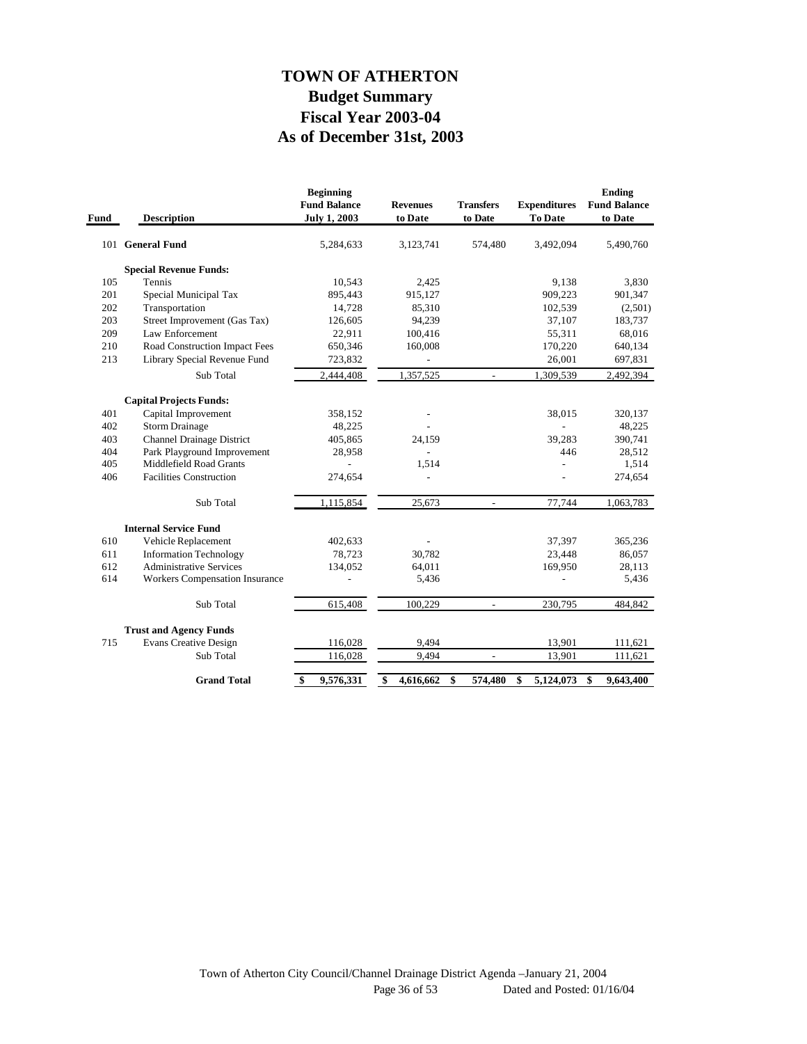# TOWN OF ATHERTON
## Budget Summary
## Fiscal Year 2003-04
## As of December 31st, 2003

| Fund | Description | Beginning Fund Balance July 1, 2003 | Revenues to Date | Transfers to Date | Expenditures To Date | Ending Fund Balance to Date |
|---|---|---|---|---|---|---|
| 101 | **General Fund** | 5,284,633 | 3,123,741 | 574,480 | 3,492,094 | 5,490,760 |
| | **Special Revenue Funds:** | | | | | |
| 105 | Tennis | 10,543 | 2,425 | | 9,138 | 3,830 |
| 201 | Special Municipal Tax | 895,443 | 915,127 | | 909,223 | 901,347 |
| 202 | Transportation | 14,728 | 85,310 | | 102,539 | (2,501) |
| 203 | Street Improvement (Gas Tax) | 126,605 | 94,239 | | 37,107 | 183,737 |
| 209 | Law Enforcement | 22,911 | 100,416 | | 55,311 | 68,016 |
| 210 | Road Construction Impact Fees | 650,346 | 160,008 | | 170,220 | 640,134 |
| 213 | Library Special Revenue Fund | 723,832 | - | | 26,001 | 697,831 |
| | Sub Total | 2,444,408 | 1,357,525 | - | 1,309,539 | 2,492,394 |
| | **Capital Projects Funds:** | | | | | |
| 401 | Capital Improvement | 358,152 | - | | 38,015 | 320,137 |
| 402 | Storm Drainage | 48,225 | - | | - | 48,225 |
| 403 | Channel Drainage District | 405,865 | 24,159 | | 39,283 | 390,741 |
| 404 | Park Playground Improvement | 28,958 | - | | 446 | 28,512 |
| 405 | Middlefield Road Grants | - | 1,514 | | - | 1,514 |
| 406 | Facilities Construction | 274,654 | - | | - | 274,654 |
| | Sub Total | 1,115,854 | 25,673 | - | 77,744 | 1,063,783 |
| | **Internal Service Fund** | | | | | |
| 610 | Vehicle Replacement | 402,633 | - | | 37,397 | 365,236 |
| 611 | Information Technology | 78,723 | 30,782 | | 23,448 | 86,057 |
| 612 | Administrative Services | 134,052 | 64,011 | | 169,950 | 28,113 |
| 614 | Workers Compensation Insurance | - | 5,436 | | - | 5,436 |
| | Sub Total | 615,408 | 100,229 | - | 230,795 | 484,842 |
| | **Trust and Agency Funds** | | | | | |
| 715 | Evans Creative Design | 116,028 | 9,494 | | 13,901 | 111,621 |
| | Sub Total | 116,028 | 9,494 | - | 13,901 | 111,621 |
| | **Grand Total** | **$ 9,576,331** | **$ 4,616,662** | **$ 574,480** | **$ 5,124,073** | **$ 9,643,400** |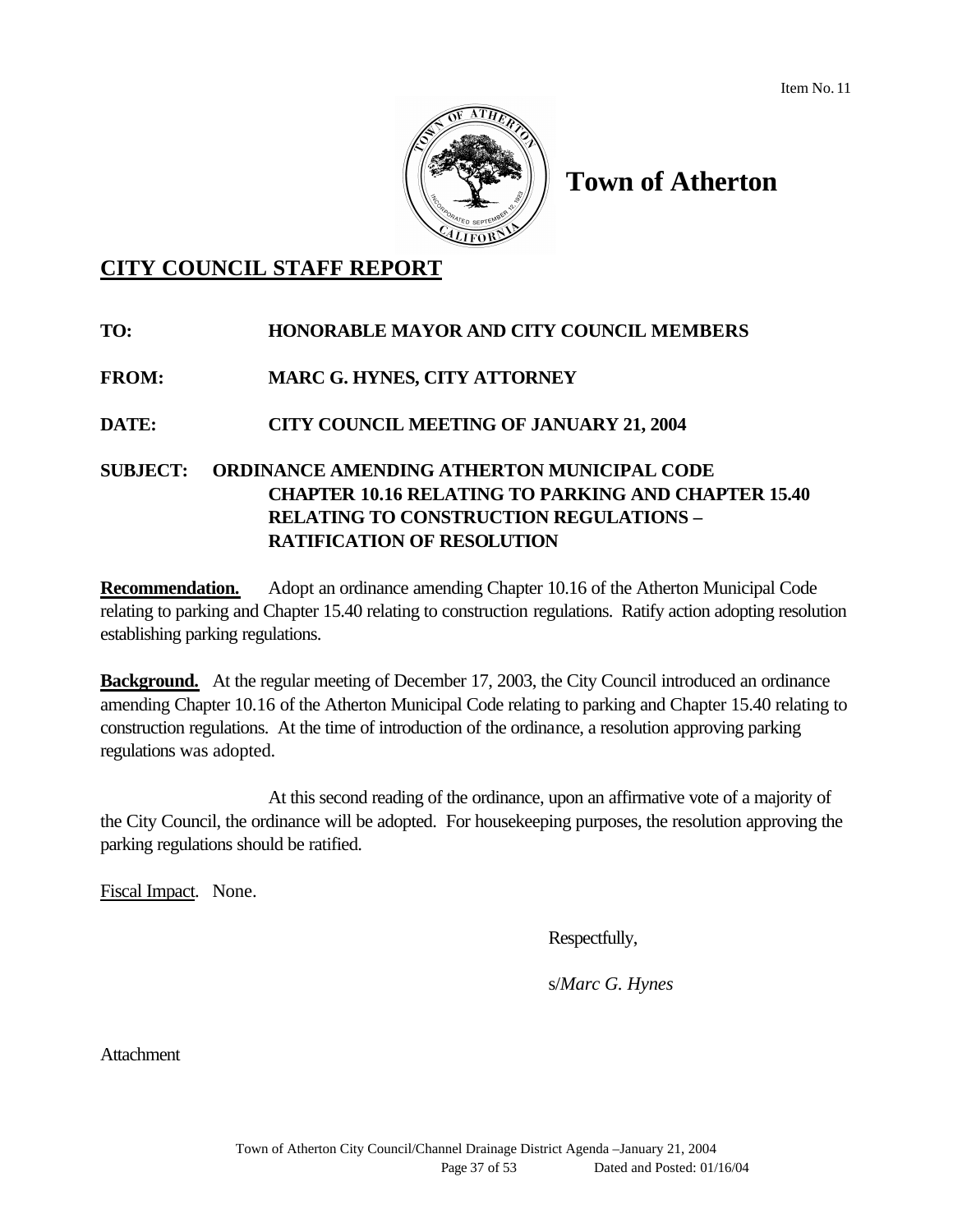Item No. 11

# Town of Atherton

## CITY COUNCIL STAFF REPORT

**TO:** **HONORABLE MAYOR AND CITY COUNCIL MEMBERS**

**FROM:** **MARC G. HYNES, CITY ATTORNEY**

**DATE:** **CITY COUNCIL MEETING OF JANUARY 21, 2004**

**SUBJECT:** **ORDINANCE AMENDING ATHERTON MUNICIPAL CODE CHAPTER 10.16 RELATING TO PARKING AND CHAPTER 15.40 RELATING TO CONSTRUCTION REGULATIONS – RATIFICATION OF RESOLUTION**

**Recommendation.** Adopt an ordinance amending Chapter 10.16 of the Atherton Municipal Code relating to parking and Chapter 15.40 relating to construction regulations. Ratify action adopting resolution establishing parking regulations.

**Background.** At the regular meeting of December 17, 2003, the City Council introduced an ordinance amending Chapter 10.16 of the Atherton Municipal Code relating to parking and Chapter 15.40 relating to construction regulations. At the time of introduction of the ordinance, a resolution approving parking regulations was adopted.

At this second reading of the ordinance, upon an affirmative vote of a majority of the City Council, the ordinance will be adopted. For housekeeping purposes, the resolution approving the parking regulations should be ratified.

Fiscal Impact. None.

Respectfully,

s/*Marc G. Hynes*

Attachment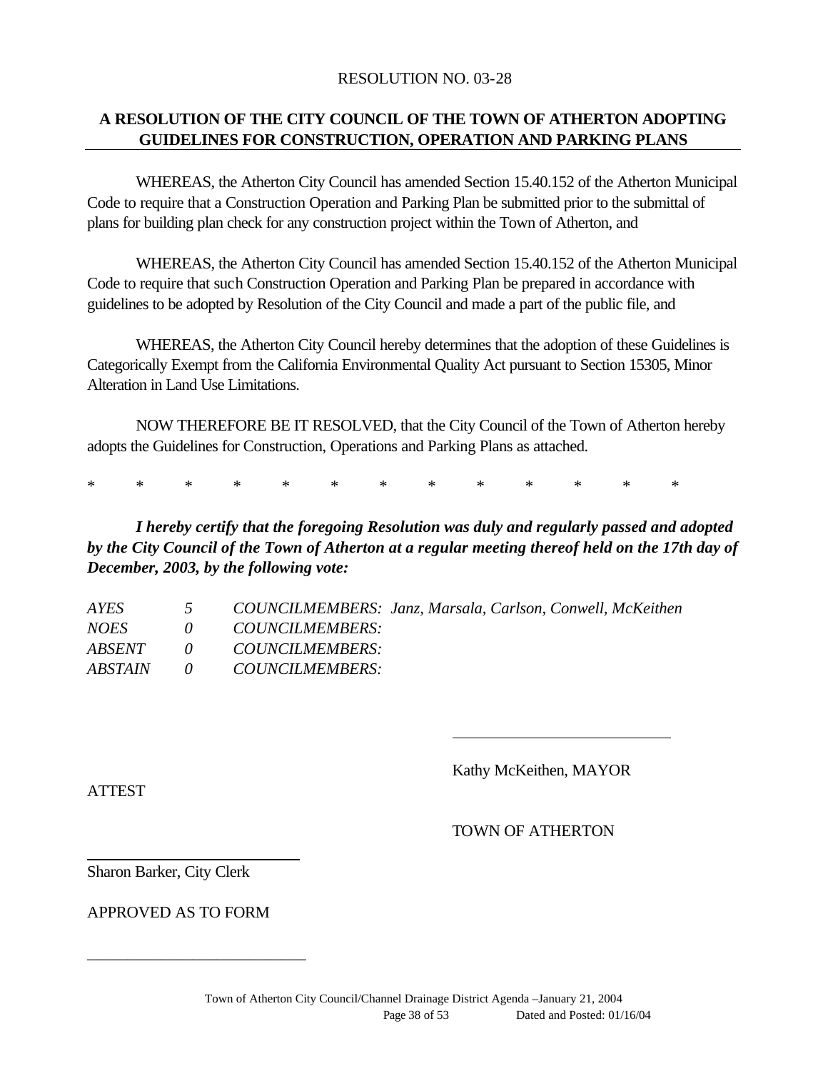RESOLUTION NO. 03-28

**A RESOLUTION OF THE CITY COUNCIL OF THE TOWN OF ATHERTON ADOPTING GUIDELINES FOR CONSTRUCTION, OPERATION AND PARKING PLANS**

WHEREAS, the Atherton City Council has amended Section 15.40.152 of the Atherton Municipal Code to require that a Construction Operation and Parking Plan be submitted prior to the submittal of plans for building plan check for any construction project within the Town of Atherton, and

WHEREAS, the Atherton City Council has amended Section 15.40.152 of the Atherton Municipal Code to require that such Construction Operation and Parking Plan be prepared in accordance with guidelines to be adopted by Resolution of the City Council and made a part of the public file, and

WHEREAS, the Atherton City Council hereby determines that the adoption of these Guidelines is Categorically Exempt from the California Environmental Quality Act pursuant to Section 15305, Minor Alteration in Land Use Limitations.

NOW THEREFORE BE IT RESOLVED, that the City Council of the Town of Atherton hereby adopts the Guidelines for Construction, Operations and Parking Plans as attached.

\* \* \* \* \* \* \* \* \* \* \* \* \*

***I hereby certify that the foregoing Resolution was duly and regularly passed and adopted by the City Council of the Town of Atherton at a regular meeting thereof held on the 17th day of December, 2003, by the following vote:***

| | | |
|---|---|---|
| *AYES* | *5* | *COUNCILMEMBERS: Janz, Marsala, Carlson, Conwell, McKeithen* |
| *NOES* | *0* | *COUNCILMEMBERS:* |
| *ABSENT* | *0* | *COUNCILMEMBERS:* |
| *ABSTAIN* | *0* | *COUNCILMEMBERS:* |

\_\_\_\_\_\_\_\_\_\_\_\_\_\_\_\_\_\_\_\_\_\_\_\_\_\_\_\_

Kathy McKeithen, MAYOR

TOWN OF ATHERTON

ATTEST

\_\_\_\_\_\_\_\_\_\_\_\_\_\_\_\_\_\_\_\_\_\_\_\_\_\_\_\_

Sharon Barker, City Clerk

APPROVED AS TO FORM

\_\_\_\_\_\_\_\_\_\_\_\_\_\_\_\_\_\_\_\_\_\_\_\_\_\_\_\_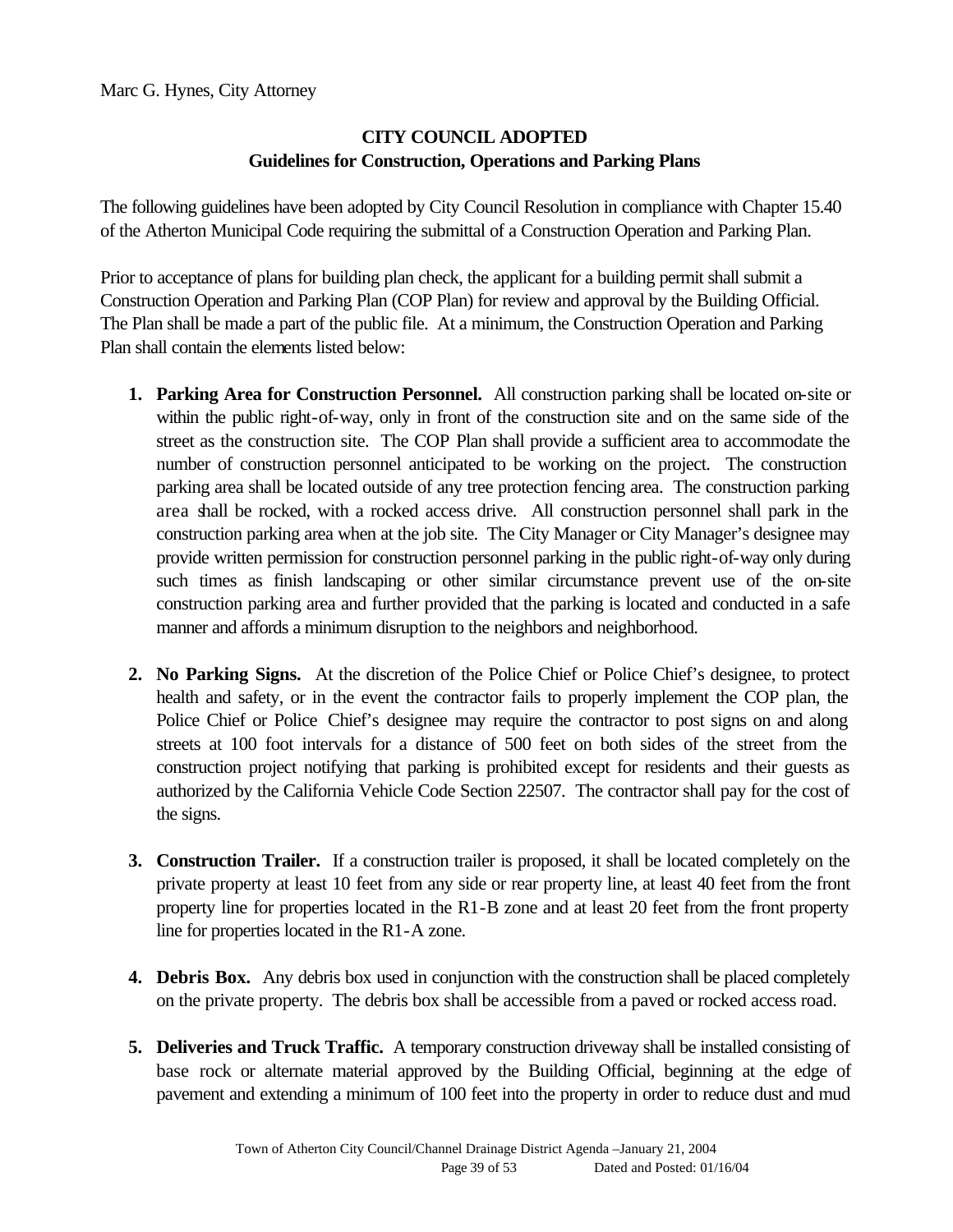Marc G. Hynes, City Attorney

**CITY COUNCIL ADOPTED**
**Guidelines for Construction, Operations and Parking Plans**

The following guidelines have been adopted by City Council Resolution in compliance with Chapter 15.40 of the Atherton Municipal Code requiring the submittal of a Construction Operation and Parking Plan.

Prior to acceptance of plans for building plan check, the applicant for a building permit shall submit a Construction Operation and Parking Plan (COP Plan) for review and approval by the Building Official. The Plan shall be made a part of the public file. At a minimum, the Construction Operation and Parking Plan shall contain the elements listed below:

1. **Parking Area for Construction Personnel.** All construction parking shall be located on-site or within the public right-of-way, only in front of the construction site and on the same side of the street as the construction site. The COP Plan shall provide a sufficient area to accommodate the number of construction personnel anticipated to be working on the project. The construction parking area shall be located outside of any tree protection fencing area. The construction parking area shall be rocked, with a rocked access drive. All construction personnel shall park in the construction parking area when at the job site. The City Manager or City Manager's designee may provide written permission for construction personnel parking in the public right-of-way only during such times as finish landscaping or other similar circumstance prevent use of the on-site construction parking area and further provided that the parking is located and conducted in a safe manner and affords a minimum disruption to the neighbors and neighborhood.

2. **No Parking Signs.** At the discretion of the Police Chief or Police Chief's designee, to protect health and safety, or in the event the contractor fails to properly implement the COP plan, the Police Chief or Police Chief's designee may require the contractor to post signs on and along streets at 100 foot intervals for a distance of 500 feet on both sides of the street from the construction project notifying that parking is prohibited except for residents and their guests as authorized by the California Vehicle Code Section 22507. The contractor shall pay for the cost of the signs.

3. **Construction Trailer.** If a construction trailer is proposed, it shall be located completely on the private property at least 10 feet from any side or rear property line, at least 40 feet from the front property line for properties located in the R1-B zone and at least 20 feet from the front property line for properties located in the R1-A zone.

4. **Debris Box.** Any debris box used in conjunction with the construction shall be placed completely on the private property. The debris box shall be accessible from a paved or rocked access road.

5. **Deliveries and Truck Traffic.** A temporary construction driveway shall be installed consisting of base rock or alternate material approved by the Building Official, beginning at the edge of pavement and extending a minimum of 100 feet into the property in order to reduce dust and mud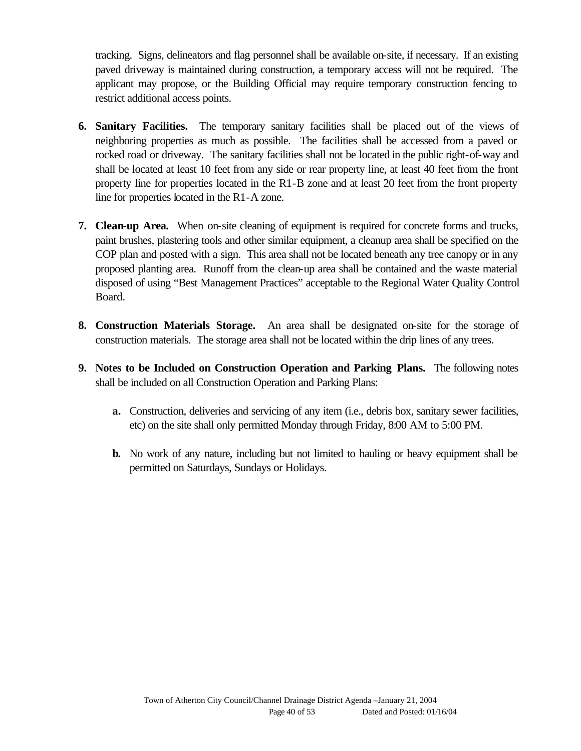tracking. Signs, delineators and flag personnel shall be available on-site, if necessary. If an existing paved driveway is maintained during construction, a temporary access will not be required. The applicant may propose, or the Building Official may require temporary construction fencing to restrict additional access points.

6. **Sanitary Facilities.** The temporary sanitary facilities shall be placed out of the views of neighboring properties as much as possible. The facilities shall be accessed from a paved or rocked road or driveway. The sanitary facilities shall not be located in the public right-of-way and shall be located at least 10 feet from any side or rear property line, at least 40 feet from the front property line for properties located in the R1-B zone and at least 20 feet from the front property line for properties located in the R1-A zone.

7. **Clean-up Area.** When on-site cleaning of equipment is required for concrete forms and trucks, paint brushes, plastering tools and other similar equipment, a cleanup area shall be specified on the COP plan and posted with a sign. This area shall not be located beneath any tree canopy or in any proposed planting area. Runoff from the clean-up area shall be contained and the waste material disposed of using "Best Management Practices" acceptable to the Regional Water Quality Control Board.

8. **Construction Materials Storage.** An area shall be designated on-site for the storage of construction materials. The storage area shall not be located within the drip lines of any trees.

9. **Notes to be Included on Construction Operation and Parking Plans.** The following notes shall be included on all Construction Operation and Parking Plans:

   a. Construction, deliveries and servicing of any item (i.e., debris box, sanitary sewer facilities, etc) on the site shall only permitted Monday through Friday, 8:00 AM to 5:00 PM.

   b. No work of any nature, including but not limited to hauling or heavy equipment shall be permitted on Saturdays, Sundays or Holidays.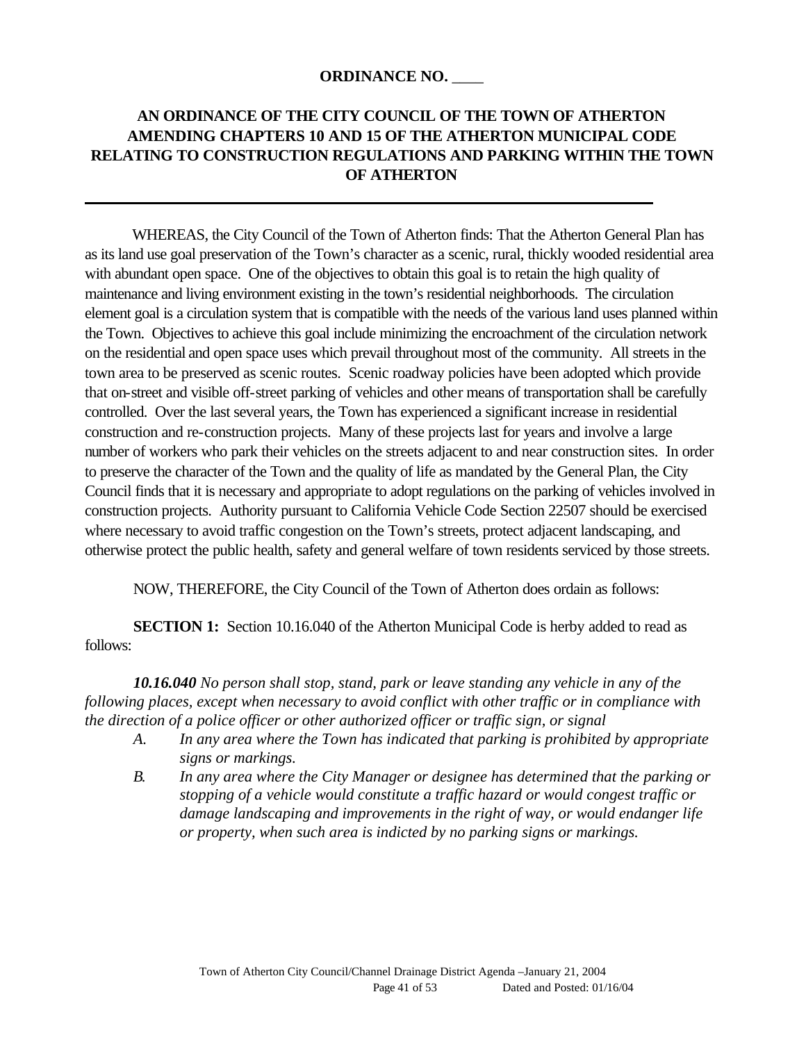**ORDINANCE NO. ____**

**AN ORDINANCE OF THE CITY COUNCIL OF THE TOWN OF ATHERTON AMENDING CHAPTERS 10 AND 15 OF THE ATHERTON MUNICIPAL CODE RELATING TO CONSTRUCTION REGULATIONS AND PARKING WITHIN THE TOWN OF ATHERTON**

---

WHEREAS, the City Council of the Town of Atherton finds: That the Atherton General Plan has as its land use goal preservation of the Town's character as a scenic, rural, thickly wooded residential area with abundant open space. One of the objectives to obtain this goal is to retain the high quality of maintenance and living environment existing in the town's residential neighborhoods. The circulation element goal is a circulation system that is compatible with the needs of the various land uses planned within the Town. Objectives to achieve this goal include minimizing the encroachment of the circulation network on the residential and open space uses which prevail throughout most of the community. All streets in the town area to be preserved as scenic routes. Scenic roadway policies have been adopted which provide that on-street and visible off-street parking of vehicles and other means of transportation shall be carefully controlled. Over the last several years, the Town has experienced a significant increase in residential construction and re-construction projects. Many of these projects last for years and involve a large number of workers who park their vehicles on the streets adjacent to and near construction sites. In order to preserve the character of the Town and the quality of life as mandated by the General Plan, the City Council finds that it is necessary and appropriate to adopt regulations on the parking of vehicles involved in construction projects. Authority pursuant to California Vehicle Code Section 22507 should be exercised where necessary to avoid traffic congestion on the Town's streets, protect adjacent landscaping, and otherwise protect the public health, safety and general welfare of town residents serviced by those streets.

NOW, THEREFORE, the City Council of the Town of Atherton does ordain as follows:

**SECTION 1:** Section 10.16.040 of the Atherton Municipal Code is herby added to read as follows:

***10.16.040*** *No person shall stop, stand, park or leave standing any vehicle in any of the following places, except when necessary to avoid conflict with other traffic or in compliance with the direction of a police officer or other authorized officer or traffic sign, or signal*

- *A. In any area where the Town has indicated that parking is prohibited by appropriate signs or markings.*
- *B. In any area where the City Manager or designee has determined that the parking or stopping of a vehicle would constitute a traffic hazard or would congest traffic or damage landscaping and improvements in the right of way, or would endanger life or property, when such area is indicted by no parking signs or markings.*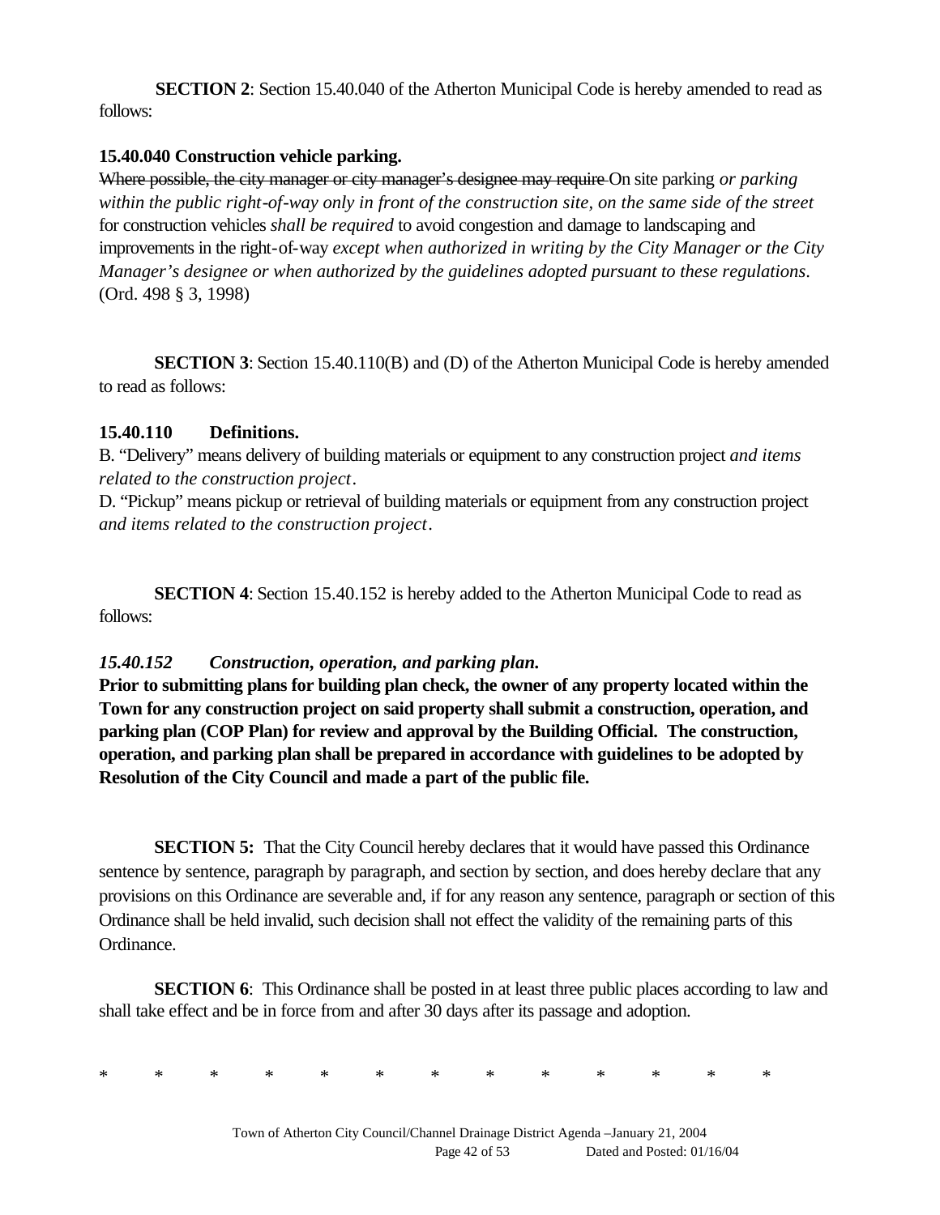**SECTION 2**: Section 15.40.040 of the Atherton Municipal Code is hereby amended to read as follows:

**15.40.040 Construction vehicle parking.**

~~Where possible, the city manager or city manager's designee may require~~ On site parking *or parking within the public right-of-way only in front of the construction site, on the same side of the street* for construction vehicles *shall be required* to avoid congestion and damage to landscaping and improvements in the right-of-way *except when authorized in writing by the City Manager or the City Manager's designee or when authorized by the guidelines adopted pursuant to these regulations*. (Ord. 498 § 3, 1998)

**SECTION 3**: Section 15.40.110(B) and (D) of the Atherton Municipal Code is hereby amended to read as follows:

**15.40.110 Definitions.**

B. "Delivery" means delivery of building materials or equipment to any construction project *and items related to the construction project*.

D. "Pickup" means pickup or retrieval of building materials or equipment from any construction project *and items related to the construction project*.

**SECTION 4**: Section 15.40.152 is hereby added to the Atherton Municipal Code to read as follows:

***15.40.152 Construction, operation, and parking plan.***

**Prior to submitting plans for building plan check, the owner of any property located within the Town for any construction project on said property shall submit a construction, operation, and parking plan (COP Plan) for review and approval by the Building Official. The construction, operation, and parking plan shall be prepared in accordance with guidelines to be adopted by Resolution of the City Council and made a part of the public file.**

**SECTION 5:** That the City Council hereby declares that it would have passed this Ordinance sentence by sentence, paragraph by paragraph, and section by section, and does hereby declare that any provisions on this Ordinance are severable and, if for any reason any sentence, paragraph or section of this Ordinance shall be held invalid, such decision shall not effect the validity of the remaining parts of this Ordinance.

**SECTION 6**: This Ordinance shall be posted in at least three public places according to law and shall take effect and be in force from and after 30 days after its passage and adoption.

\* \* \* \* \* \* \* \* \* \* \* \* \*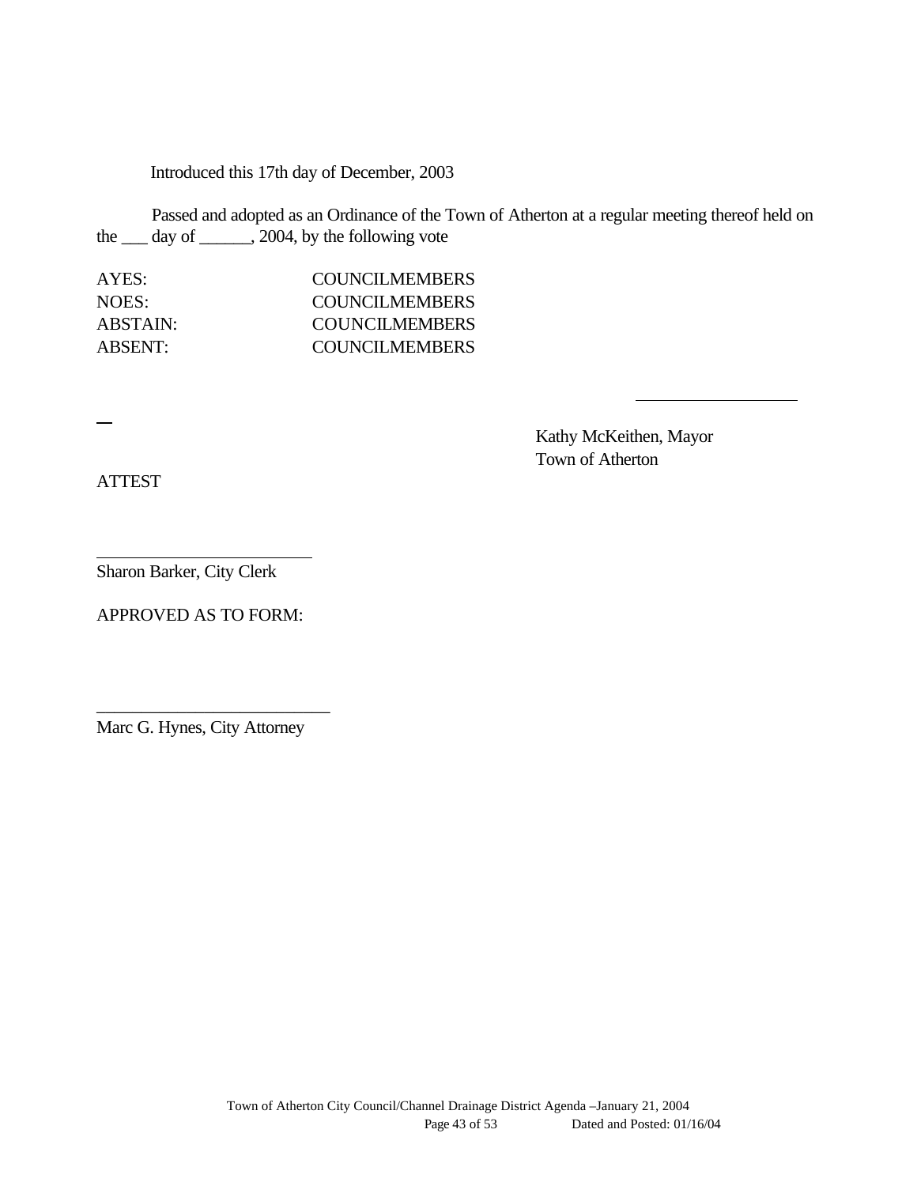Introduced this 17th day of December, 2003

Passed and adopted as an Ordinance of the Town of Atherton at a regular meeting thereof held on the ___ day of ______, 2004, by the following vote

| | |
|---|---|
| AYES: | COUNCILMEMBERS |
| NOES: | COUNCILMEMBERS |
| ABSTAIN: | COUNCILMEMBERS |
| ABSENT: | COUNCILMEMBERS |

___________________

Kathy McKeithen, Mayor
Town of Atherton

ATTEST

_________________________
Sharon Barker, City Clerk

APPROVED AS TO FORM:

___________________________
Marc G. Hynes, City Attorney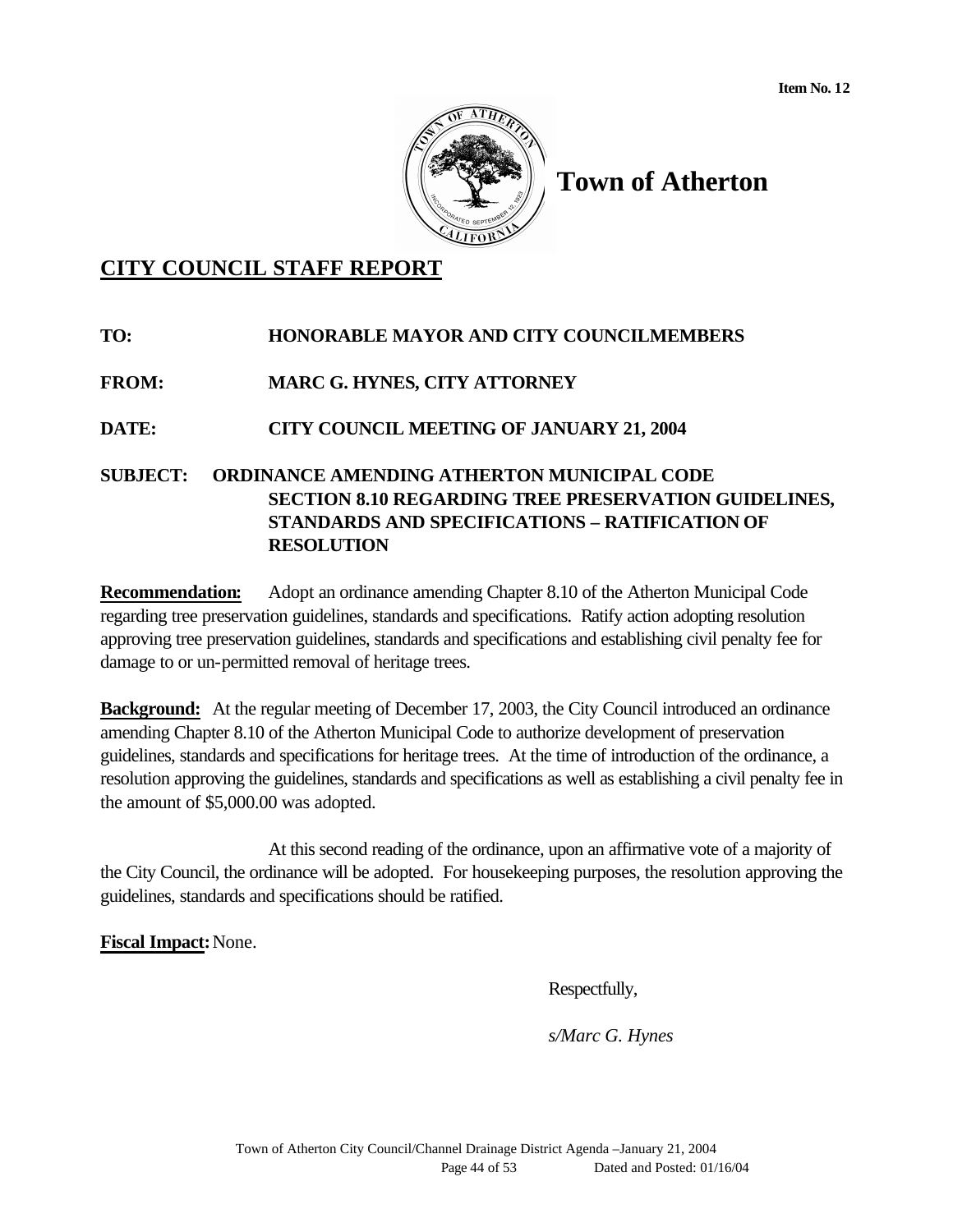Item No. 12

# Town of Atherton

## CITY COUNCIL STAFF REPORT

**TO:** HONORABLE MAYOR AND CITY COUNCILMEMBERS

**FROM:** MARC G. HYNES, CITY ATTORNEY

**DATE:** CITY COUNCIL MEETING OF JANUARY 21, 2004

**SUBJECT: ORDINANCE AMENDING ATHERTON MUNICIPAL CODE SECTION 8.10 REGARDING TREE PRESERVATION GUIDELINES, STANDARDS AND SPECIFICATIONS – RATIFICATION OF RESOLUTION**

**Recommendation:** Adopt an ordinance amending Chapter 8.10 of the Atherton Municipal Code regarding tree preservation guidelines, standards and specifications. Ratify action adopting resolution approving tree preservation guidelines, standards and specifications and establishing civil penalty fee for damage to or un-permitted removal of heritage trees.

**Background:** At the regular meeting of December 17, 2003, the City Council introduced an ordinance amending Chapter 8.10 of the Atherton Municipal Code to authorize development of preservation guidelines, standards and specifications for heritage trees. At the time of introduction of the ordinance, a resolution approving the guidelines, standards and specifications as well as establishing a civil penalty fee in the amount of $5,000.00 was adopted.

At this second reading of the ordinance, upon an affirmative vote of a majority of the City Council, the ordinance will be adopted. For housekeeping purposes, the resolution approving the guidelines, standards and specifications should be ratified.

**Fiscal Impact:** None.

Respectfully,

*s/Marc G. Hynes*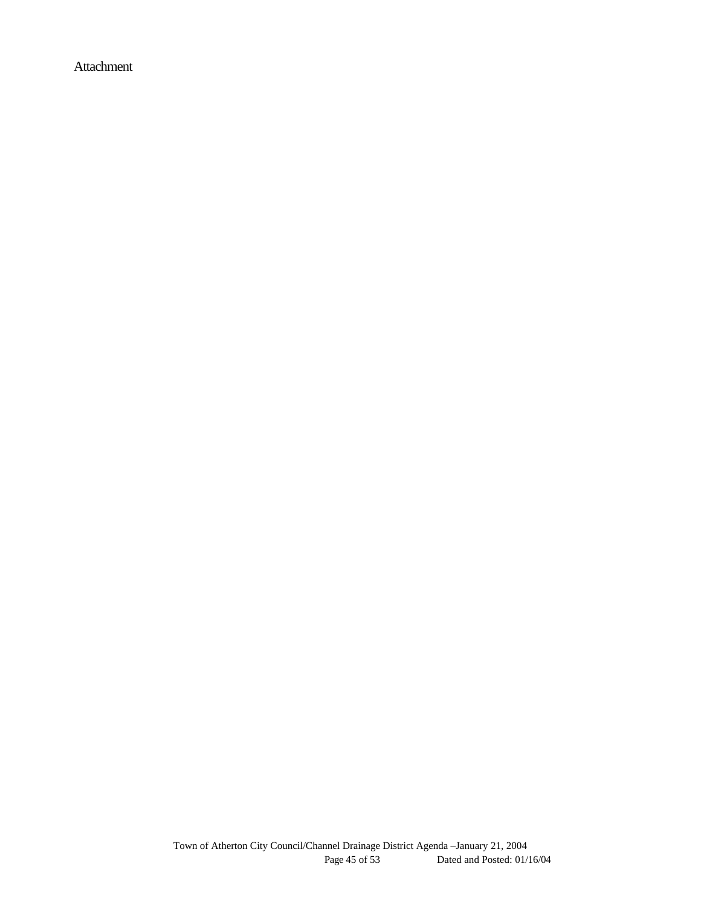Attachment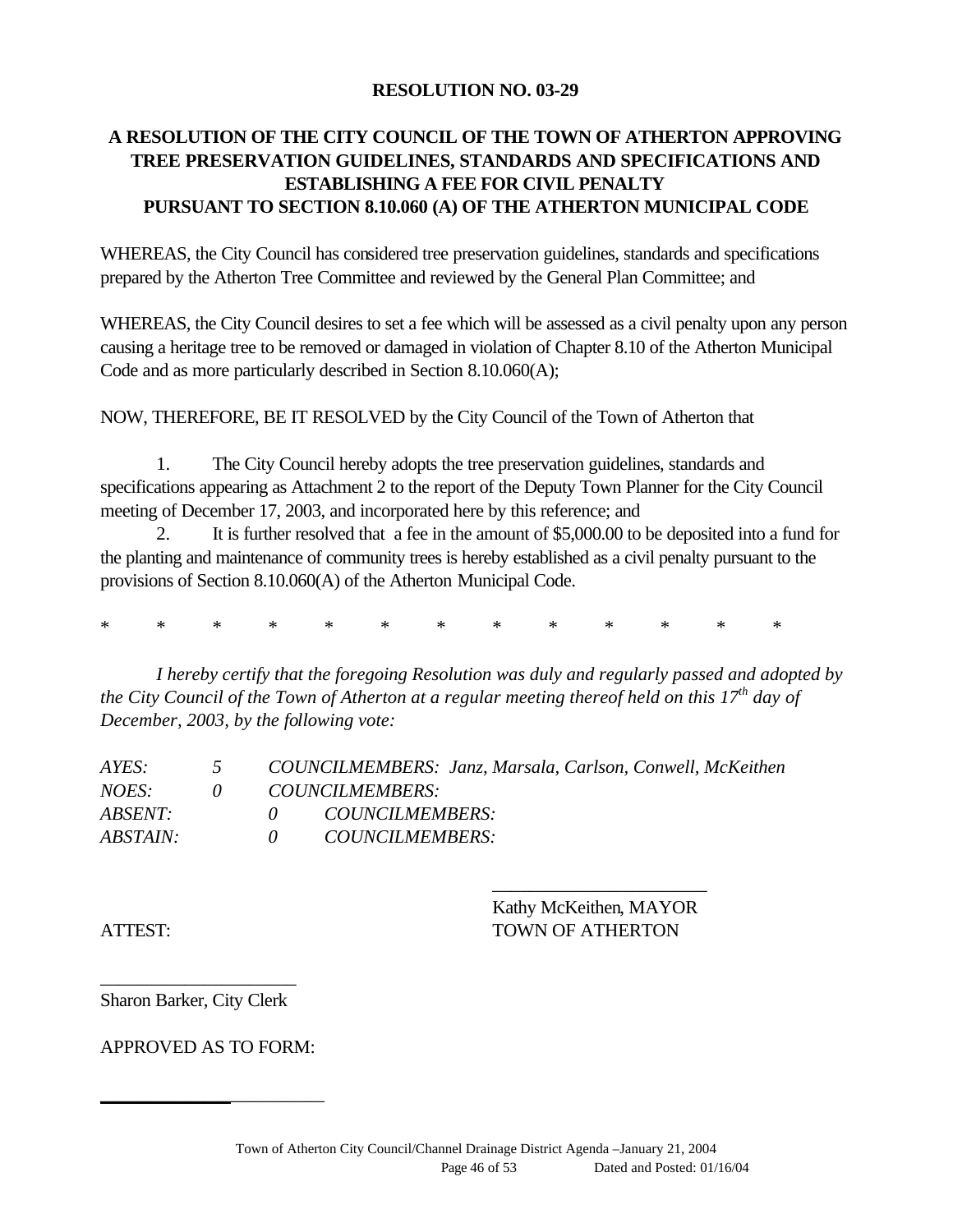**RESOLUTION NO. 03-29**

**A RESOLUTION OF THE CITY COUNCIL OF THE TOWN OF ATHERTON APPROVING TREE PRESERVATION GUIDELINES, STANDARDS AND SPECIFICATIONS AND ESTABLISHING A FEE FOR CIVIL PENALTY PURSUANT TO SECTION 8.10.060 (A) OF THE ATHERTON MUNICIPAL CODE**

WHEREAS, the City Council has considered tree preservation guidelines, standards and specifications prepared by the Atherton Tree Committee and reviewed by the General Plan Committee; and

WHEREAS, the City Council desires to set a fee which will be assessed as a civil penalty upon any person causing a heritage tree to be removed or damaged in violation of Chapter 8.10 of the Atherton Municipal Code and as more particularly described in Section 8.10.060(A);

NOW, THEREFORE, BE IT RESOLVED by the City Council of the Town of Atherton that

1. The City Council hereby adopts the tree preservation guidelines, standards and specifications appearing as Attachment 2 to the report of the Deputy Town Planner for the City Council meeting of December 17, 2003, and incorporated here by this reference; and
2. It is further resolved that a fee in the amount of $5,000.00 to be deposited into a fund for the planting and maintenance of community trees is hereby established as a civil penalty pursuant to the provisions of Section 8.10.060(A) of the Atherton Municipal Code.

\*  \*  \*  \*  \*  \*  \*  \*  \*  \*  \*  \*  \*

*I hereby certify that the foregoing Resolution was duly and regularly passed and adopted by the City Council of the Town of Atherton at a regular meeting thereof held on this 17th day of December, 2003, by the following vote:*

*AYES: 5 COUNCILMEMBERS: Janz, Marsala, Carlson, Conwell, McKeithen*
*NOES: 0 COUNCILMEMBERS:*
*ABSENT: 0 COUNCILMEMBERS:*
*ABSTAIN: 0 COUNCILMEMBERS:*

\_\_\_\_\_\_\_\_\_\_\_\_\_\_\_\_\_\_\_\_\_\_\_
Kathy McKeithen, MAYOR
TOWN OF ATHERTON

ATTEST:

\_\_\_\_\_\_\_\_\_\_\_\_\_\_\_\_\_\_\_\_\_
Sharon Barker, City Clerk

APPROVED AS TO FORM:

\_\_\_\_\_\_\_\_\_\_\_\_\_\_\_\_\_\_\_\_\_\_\_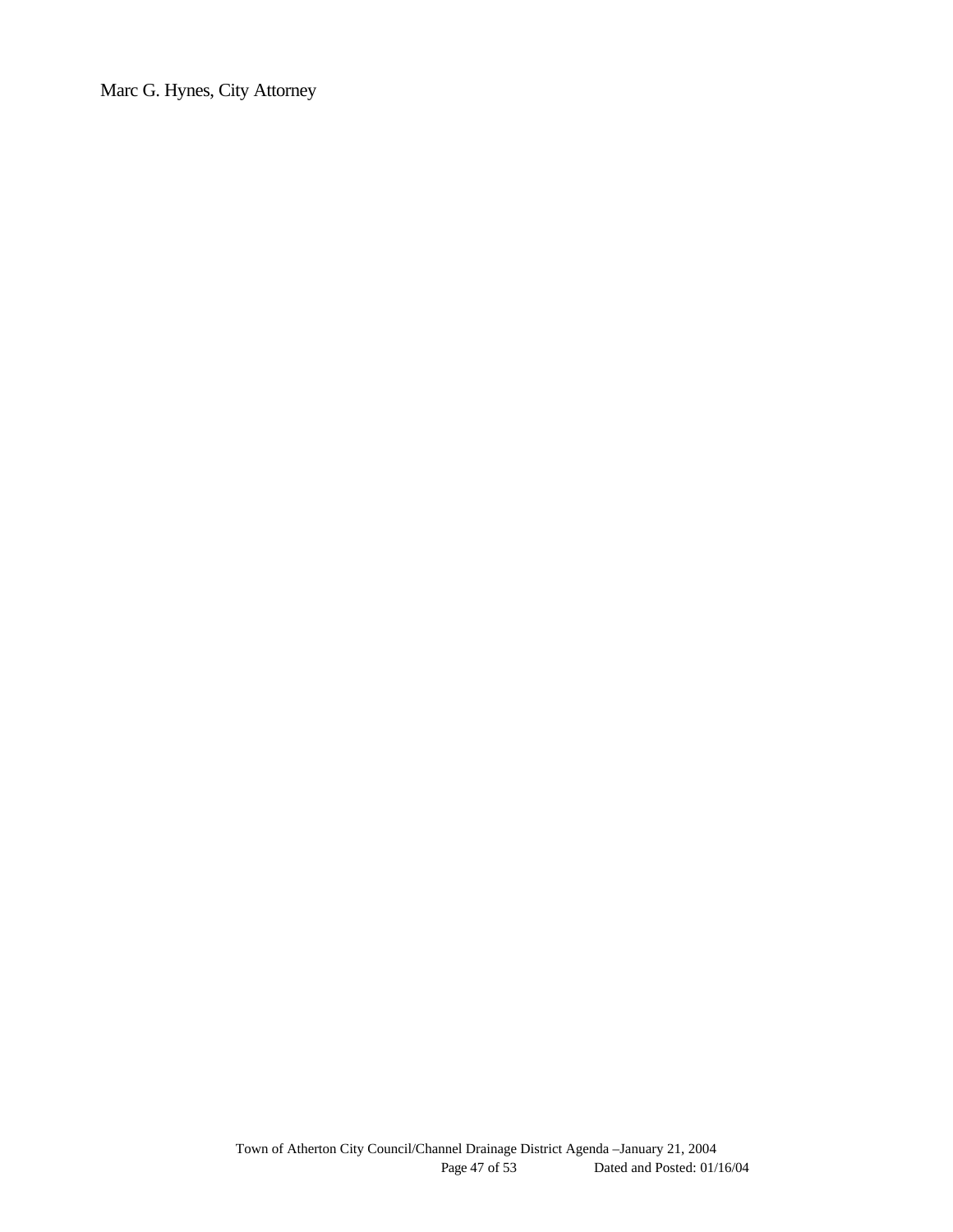Marc G. Hynes, City Attorney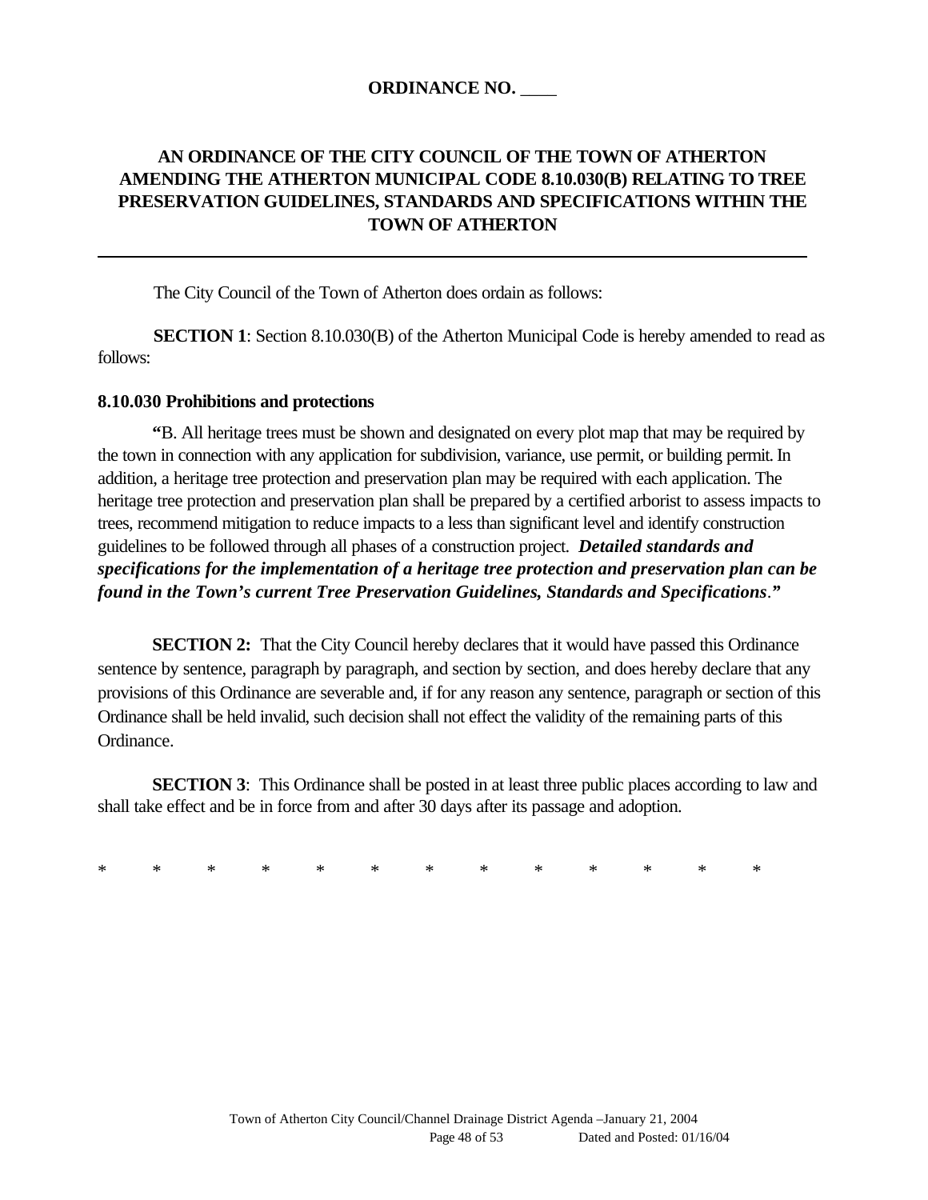**ORDINANCE NO. ____**

# AN ORDINANCE OF THE CITY COUNCIL OF THE TOWN OF ATHERTON AMENDING THE ATHERTON MUNICIPAL CODE 8.10.030(B) RELATING TO TREE PRESERVATION GUIDELINES, STANDARDS AND SPECIFICATIONS WITHIN THE TOWN OF ATHERTON

---

The City Council of the Town of Atherton does ordain as follows:

**SECTION 1**: Section 8.10.030(B) of the Atherton Municipal Code is hereby amended to read as follows:

**8.10.030 Prohibitions and protections**

**"**B. All heritage trees must be shown and designated on every plot map that may be required by the town in connection with any application for subdivision, variance, use permit, or building permit. In addition, a heritage tree protection and preservation plan may be required with each application. The heritage tree protection and preservation plan shall be prepared by a certified arborist to assess impacts to trees, recommend mitigation to reduce impacts to a less than significant level and identify construction guidelines to be followed through all phases of a construction project. ***Detailed standards and specifications for the implementation of a heritage tree protection and preservation plan can be found in the Town's current Tree Preservation Guidelines, Standards and Specifications**.**"**

**SECTION 2:** That the City Council hereby declares that it would have passed this Ordinance sentence by sentence, paragraph by paragraph, and section by section, and does hereby declare that any provisions of this Ordinance are severable and, if for any reason any sentence, paragraph or section of this Ordinance shall be held invalid, such decision shall not effect the validity of the remaining parts of this Ordinance.

**SECTION 3**: This Ordinance shall be posted in at least three public places according to law and shall take effect and be in force from and after 30 days after its passage and adoption.

* * * * * * * * * * * * *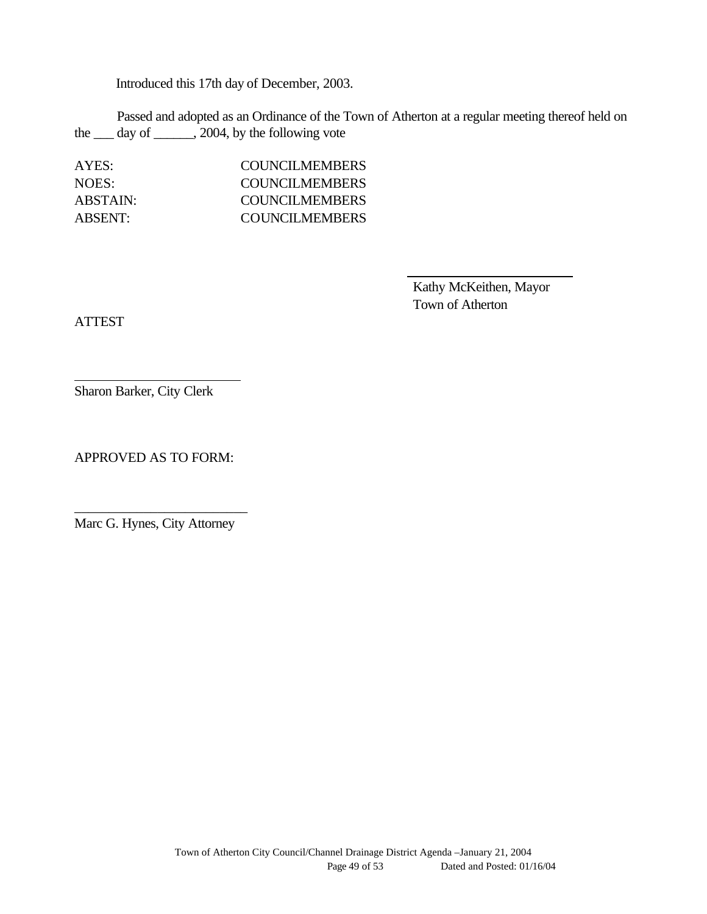Introduced this 17th day of December, 2003.

Passed and adopted as an Ordinance of the Town of Atherton at a regular meeting thereof held on the ___ day of ______, 2004, by the following vote

| | |
|---|---|
| AYES: | COUNCILMEMBERS |
| NOES: | COUNCILMEMBERS |
| ABSTAIN: | COUNCILMEMBERS |
| ABSENT: | COUNCILMEMBERS |

_________________________
Kathy McKeithen, Mayor
Town of Atherton

ATTEST

_________________________
Sharon Barker, City Clerk

APPROVED AS TO FORM:

_________________________
Marc G. Hynes, City Attorney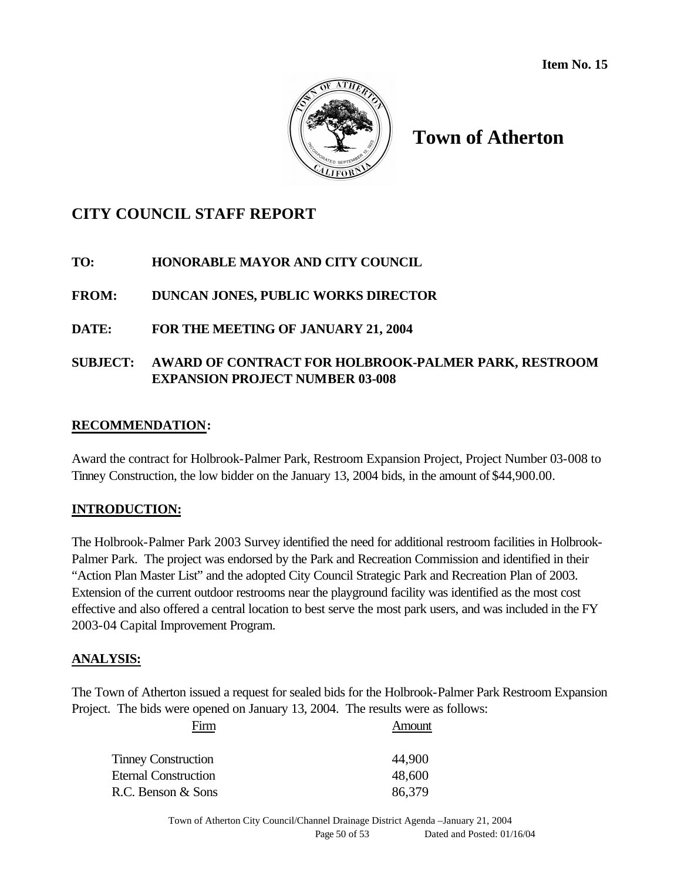Item No. 15

# Town of Atherton

## CITY COUNCIL STAFF REPORT

**TO:** HONORABLE MAYOR AND CITY COUNCIL

**FROM:** DUNCAN JONES, PUBLIC WORKS DIRECTOR

**DATE:** FOR THE MEETING OF JANUARY 21, 2004

**SUBJECT:** AWARD OF CONTRACT FOR HOLBROOK-PALMER PARK, RESTROOM EXPANSION PROJECT NUMBER 03-008

### RECOMMENDATION:

Award the contract for Holbrook-Palmer Park, Restroom Expansion Project, Project Number 03-008 to Tinney Construction, the low bidder on the January 13, 2004 bids, in the amount of $44,900.00.

### INTRODUCTION:

The Holbrook-Palmer Park 2003 Survey identified the need for additional restroom facilities in Holbrook-Palmer Park. The project was endorsed by the Park and Recreation Commission and identified in their "Action Plan Master List" and the adopted City Council Strategic Park and Recreation Plan of 2003. Extension of the current outdoor restrooms near the playground facility was identified as the most cost effective and also offered a central location to best serve the most park users, and was included in the FY 2003-04 Capital Improvement Program.

### ANALYSIS:

The Town of Atherton issued a request for sealed bids for the Holbrook-Palmer Park Restroom Expansion Project. The bids were opened on January 13, 2004. The results were as follows:

| Firm | Amount |
|---|---|
| Tinney Construction | 44,900 |
| Eternal Construction | 48,600 |
| R.C. Benson & Sons | 86,379 |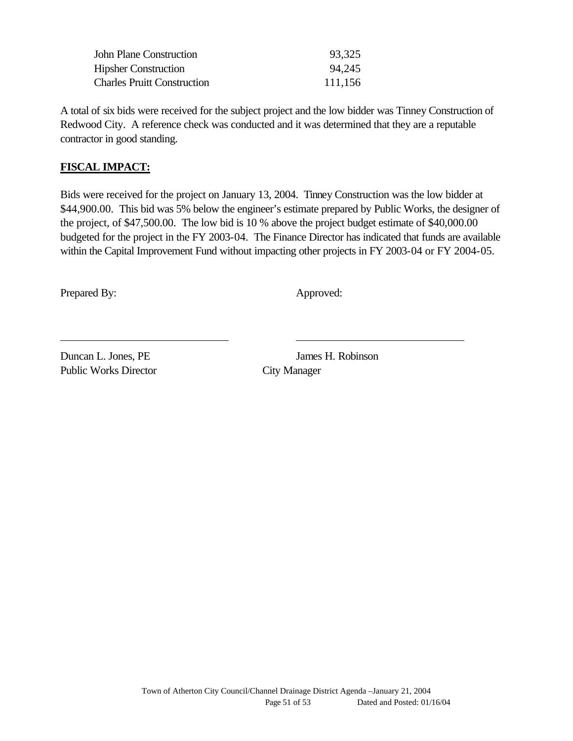| | |
|---|---|
| John Plane Construction | 93,325 |
| Hipsher Construction | 94,245 |
| Charles Pruitt Construction | 111,156 |

A total of six bids were received for the subject project and the low bidder was Tinney Construction of Redwood City. A reference check was conducted and it was determined that they are a reputable contractor in good standing.

**FISCAL IMPACT:**

Bids were received for the project on January 13, 2004. Tinney Construction was the low bidder at $44,900.00. This bid was 5% below the engineer's estimate prepared by Public Works, the designer of the project, of $47,500.00. The low bid is 10 % above the project budget estimate of $40,000.00 budgeted for the project in the FY 2003-04. The Finance Director has indicated that funds are available within the Capital Improvement Fund without impacting other projects in FY 2003-04 or FY 2004-05.

Prepared By: Approved:

Duncan L. Jones, PE
Public Works Director

James H. Robinson
City Manager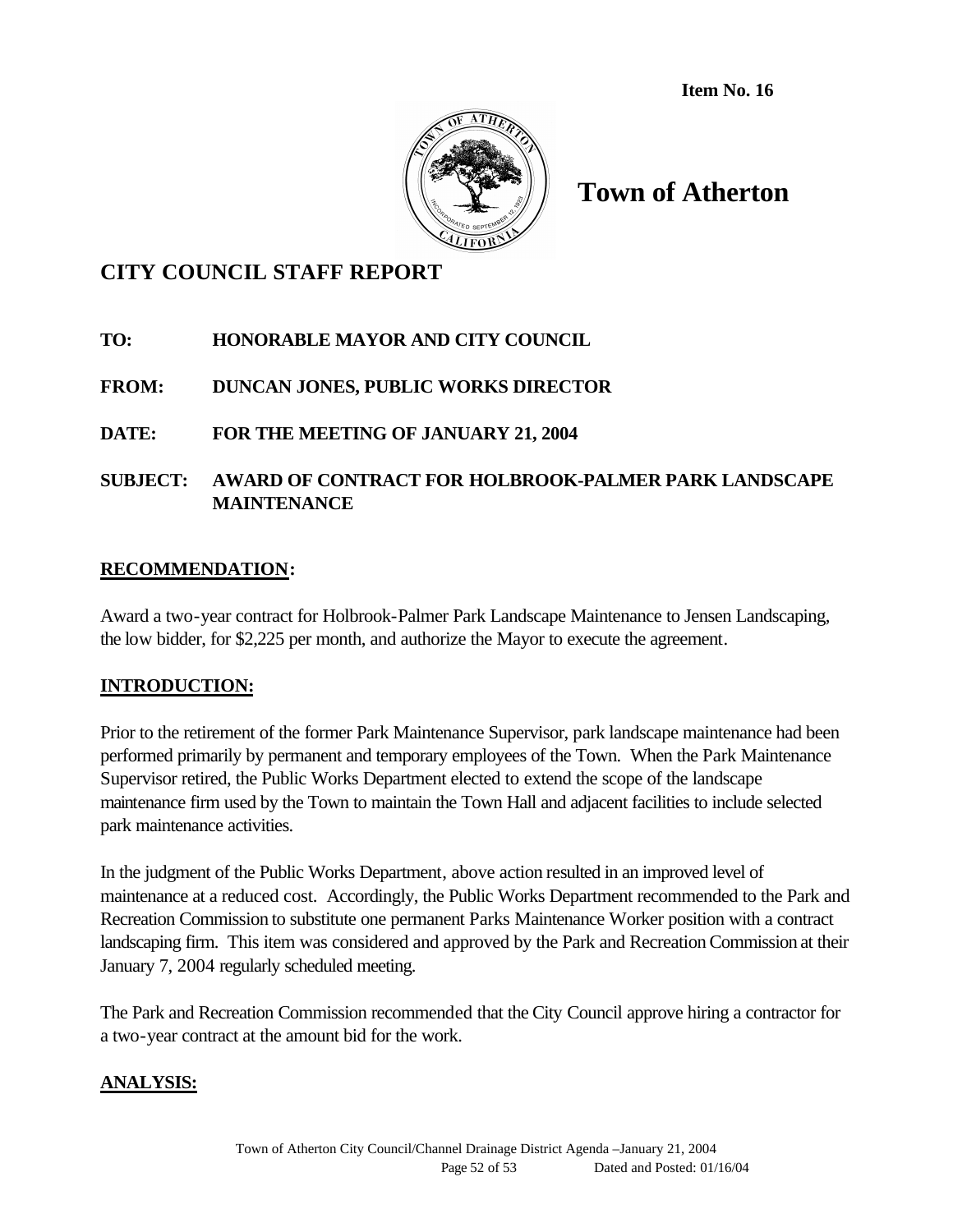Item No. 16

# Town of Atherton

## CITY COUNCIL STAFF REPORT

**TO:** HONORABLE MAYOR AND CITY COUNCIL

**FROM:** DUNCAN JONES, PUBLIC WORKS DIRECTOR

**DATE:** FOR THE MEETING OF JANUARY 21, 2004

**SUBJECT:** AWARD OF CONTRACT FOR HOLBROOK-PALMER PARK LANDSCAPE MAINTENANCE

### RECOMMENDATION:

Award a two-year contract for Holbrook-Palmer Park Landscape Maintenance to Jensen Landscaping, the low bidder, for $2,225 per month, and authorize the Mayor to execute the agreement.

### INTRODUCTION:

Prior to the retirement of the former Park Maintenance Supervisor, park landscape maintenance had been performed primarily by permanent and temporary employees of the Town. When the Park Maintenance Supervisor retired, the Public Works Department elected to extend the scope of the landscape maintenance firm used by the Town to maintain the Town Hall and adjacent facilities to include selected park maintenance activities.

In the judgment of the Public Works Department, above action resulted in an improved level of maintenance at a reduced cost. Accordingly, the Public Works Department recommended to the Park and Recreation Commission to substitute one permanent Parks Maintenance Worker position with a contract landscaping firm. This item was considered and approved by the Park and Recreation Commission at their January 7, 2004 regularly scheduled meeting.

The Park and Recreation Commission recommended that the City Council approve hiring a contractor for a two-year contract at the amount bid for the work.

### ANALYSIS: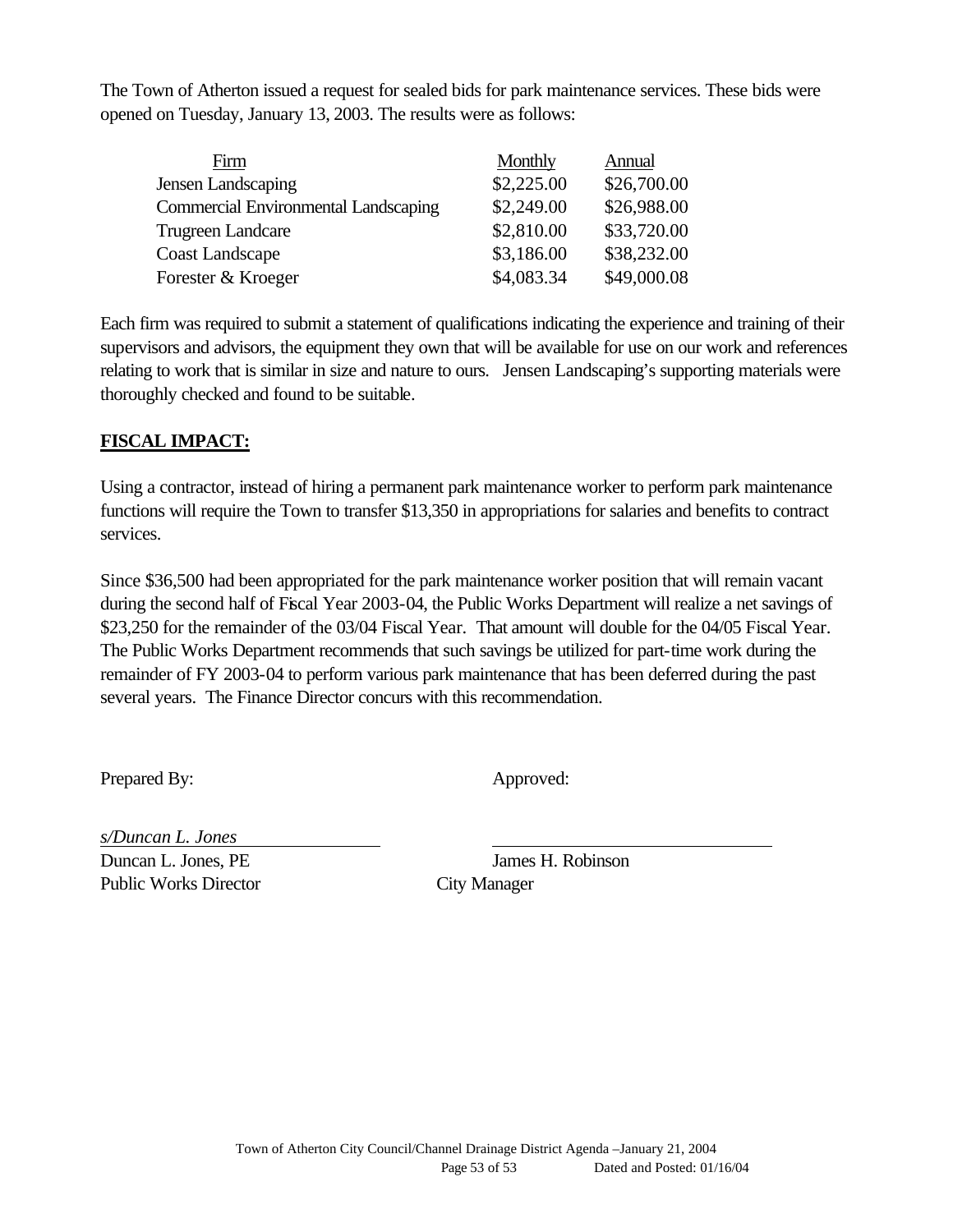The Town of Atherton issued a request for sealed bids for park maintenance services. These bids were opened on Tuesday, January 13, 2003. The results were as follows:

| Firm | Monthly | Annual |
|---|---|---|
| Jensen Landscaping | $2,225.00 | $26,700.00 |
| Commercial Environmental Landscaping | $2,249.00 | $26,988.00 |
| Trugreen Landcare | $2,810.00 | $33,720.00 |
| Coast Landscape | $3,186.00 | $38,232.00 |
| Forester & Kroeger | $4,083.34 | $49,000.08 |

Each firm was required to submit a statement of qualifications indicating the experience and training of their supervisors and advisors, the equipment they own that will be available for use on our work and references relating to work that is similar in size and nature to ours. Jensen Landscaping's supporting materials were thoroughly checked and found to be suitable.

**FISCAL IMPACT:**

Using a contractor, instead of hiring a permanent park maintenance worker to perform park maintenance functions will require the Town to transfer $13,350 in appropriations for salaries and benefits to contract services.

Since $36,500 had been appropriated for the park maintenance worker position that will remain vacant during the second half of Fiscal Year 2003-04, the Public Works Department will realize a net savings of $23,250 for the remainder of the 03/04 Fiscal Year. That amount will double for the 04/05 Fiscal Year. The Public Works Department recommends that such savings be utilized for part-time work during the remainder of FY 2003-04 to perform various park maintenance that has been deferred during the past several years. The Finance Director concurs with this recommendation.

Prepared By: Approved:

*s/Duncan L. Jones*

Duncan L. Jones, PE
Public Works Director

James H. Robinson
City Manager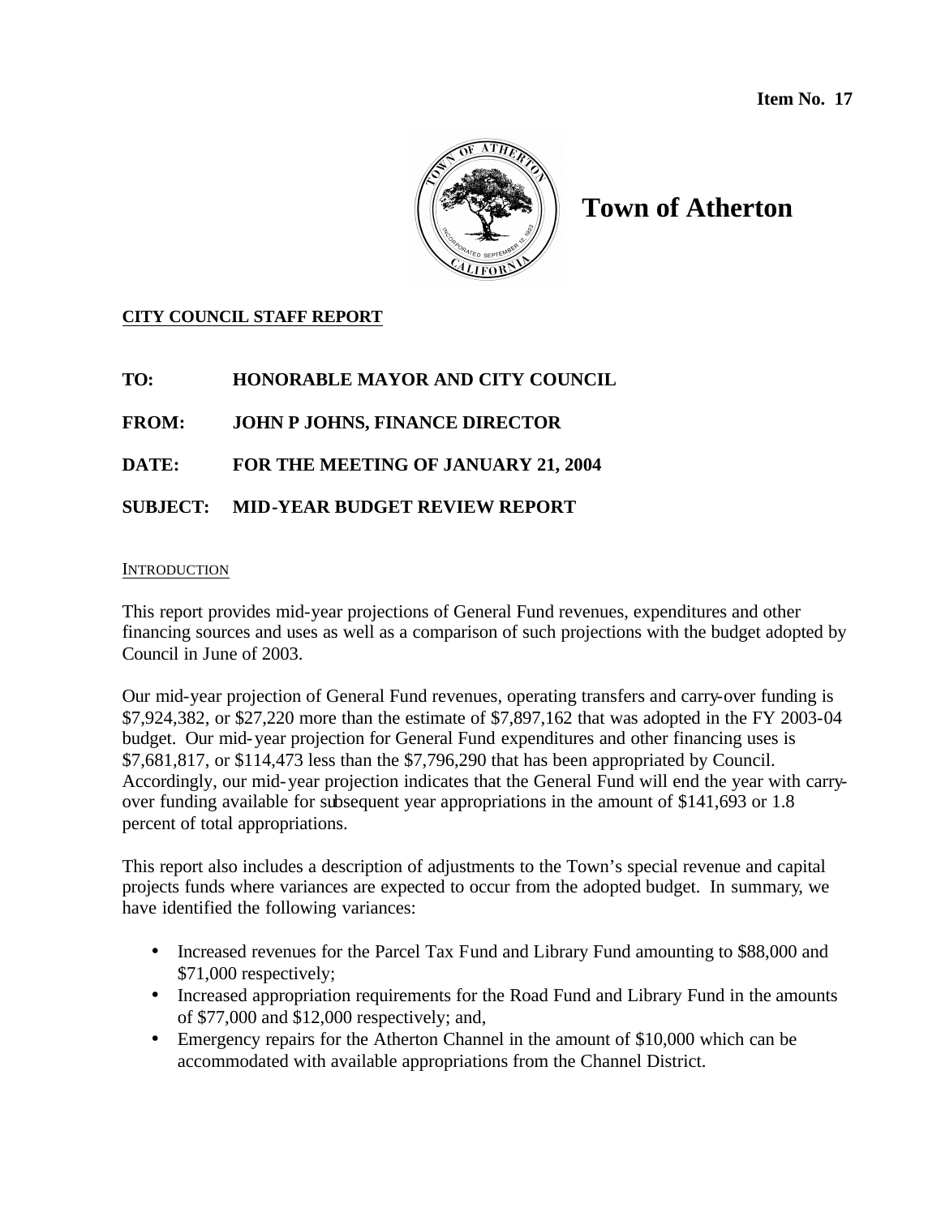**Item No. 17**

# Town of Atherton

**CITY COUNCIL STAFF REPORT**

**TO:** HONORABLE MAYOR AND CITY COUNCIL

**FROM:** JOHN P JOHNS, FINANCE DIRECTOR

**DATE:** FOR THE MEETING OF JANUARY 21, 2004

**SUBJECT:** MID-YEAR BUDGET REVIEW REPORT

INTRODUCTION

This report provides mid-year projections of General Fund revenues, expenditures and other financing sources and uses as well as a comparison of such projections with the budget adopted by Council in June of 2003.

Our mid-year projection of General Fund revenues, operating transfers and carry-over funding is $7,924,382, or $27,220 more than the estimate of $7,897,162 that was adopted in the FY 2003-04 budget. Our mid-year projection for General Fund expenditures and other financing uses is $7,681,817, or $114,473 less than the $7,796,290 that has been appropriated by Council. Accordingly, our mid-year projection indicates that the General Fund will end the year with carry-over funding available for subsequent year appropriations in the amount of $141,693 or 1.8 percent of total appropriations.

This report also includes a description of adjustments to the Town's special revenue and capital projects funds where variances are expected to occur from the adopted budget. In summary, we have identified the following variances:

- Increased revenues for the Parcel Tax Fund and Library Fund amounting to $88,000 and $71,000 respectively;
- Increased appropriation requirements for the Road Fund and Library Fund in the amounts of $77,000 and $12,000 respectively; and,
- Emergency repairs for the Atherton Channel in the amount of $10,000 which can be accommodated with available appropriations from the Channel District.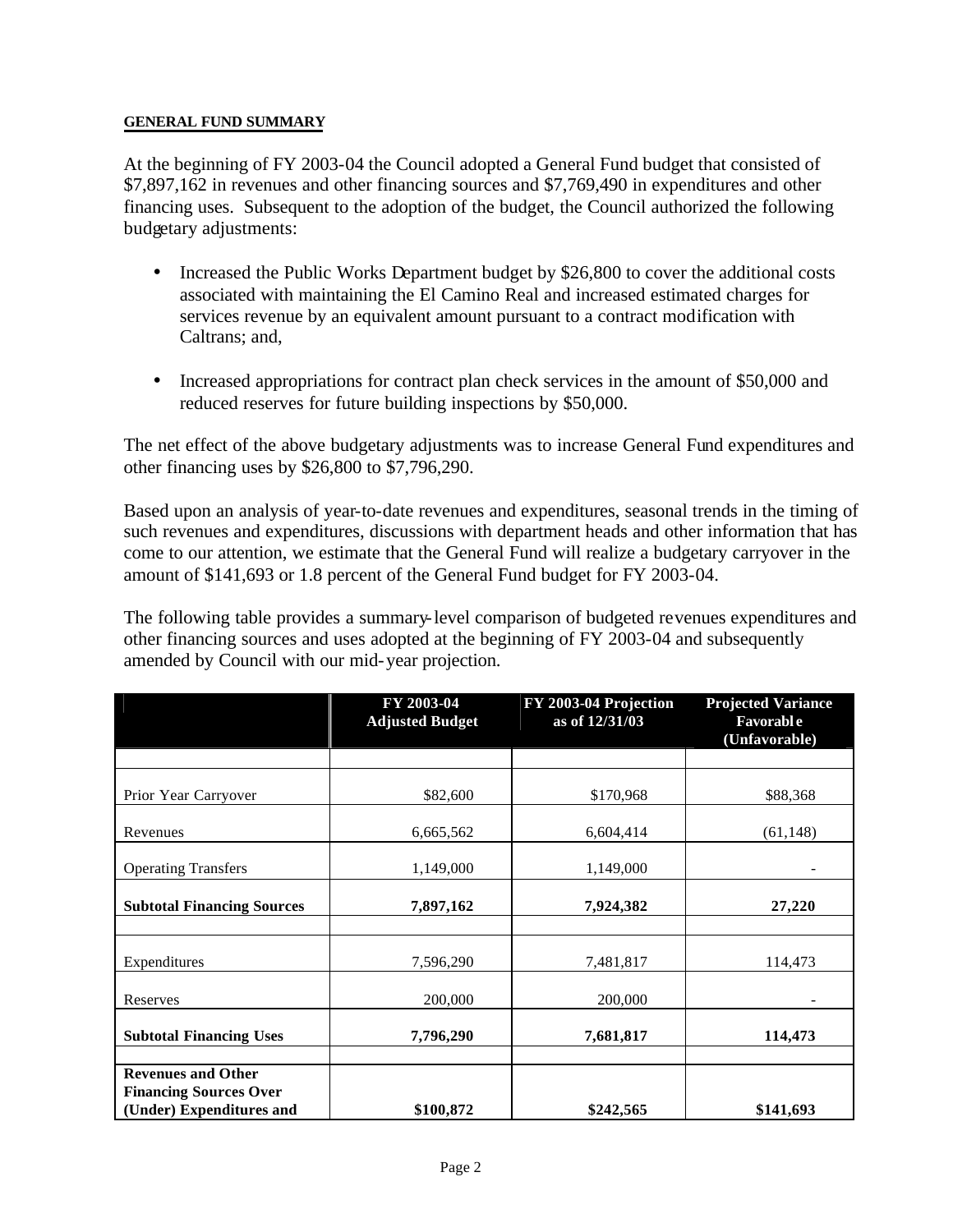**GENERAL FUND SUMMARY**

At the beginning of FY 2003-04 the Council adopted a General Fund budget that consisted of $7,897,162 in revenues and other financing sources and $7,769,490 in expenditures and other financing uses. Subsequent to the adoption of the budget, the Council authorized the following budgetary adjustments:

- Increased the Public Works Department budget by $26,800 to cover the additional costs associated with maintaining the El Camino Real and increased estimated charges for services revenue by an equivalent amount pursuant to a contract modification with Caltrans; and,

- Increased appropriations for contract plan check services in the amount of $50,000 and reduced reserves for future building inspections by $50,000.

The net effect of the above budgetary adjustments was to increase General Fund expenditures and other financing uses by $26,800 to $7,796,290.

Based upon an analysis of year-to-date revenues and expenditures, seasonal trends in the timing of such revenues and expenditures, discussions with department heads and other information that has come to our attention, we estimate that the General Fund will realize a budgetary carryover in the amount of $141,693 or 1.8 percent of the General Fund budget for FY 2003-04.

The following table provides a summary-level comparison of budgeted revenues expenditures and other financing sources and uses adopted at the beginning of FY 2003-04 and subsequently amended by Council with our mid-year projection.

| | FY 2003-04 Adjusted Budget | FY 2003-04 Projection as of 12/31/03 | Projected Variance Favorable (Unfavorable) |
|---|---|---|---|
| Prior Year Carryover | $82,600 | $170,968 | $88,368 |
| Revenues | 6,665,562 | 6,604,414 | (61,148) |
| Operating Transfers | 1,149,000 | 1,149,000 | - |
| **Subtotal Financing Sources** | **7,897,162** | **7,924,382** | **27,220** |
| Expenditures | 7,596,290 | 7,481,817 | 114,473 |
| Reserves | 200,000 | 200,000 | - |
| **Subtotal Financing Uses** | **7,796,290** | **7,681,817** | **114,473** |
| **Revenues and Other Financing Sources Over (Under) Expenditures and** | **$100,872** | **$242,565** | **$141,693** |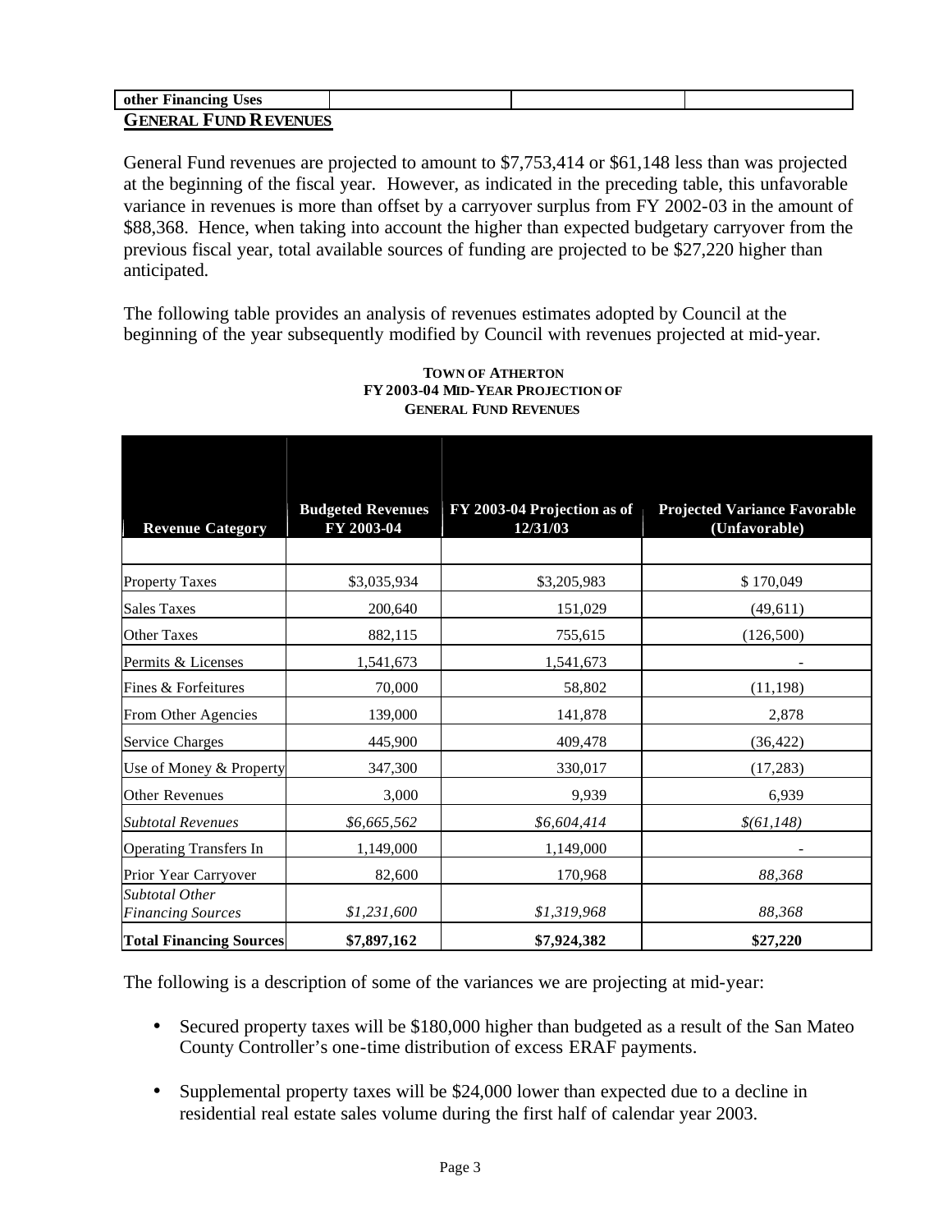| other Financing Uses | | | |
|---|---|---|---|

## GENERAL FUND REVENUES

General Fund revenues are projected to amount to $7,753,414 or $61,148 less than was projected at the beginning of the fiscal year. However, as indicated in the preceding table, this unfavorable variance in revenues is more than offset by a carryover surplus from FY 2002-03 in the amount of $88,368. Hence, when taking into account the higher than expected budgetary carryover from the previous fiscal year, total available sources of funding are projected to be $27,220 higher than anticipated.

The following table provides an analysis of revenues estimates adopted by Council at the beginning of the year subsequently modified by Council with revenues projected at mid-year.

**TOWN OF ATHERTON**
**FY 2003-04 MID-YEAR PROJECTION OF**
**GENERAL FUND REVENUES**

| Revenue Category | Budgeted Revenues FY 2003-04 | FY 2003-04 Projection as of 12/31/03 | Projected Variance Favorable (Unfavorable) |
|---|---|---|---|
| | | | |
| Property Taxes | $3,035,934 | $3,205,983 | $ 170,049 |
| Sales Taxes | 200,640 | 151,029 | (49,611) |
| Other Taxes | 882,115 | 755,615 | (126,500) |
| Permits & Licenses | 1,541,673 | 1,541,673 | - |
| Fines & Forfeitures | 70,000 | 58,802 | (11,198) |
| From Other Agencies | 139,000 | 141,878 | 2,878 |
| Service Charges | 445,900 | 409,478 | (36,422) |
| Use of Money & Property | 347,300 | 330,017 | (17,283) |
| Other Revenues | 3,000 | 9,939 | 6,939 |
| *Subtotal Revenues* | *$6,665,562* | *$6,604,414* | *$(61,148)* |
| Operating Transfers In | 1,149,000 | 1,149,000 | - |
| Prior Year Carryover | 82,600 | 170,968 | *88,368* |
| *Subtotal Other Financing Sources* | *$1,231,600* | *$1,319,968* | *88,368* |
| **Total Financing Sources** | **$7,897,162** | **$7,924,382** | **$27,220** |

The following is a description of some of the variances we are projecting at mid-year:

- Secured property taxes will be $180,000 higher than budgeted as a result of the San Mateo County Controller's one-time distribution of excess ERAF payments.

- Supplemental property taxes will be $24,000 lower than expected due to a decline in residential real estate sales volume during the first half of calendar year 2003.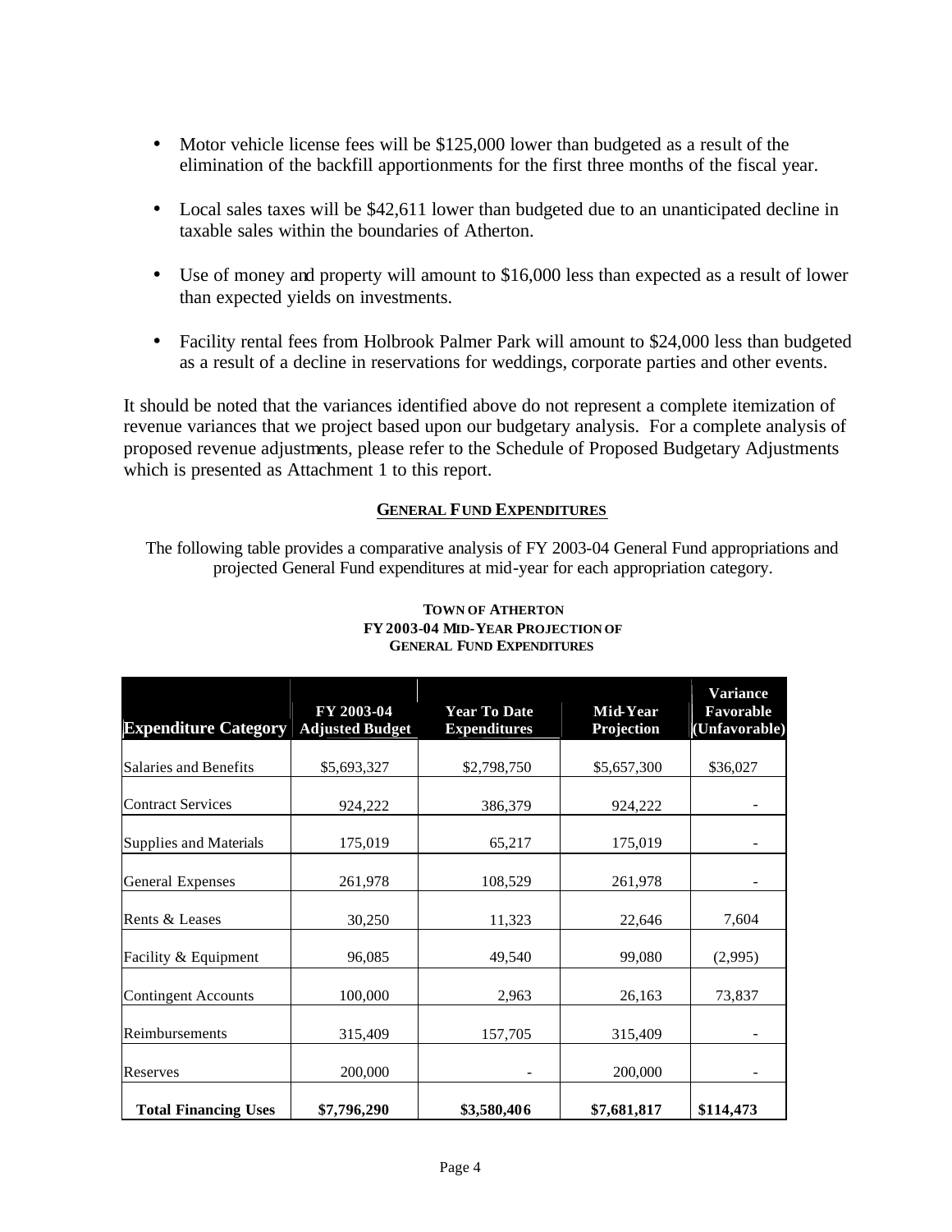- Motor vehicle license fees will be $125,000 lower than budgeted as a result of the elimination of the backfill apportionments for the first three months of the fiscal year.

- Local sales taxes will be $42,611 lower than budgeted due to an unanticipated decline in taxable sales within the boundaries of Atherton.

- Use of money and property will amount to $16,000 less than expected as a result of lower than expected yields on investments.

- Facility rental fees from Holbrook Palmer Park will amount to $24,000 less than budgeted as a result of a decline in reservations for weddings, corporate parties and other events.

It should be noted that the variances identified above do not represent a complete itemization of revenue variances that we project based upon our budgetary analysis. For a complete analysis of proposed revenue adjustments, please refer to the Schedule of Proposed Budgetary Adjustments which is presented as Attachment 1 to this report.

## GENERAL FUND EXPENDITURES

The following table provides a comparative analysis of FY 2003-04 General Fund appropriations and projected General Fund expenditures at mid-year for each appropriation category.

**TOWN OF ATHERTON**
**FY 2003-04 MID-YEAR PROJECTION OF GENERAL FUND EXPENDITURES**

| Expenditure Category | FY 2003-04 Adjusted Budget | Year To Date Expenditures | Mid-Year Projection | Variance Favorable (Unfavorable) |
|---|---|---|---|---|
| Salaries and Benefits | $5,693,327 | $2,798,750 | $5,657,300 | $36,027 |
| Contract Services | 924,222 | 386,379 | 924,222 | - |
| Supplies and Materials | 175,019 | 65,217 | 175,019 | - |
| General Expenses | 261,978 | 108,529 | 261,978 | - |
| Rents & Leases | 30,250 | 11,323 | 22,646 | 7,604 |
| Facility & Equipment | 96,085 | 49,540 | 99,080 | (2,995) |
| Contingent Accounts | 100,000 | 2,963 | 26,163 | 73,837 |
| Reimbursements | 315,409 | 157,705 | 315,409 | - |
| Reserves | 200,000 | - | 200,000 | - |
| **Total Financing Uses** | **$7,796,290** | **$3,580,406** | **$7,681,817** | **$114,473** |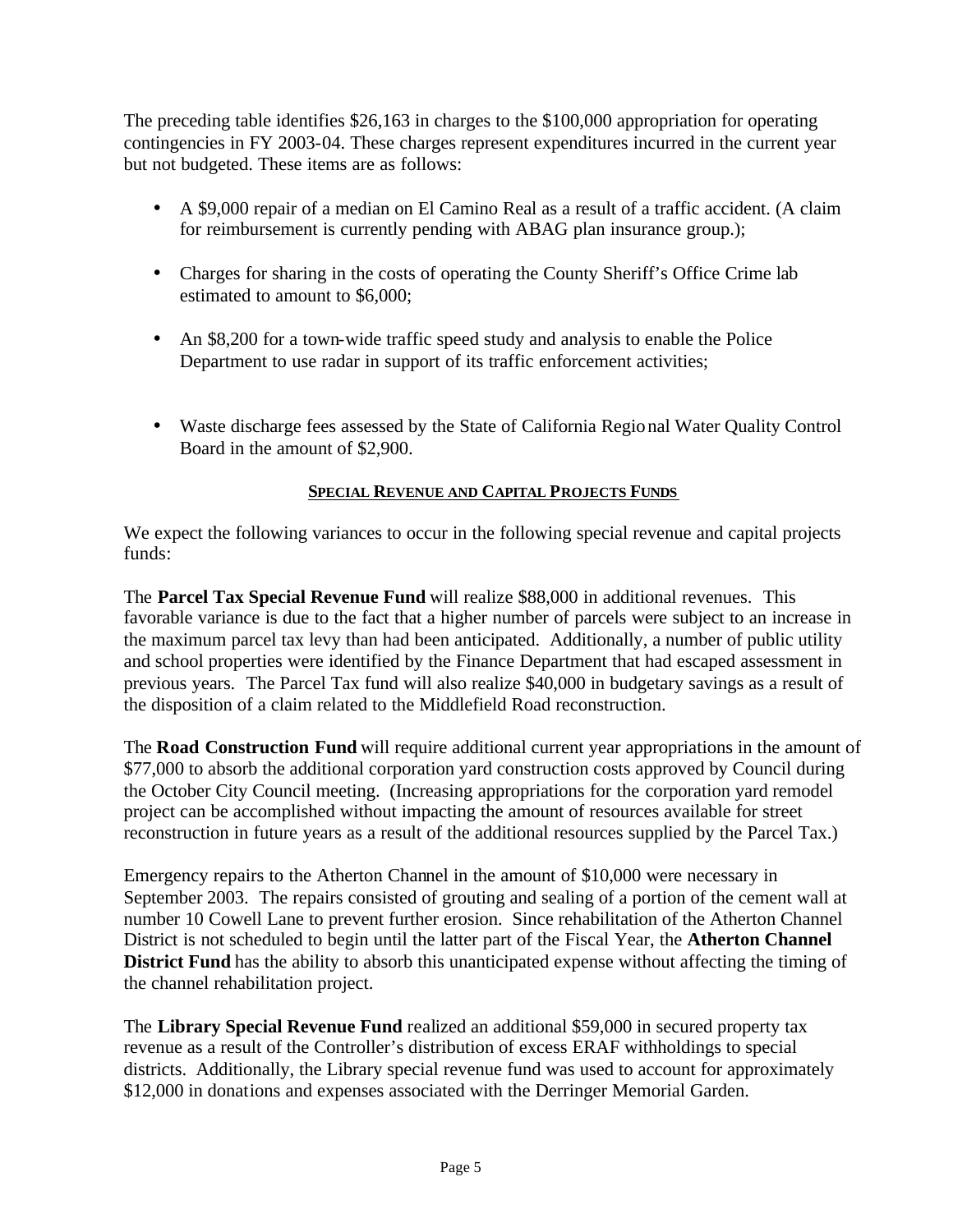The preceding table identifies $26,163 in charges to the $100,000 appropriation for operating contingencies in FY 2003-04. These charges represent expenditures incurred in the current year but not budgeted. These items are as follows:

- A $9,000 repair of a median on El Camino Real as a result of a traffic accident. (A claim for reimbursement is currently pending with ABAG plan insurance group.);
- Charges for sharing in the costs of operating the County Sheriff's Office Crime lab estimated to amount to $6,000;
- An $8,200 for a town-wide traffic speed study and analysis to enable the Police Department to use radar in support of its traffic enforcement activities;
- Waste discharge fees assessed by the State of California Regional Water Quality Control Board in the amount of $2,900.

## SPECIAL REVENUE AND CAPITAL PROJECTS FUNDS

We expect the following variances to occur in the following special revenue and capital projects funds:

The **Parcel Tax Special Revenue Fund** will realize $88,000 in additional revenues. This favorable variance is due to the fact that a higher number of parcels were subject to an increase in the maximum parcel tax levy than had been anticipated. Additionally, a number of public utility and school properties were identified by the Finance Department that had escaped assessment in previous years. The Parcel Tax fund will also realize $40,000 in budgetary savings as a result of the disposition of a claim related to the Middlefield Road reconstruction.

The **Road Construction Fund** will require additional current year appropriations in the amount of $77,000 to absorb the additional corporation yard construction costs approved by Council during the October City Council meeting. (Increasing appropriations for the corporation yard remodel project can be accomplished without impacting the amount of resources available for street reconstruction in future years as a result of the additional resources supplied by the Parcel Tax.)

Emergency repairs to the Atherton Channel in the amount of $10,000 were necessary in September 2003. The repairs consisted of grouting and sealing of a portion of the cement wall at number 10 Cowell Lane to prevent further erosion. Since rehabilitation of the Atherton Channel District is not scheduled to begin until the latter part of the Fiscal Year, the **Atherton Channel District Fund** has the ability to absorb this unanticipated expense without affecting the timing of the channel rehabilitation project.

The **Library Special Revenue Fund** realized an additional $59,000 in secured property tax revenue as a result of the Controller's distribution of excess ERAF withholdings to special districts. Additionally, the Library special revenue fund was used to account for approximately $12,000 in donations and expenses associated with the Derringer Memorial Garden.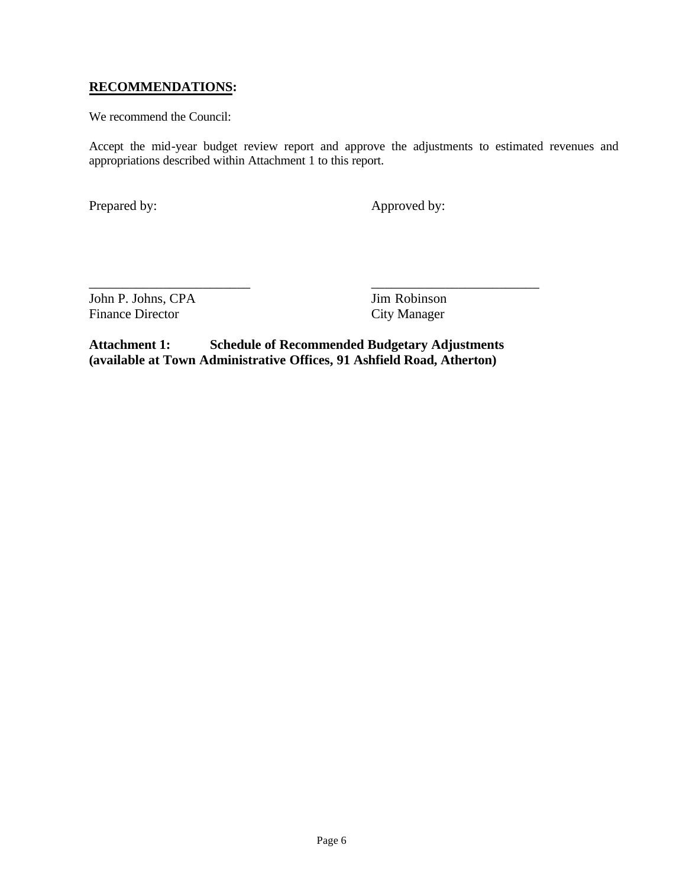## **RECOMMENDATIONS:**

We recommend the Council:

Accept the mid-year budget review report and approve the adjustments to estimated revenues and appropriations described within Attachment 1 to this report.

Prepared by: Approved by:

\_\_\_\_\_\_\_\_\_\_\_\_\_\_\_\_\_\_\_\_\_\_\_\_\_ \_\_\_\_\_\_\_\_\_\_\_\_\_\_\_\_\_\_\_\_\_\_\_\_\_\_

John P. Johns, CPA
Finance Director

Jim Robinson
City Manager

**Attachment 1: Schedule of Recommended Budgetary Adjustments**
**(available at Town Administrative Offices, 91 Ashfield Road, Atherton)**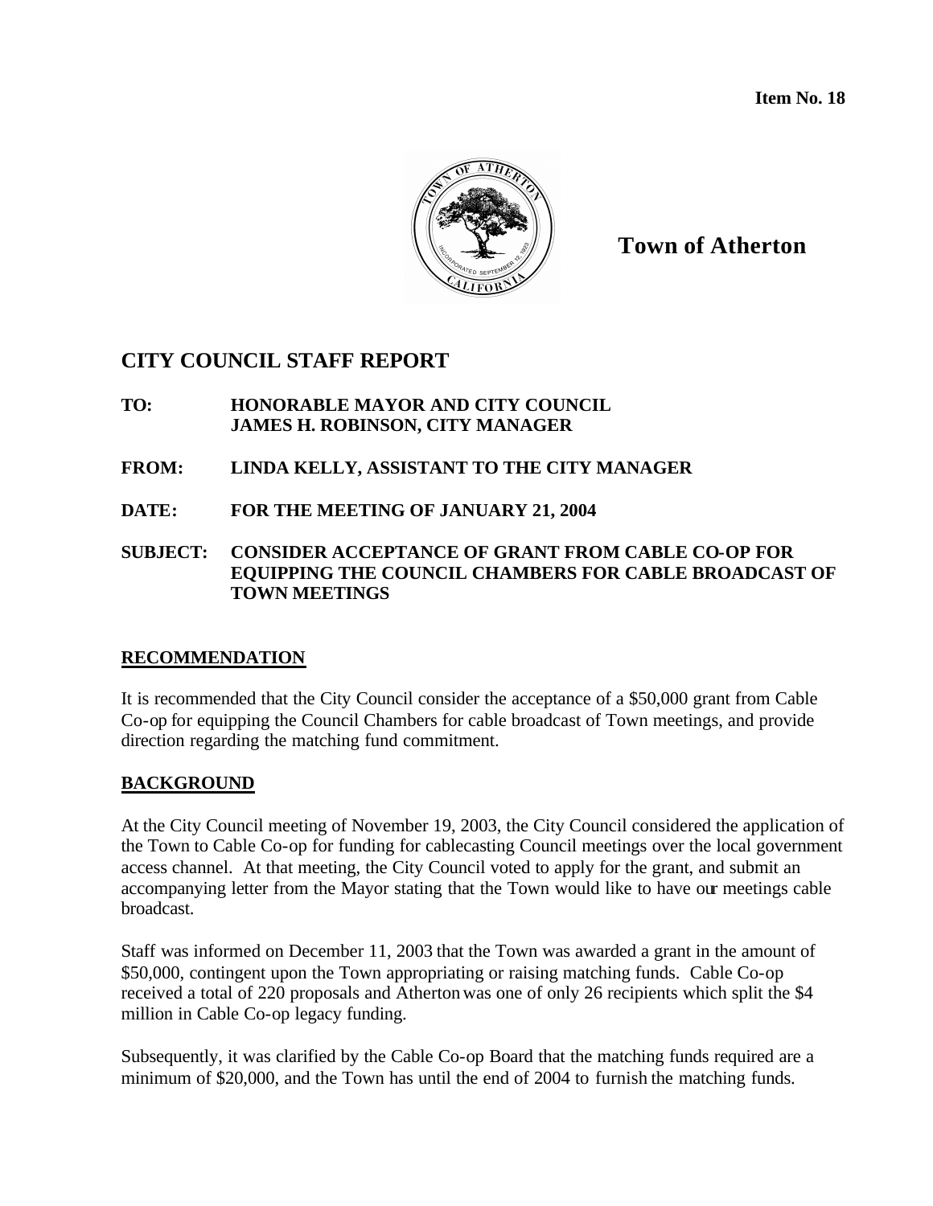**Item No. 18**

**Town of Atherton**

## CITY COUNCIL STAFF REPORT

**TO:** **HONORABLE MAYOR AND CITY COUNCIL**
**JAMES H. ROBINSON, CITY MANAGER**

**FROM:** **LINDA KELLY, ASSISTANT TO THE CITY MANAGER**

**DATE:** **FOR THE MEETING OF JANUARY 21, 2004**

**SUBJECT:** **CONSIDER ACCEPTANCE OF GRANT FROM CABLE CO-OP FOR EQUIPPING THE COUNCIL CHAMBERS FOR CABLE BROADCAST OF TOWN MEETINGS**

### RECOMMENDATION

It is recommended that the City Council consider the acceptance of a $50,000 grant from Cable Co-op for equipping the Council Chambers for cable broadcast of Town meetings, and provide direction regarding the matching fund commitment.

### BACKGROUND

At the City Council meeting of November 19, 2003, the City Council considered the application of the Town to Cable Co-op for funding for cablecasting Council meetings over the local government access channel. At that meeting, the City Council voted to apply for the grant, and submit an accompanying letter from the Mayor stating that the Town would like to have our meetings cable broadcast.

Staff was informed on December 11, 2003 that the Town was awarded a grant in the amount of $50,000, contingent upon the Town appropriating or raising matching funds. Cable Co-op received a total of 220 proposals and Atherton was one of only 26 recipients which split the $4 million in Cable Co-op legacy funding.

Subsequently, it was clarified by the Cable Co-op Board that the matching funds required are a minimum of $20,000, and the Town has until the end of 2004 to furnish the matching funds.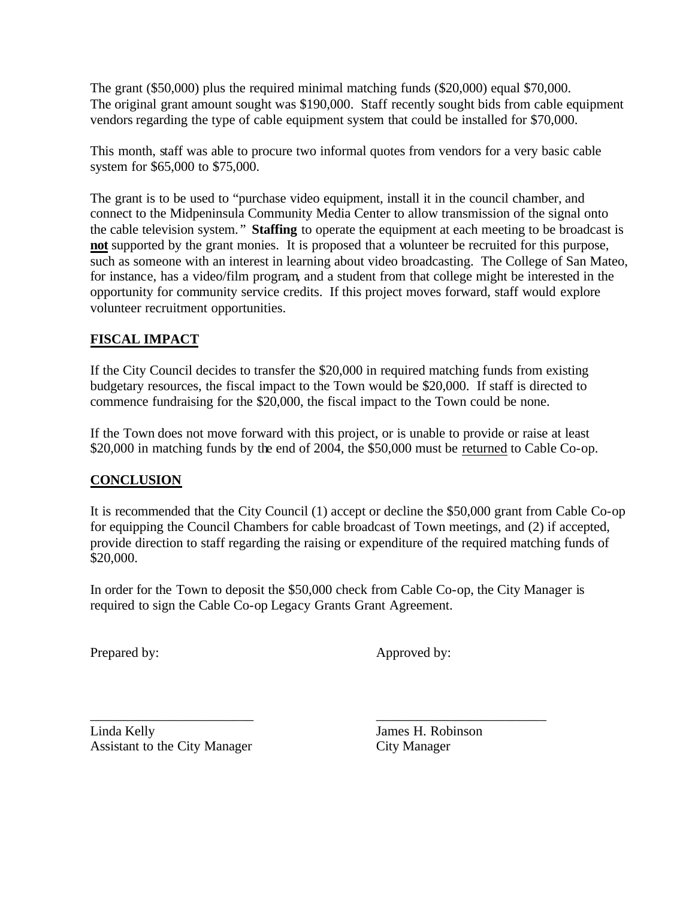The grant ($50,000) plus the required minimal matching funds ($20,000) equal $70,000. The original grant amount sought was $190,000. Staff recently sought bids from cable equipment vendors regarding the type of cable equipment system that could be installed for $70,000.

This month, staff was able to procure two informal quotes from vendors for a very basic cable system for $65,000 to $75,000.

The grant is to be used to "purchase video equipment, install it in the council chamber, and connect to the Midpeninsula Community Media Center to allow transmission of the signal onto the cable television system." **Staffing** to operate the equipment at each meeting to be broadcast is **<u>not</u>** supported by the grant monies. It is proposed that a volunteer be recruited for this purpose, such as someone with an interest in learning about video broadcasting. The College of San Mateo, for instance, has a video/film program, and a student from that college might be interested in the opportunity for community service credits. If this project moves forward, staff would explore volunteer recruitment opportunities.

## FISCAL IMPACT

If the City Council decides to transfer the $20,000 in required matching funds from existing budgetary resources, the fiscal impact to the Town would be $20,000. If staff is directed to commence fundraising for the $20,000, the fiscal impact to the Town could be none.

If the Town does not move forward with this project, or is unable to provide or raise at least $20,000 in matching funds by the end of 2004, the $50,000 must be <u>returned</u> to Cable Co-op.

## CONCLUSION

It is recommended that the City Council (1) accept or decline the $50,000 grant from Cable Co-op for equipping the Council Chambers for cable broadcast of Town meetings, and (2) if accepted, provide direction to staff regarding the raising or expenditure of the required matching funds of $20,000.

In order for the Town to deposit the $50,000 check from Cable Co-op, the City Manager is required to sign the Cable Co-op Legacy Grants Grant Agreement.

Prepared by:

\_\_\_\_\_\_\_\_\_\_\_\_\_\_\_\_\_\_\_\_\_\_\_\_

Linda Kelly
Assistant to the City Manager

Approved by:

\_\_\_\_\_\_\_\_\_\_\_\_\_\_\_\_\_\_\_\_\_\_\_\_

James H. Robinson
City Manager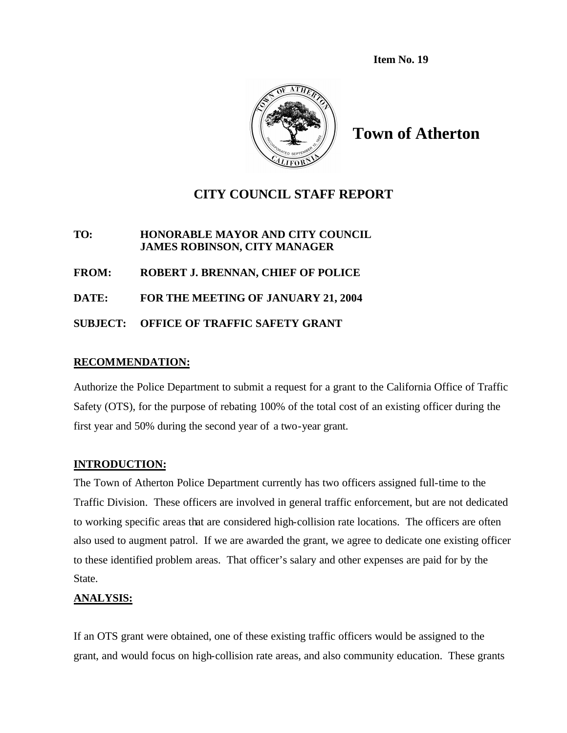**Item No. 19**

# Town of Atherton

## CITY COUNCIL STAFF REPORT

**TO:** HONORABLE MAYOR AND CITY COUNCIL
JAMES ROBINSON, CITY MANAGER

**FROM:** ROBERT J. BRENNAN, CHIEF OF POLICE

**DATE:** FOR THE MEETING OF JANUARY 21, 2004

**SUBJECT:** OFFICE OF TRAFFIC SAFETY GRANT

**RECOMMENDATION:**

Authorize the Police Department to submit a request for a grant to the California Office of Traffic Safety (OTS), for the purpose of rebating 100% of the total cost of an existing officer during the first year and 50% during the second year of a two-year grant.

**INTRODUCTION:**

The Town of Atherton Police Department currently has two officers assigned full-time to the Traffic Division. These officers are involved in general traffic enforcement, but are not dedicated to working specific areas that are considered high-collision rate locations. The officers are often also used to augment patrol. If we are awarded the grant, we agree to dedicate one existing officer to these identified problem areas. That officer's salary and other expenses are paid for by the State.

**ANALYSIS:**

If an OTS grant were obtained, one of these existing traffic officers would be assigned to the grant, and would focus on high-collision rate areas, and also community education. These grants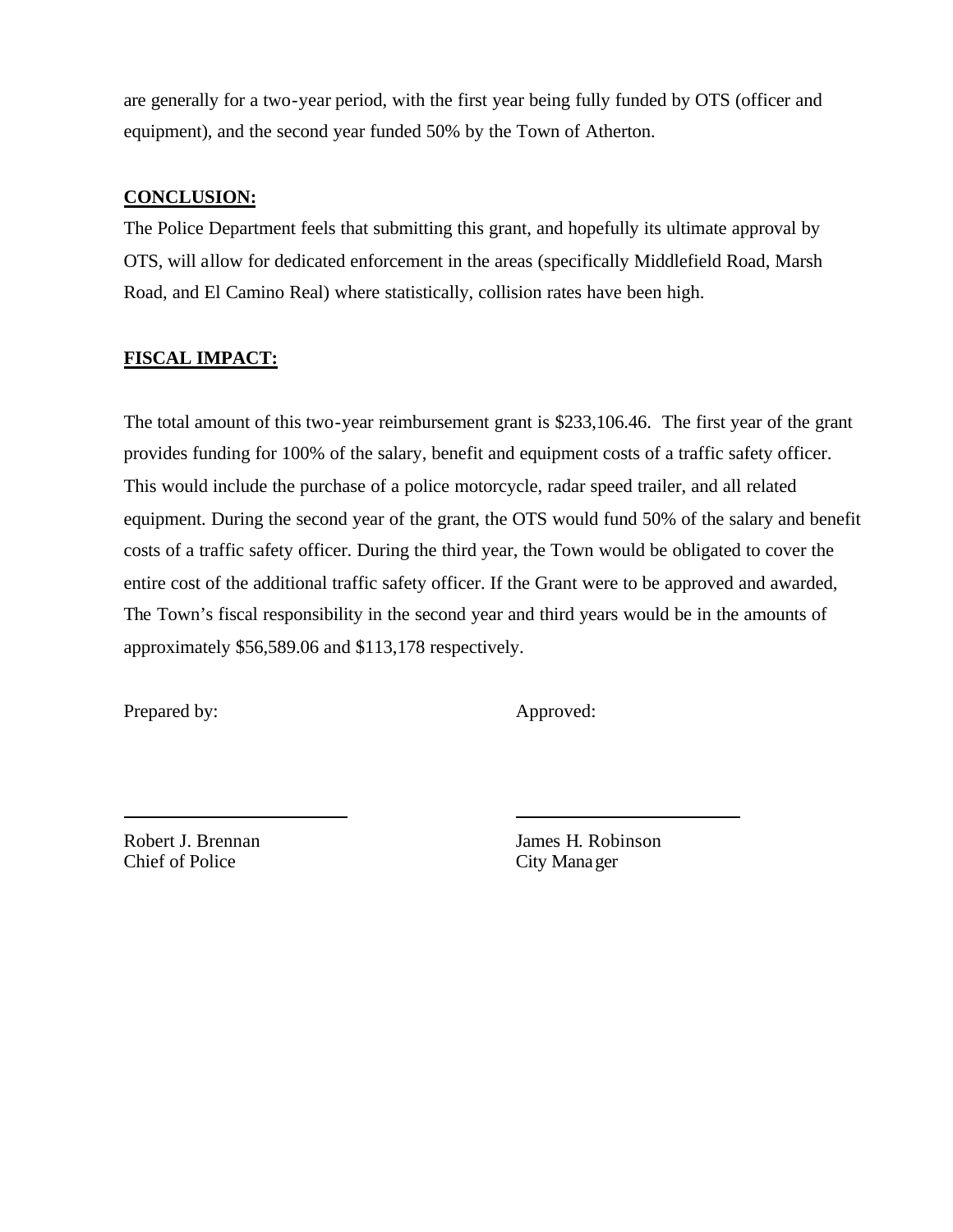are generally for a two-year period, with the first year being fully funded by OTS (officer and equipment), and the second year funded 50% by the Town of Atherton.

**CONCLUSION:**

The Police Department feels that submitting this grant, and hopefully its ultimate approval by OTS, will allow for dedicated enforcement in the areas (specifically Middlefield Road, Marsh Road, and El Camino Real) where statistically, collision rates have been high.

**FISCAL IMPACT:**

The total amount of this two-year reimbursement grant is $233,106.46. The first year of the grant provides funding for 100% of the salary, benefit and equipment costs of a traffic safety officer. This would include the purchase of a police motorcycle, radar speed trailer, and all related equipment. During the second year of the grant, the OTS would fund 50% of the salary and benefit costs of a traffic safety officer. During the third year, the Town would be obligated to cover the entire cost of the additional traffic safety officer. If the Grant were to be approved and awarded, The Town's fiscal responsibility in the second year and third years would be in the amounts of approximately $56,589.06 and $113,178 respectively.

Prepared by:

Robert J. Brennan
Chief of Police

Approved:

James H. Robinson
City Manager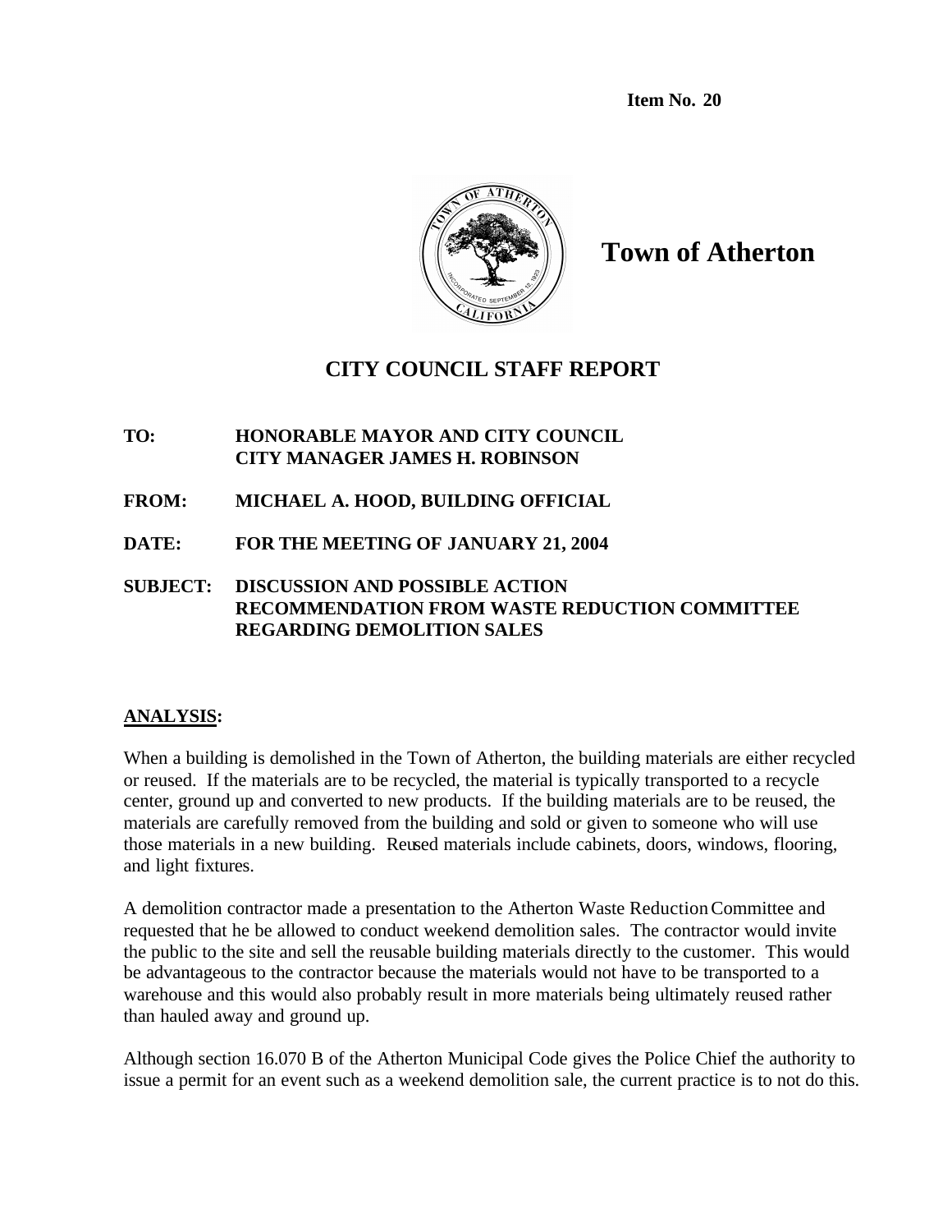Item No. 20

# Town of Atherton

## CITY COUNCIL STAFF REPORT

**TO:** **HONORABLE MAYOR AND CITY COUNCIL**
**CITY MANAGER JAMES H. ROBINSON**

**FROM:** **MICHAEL A. HOOD, BUILDING OFFICIAL**

**DATE:** **FOR THE MEETING OF JANUARY 21, 2004**

**SUBJECT:** **DISCUSSION AND POSSIBLE ACTION RECOMMENDATION FROM WASTE REDUCTION COMMITTEE REGARDING DEMOLITION SALES**

**ANALYSIS:**

When a building is demolished in the Town of Atherton, the building materials are either recycled or reused. If the materials are to be recycled, the material is typically transported to a recycle center, ground up and converted to new products. If the building materials are to be reused, the materials are carefully removed from the building and sold or given to someone who will use those materials in a new building. Reused materials include cabinets, doors, windows, flooring, and light fixtures.

A demolition contractor made a presentation to the Atherton Waste Reduction Committee and requested that he be allowed to conduct weekend demolition sales. The contractor would invite the public to the site and sell the reusable building materials directly to the customer. This would be advantageous to the contractor because the materials would not have to be transported to a warehouse and this would also probably result in more materials being ultimately reused rather than hauled away and ground up.

Although section 16.070 B of the Atherton Municipal Code gives the Police Chief the authority to issue a permit for an event such as a weekend demolition sale, the current practice is to not do this.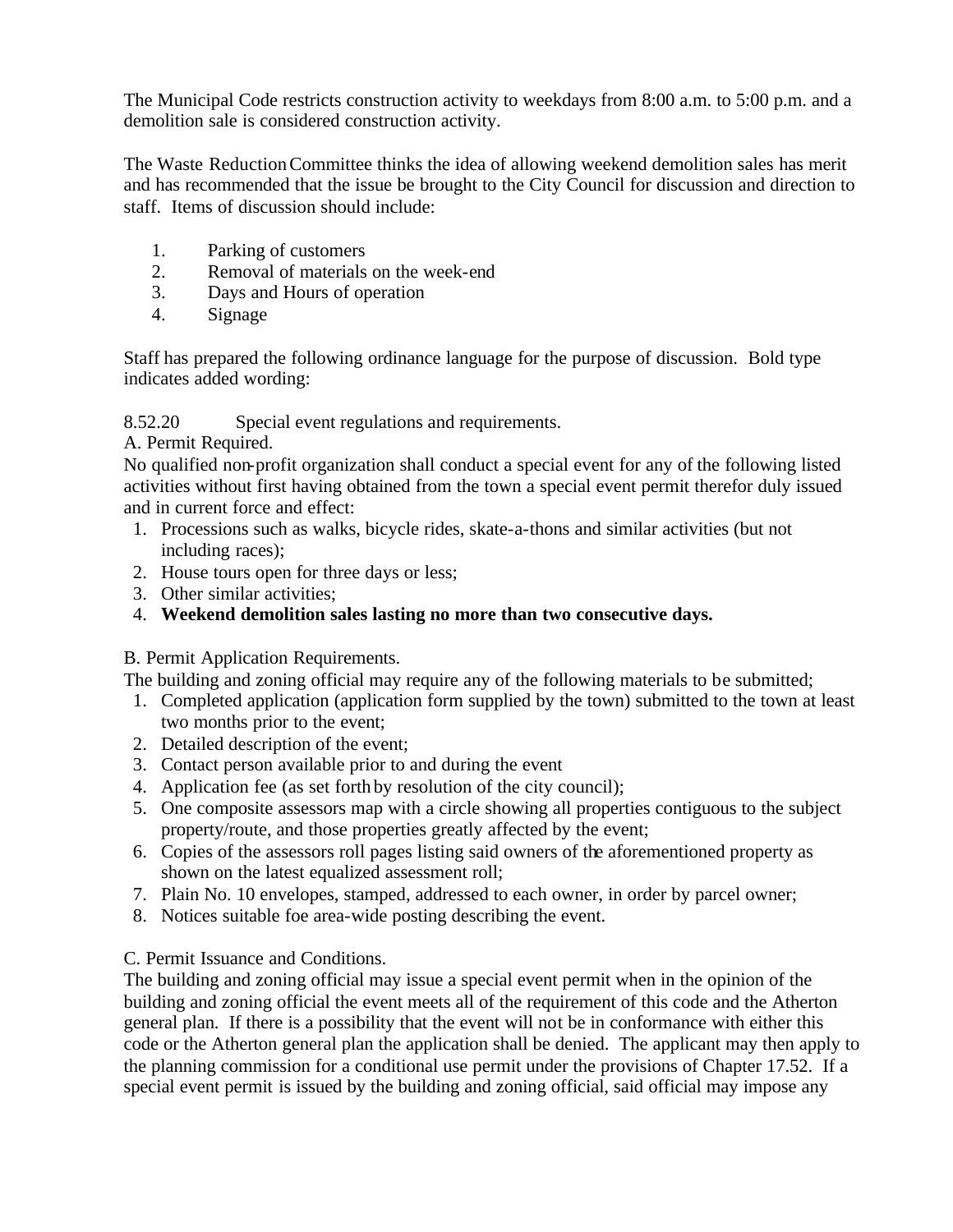The Municipal Code restricts construction activity to weekdays from 8:00 a.m. to 5:00 p.m. and a demolition sale is considered construction activity.

The Waste Reduction Committee thinks the idea of allowing weekend demolition sales has merit and has recommended that the issue be brought to the City Council for discussion and direction to staff. Items of discussion should include:

1. Parking of customers
2. Removal of materials on the week-end
3. Days and Hours of operation
4. Signage

Staff has prepared the following ordinance language for the purpose of discussion. Bold type indicates added wording:

8.52.20 Special event regulations and requirements.

A. Permit Required.

No qualified non-profit organization shall conduct a special event for any of the following listed activities without first having obtained from the town a special event permit therefor duly issued and in current force and effect:

1. Processions such as walks, bicycle rides, skate-a-thons and similar activities (but not including races);
2. House tours open for three days or less;
3. Other similar activities;
4. **Weekend demolition sales lasting no more than two consecutive days.**

B. Permit Application Requirements.

The building and zoning official may require any of the following materials to be submitted;

1. Completed application (application form supplied by the town) submitted to the town at least two months prior to the event;
2. Detailed description of the event;
3. Contact person available prior to and during the event
4. Application fee (as set forth by resolution of the city council);
5. One composite assessors map with a circle showing all properties contiguous to the subject property/route, and those properties greatly affected by the event;
6. Copies of the assessors roll pages listing said owners of the aforementioned property as shown on the latest equalized assessment roll;
7. Plain No. 10 envelopes, stamped, addressed to each owner, in order by parcel owner;
8. Notices suitable foe area-wide posting describing the event.

C. Permit Issuance and Conditions.

The building and zoning official may issue a special event permit when in the opinion of the building and zoning official the event meets all of the requirement of this code and the Atherton general plan. If there is a possibility that the event will not be in conformance with either this code or the Atherton general plan the application shall be denied. The applicant may then apply to the planning commission for a conditional use permit under the provisions of Chapter 17.52. If a special event permit is issued by the building and zoning official, said official may impose any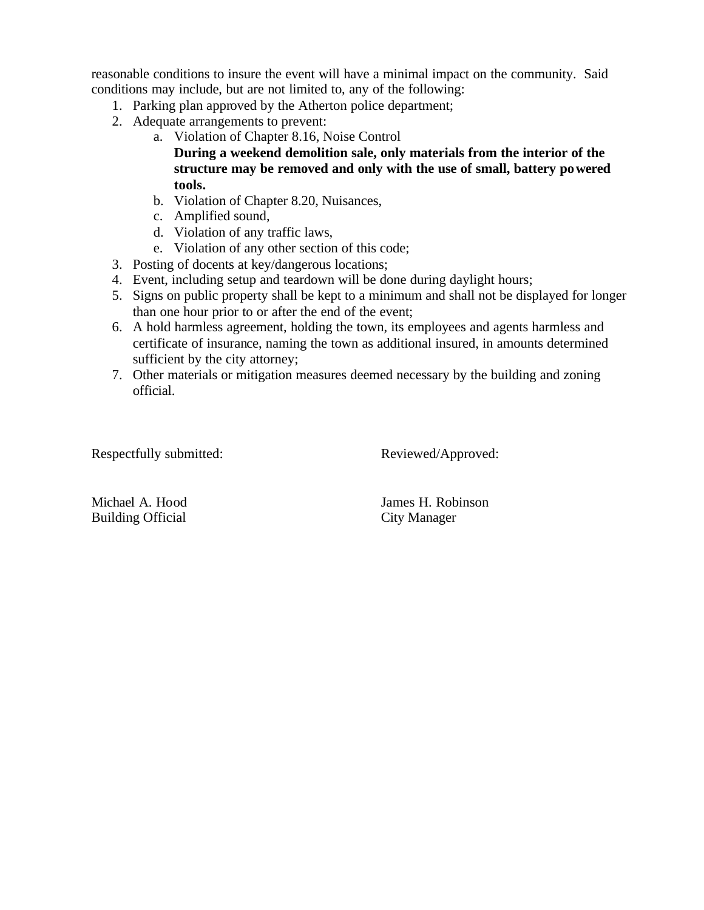reasonable conditions to insure the event will have a minimal impact on the community. Said conditions may include, but are not limited to, any of the following:

1. Parking plan approved by the Atherton police department;
2. Adequate arrangements to prevent:
   a. Violation of Chapter 8.16, Noise Control
      **During a weekend demolition sale, only materials from the interior of the structure may be removed and only with the use of small, battery powered tools.**
   b. Violation of Chapter 8.20, Nuisances,
   c. Amplified sound,
   d. Violation of any traffic laws,
   e. Violation of any other section of this code;
3. Posting of docents at key/dangerous locations;
4. Event, including setup and teardown will be done during daylight hours;
5. Signs on public property shall be kept to a minimum and shall not be displayed for longer than one hour prior to or after the end of the event;
6. A hold harmless agreement, holding the town, its employees and agents harmless and certificate of insurance, naming the town as additional insured, in amounts determined sufficient by the city attorney;
7. Other materials or mitigation measures deemed necessary by the building and zoning official.

Respectfully submitted:

Michael A. Hood
Building Official

Reviewed/Approved:

James H. Robinson
City Manager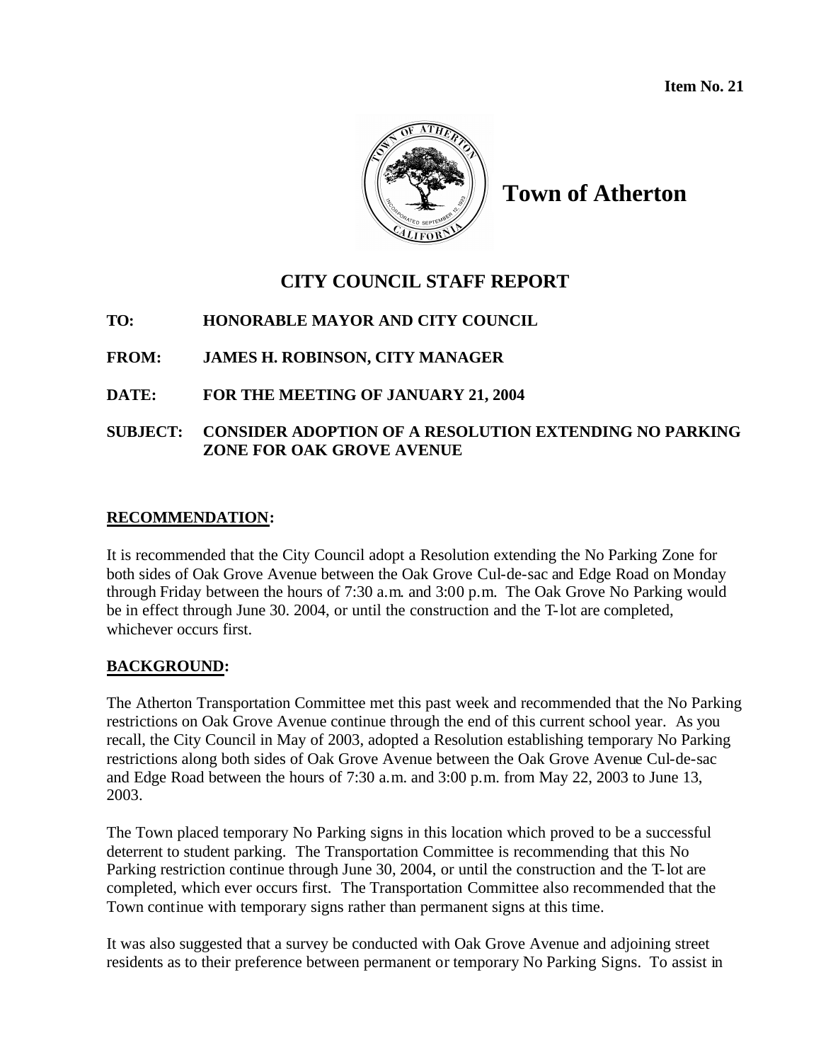**Item No. 21**

# Town of Atherton

## CITY COUNCIL STAFF REPORT

**TO:** HONORABLE MAYOR AND CITY COUNCIL

**FROM:** JAMES H. ROBINSON, CITY MANAGER

**DATE:** FOR THE MEETING OF JANUARY 21, 2004

**SUBJECT:** CONSIDER ADOPTION OF A RESOLUTION EXTENDING NO PARKING ZONE FOR OAK GROVE AVENUE

**RECOMMENDATION:**

It is recommended that the City Council adopt a Resolution extending the No Parking Zone for both sides of Oak Grove Avenue between the Oak Grove Cul-de-sac and Edge Road on Monday through Friday between the hours of 7:30 a.m. and 3:00 p.m. The Oak Grove No Parking would be in effect through June 30. 2004, or until the construction and the T-lot are completed, whichever occurs first.

**BACKGROUND:**

The Atherton Transportation Committee met this past week and recommended that the No Parking restrictions on Oak Grove Avenue continue through the end of this current school year. As you recall, the City Council in May of 2003, adopted a Resolution establishing temporary No Parking restrictions along both sides of Oak Grove Avenue between the Oak Grove Avenue Cul-de-sac and Edge Road between the hours of 7:30 a.m. and 3:00 p.m. from May 22, 2003 to June 13, 2003.

The Town placed temporary No Parking signs in this location which proved to be a successful deterrent to student parking. The Transportation Committee is recommending that this No Parking restriction continue through June 30, 2004, or until the construction and the T-lot are completed, which ever occurs first. The Transportation Committee also recommended that the Town continue with temporary signs rather than permanent signs at this time.

It was also suggested that a survey be conducted with Oak Grove Avenue and adjoining street residents as to their preference between permanent or temporary No Parking Signs. To assist in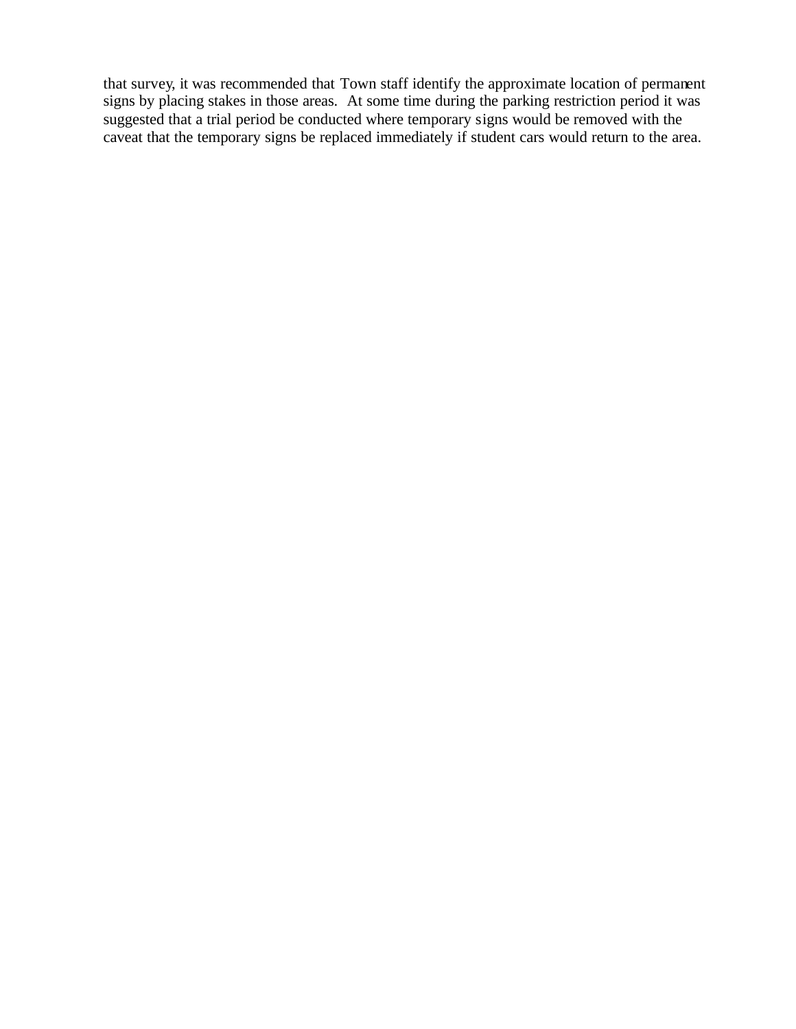that survey, it was recommended that Town staff identify the approximate location of permanent signs by placing stakes in those areas. At some time during the parking restriction period it was suggested that a trial period be conducted where temporary signs would be removed with the caveat that the temporary signs be replaced immediately if student cars would return to the area.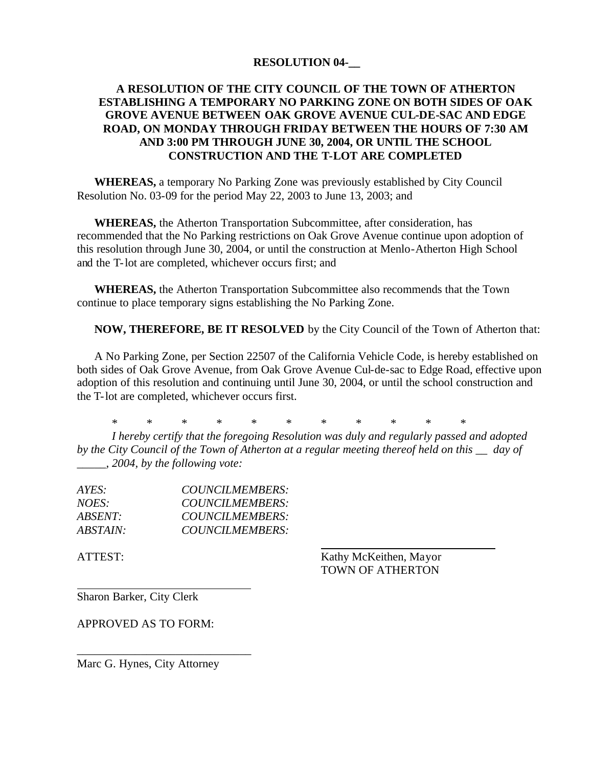**RESOLUTION 04-__**

**A RESOLUTION OF THE CITY COUNCIL OF THE TOWN OF ATHERTON ESTABLISHING A TEMPORARY NO PARKING ZONE ON BOTH SIDES OF OAK GROVE AVENUE BETWEEN OAK GROVE AVENUE CUL-DE-SAC AND EDGE ROAD, ON MONDAY THROUGH FRIDAY BETWEEN THE HOURS OF 7:30 AM AND 3:00 PM THROUGH JUNE 30, 2004, OR UNTIL THE SCHOOL CONSTRUCTION AND THE T-LOT ARE COMPLETED**

**WHEREAS,** a temporary No Parking Zone was previously established by City Council Resolution No. 03-09 for the period May 22, 2003 to June 13, 2003; and

**WHEREAS,** the Atherton Transportation Subcommittee, after consideration, has recommended that the No Parking restrictions on Oak Grove Avenue continue upon adoption of this resolution through June 30, 2004, or until the construction at Menlo-Atherton High School and the T-lot are completed, whichever occurs first; and

**WHEREAS,** the Atherton Transportation Subcommittee also recommends that the Town continue to place temporary signs establishing the No Parking Zone.

**NOW, THEREFORE, BE IT RESOLVED** by the City Council of the Town of Atherton that:

A No Parking Zone, per Section 22507 of the California Vehicle Code, is hereby established on both sides of Oak Grove Avenue, from Oak Grove Avenue Cul-de-sac to Edge Road, effective upon adoption of this resolution and continuing until June 30, 2004, or until the school construction and the T-lot are completed, whichever occurs first.

\* \* \* \* \* \* \* \* \* \* \*

*I hereby certify that the foregoing Resolution was duly and regularly passed and adopted by the City Council of the Town of Atherton at a regular meeting thereof held on this __ day of _____, 2004, by the following vote:*

*AYES: COUNCILMEMBERS:*
*NOES: COUNCILMEMBERS:*
*ABSENT: COUNCILMEMBERS:*
*ABSTAIN: COUNCILMEMBERS:*

ATTEST:

______________________________
Kathy McKeithen, Mayor
TOWN OF ATHERTON

______________________________
Sharon Barker, City Clerk

APPROVED AS TO FORM:

______________________________
Marc G. Hynes, City Attorney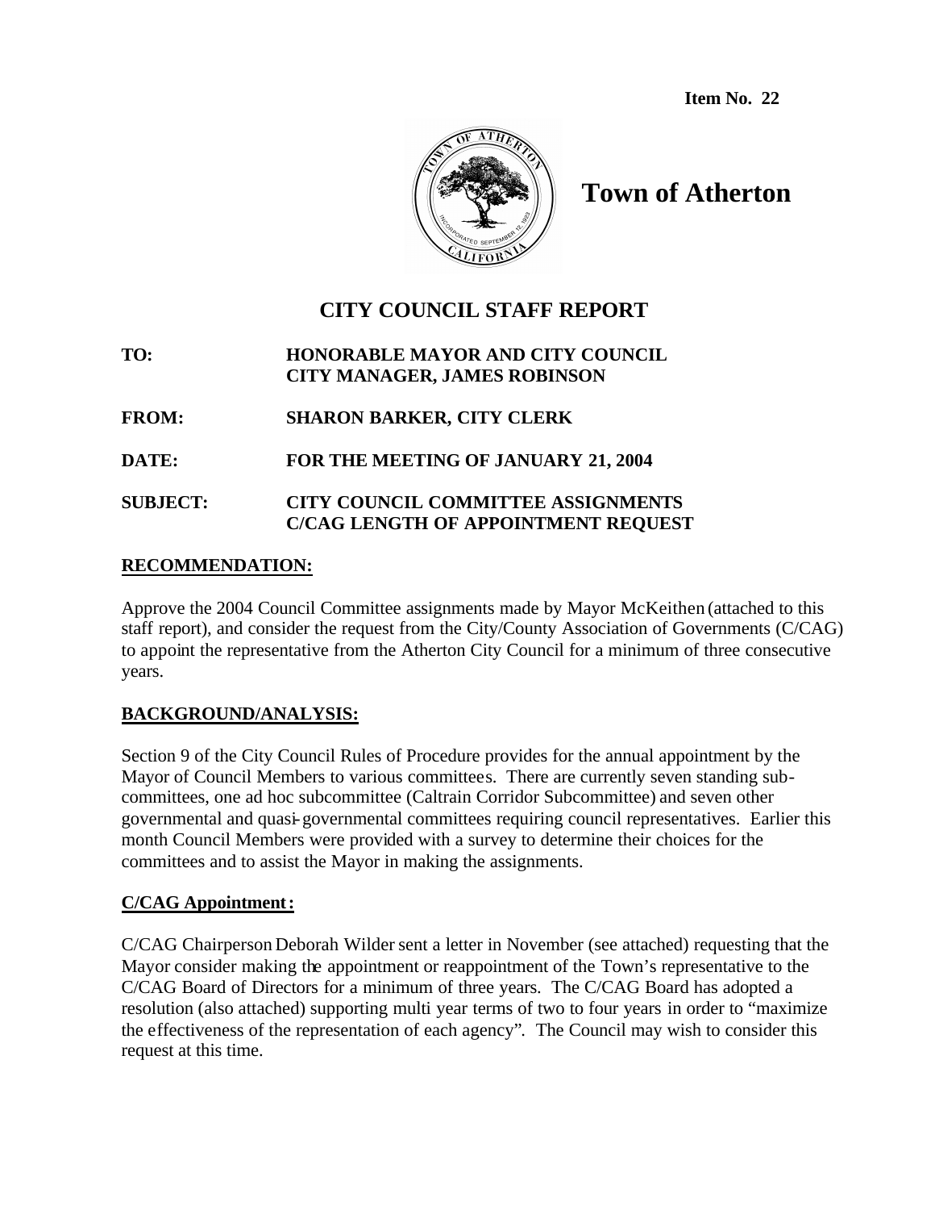**Item No. 22**

# Town of Atherton

## CITY COUNCIL STAFF REPORT

**TO:** **HONORABLE MAYOR AND CITY COUNCIL**
**CITY MANAGER, JAMES ROBINSON**

**FROM:** **SHARON BARKER, CITY CLERK**

**DATE:** **FOR THE MEETING OF JANUARY 21, 2004**

**SUBJECT:** **CITY COUNCIL COMMITTEE ASSIGNMENTS**
**C/CAG LENGTH OF APPOINTMENT REQUEST**

### RECOMMENDATION:

Approve the 2004 Council Committee assignments made by Mayor McKeithen (attached to this staff report), and consider the request from the City/County Association of Governments (C/CAG) to appoint the representative from the Atherton City Council for a minimum of three consecutive years.

### BACKGROUND/ANALYSIS:

Section 9 of the City Council Rules of Procedure provides for the annual appointment by the Mayor of Council Members to various committees. There are currently seven standing sub-committees, one ad hoc subcommittee (Caltrain Corridor Subcommittee) and seven other governmental and quasi-governmental committees requiring council representatives. Earlier this month Council Members were provided with a survey to determine their choices for the committees and to assist the Mayor in making the assignments.

### C/CAG Appointment:

C/CAG Chairperson Deborah Wilder sent a letter in November (see attached) requesting that the Mayor consider making the appointment or reappointment of the Town's representative to the C/CAG Board of Directors for a minimum of three years. The C/CAG Board has adopted a resolution (also attached) supporting multi year terms of two to four years in order to "maximize the effectiveness of the representation of each agency". The Council may wish to consider this request at this time.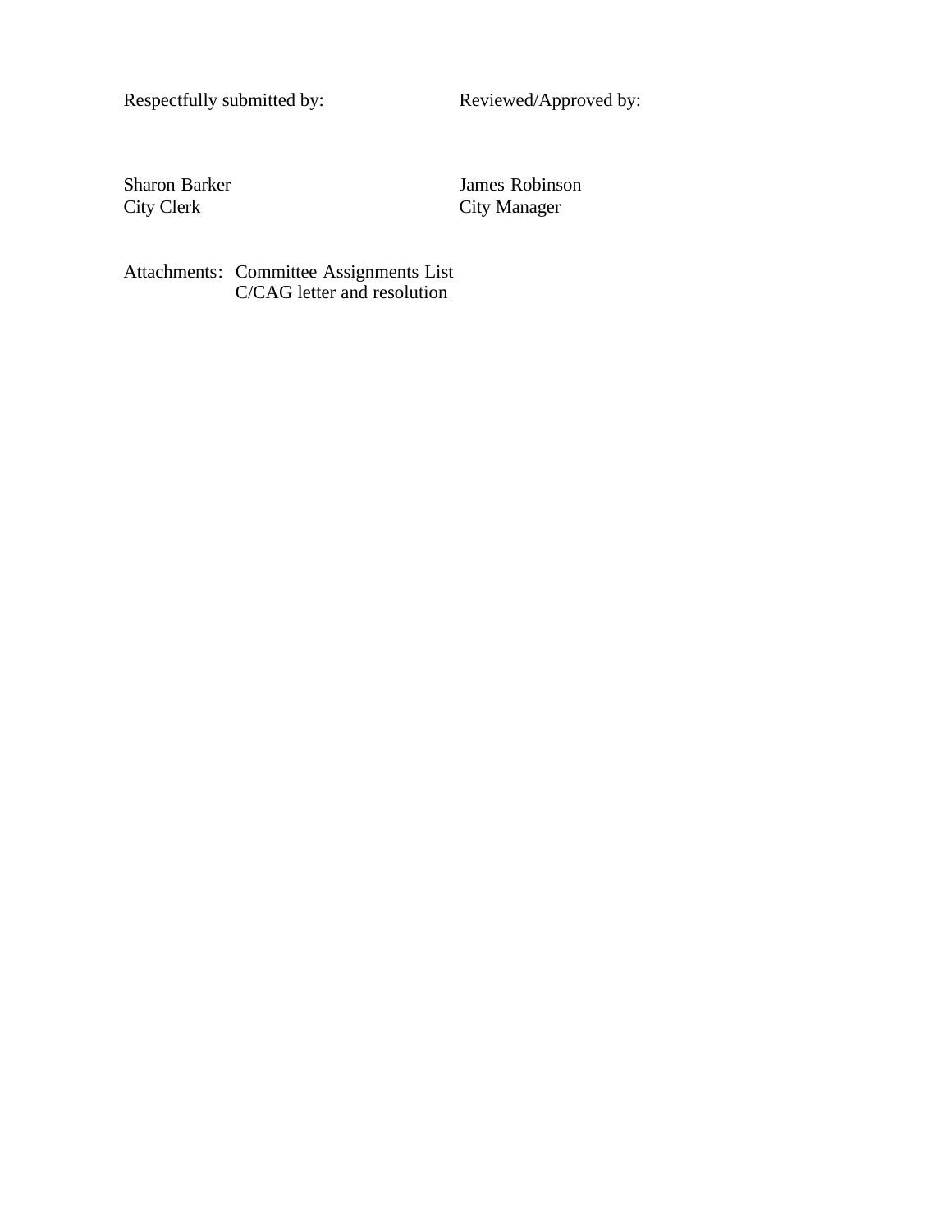Respectfully submitted by: Reviewed/Approved by:

Sharon Barker
City Clerk

James Robinson
City Manager

Attachments: Committee Assignments List
C/CAG letter and resolution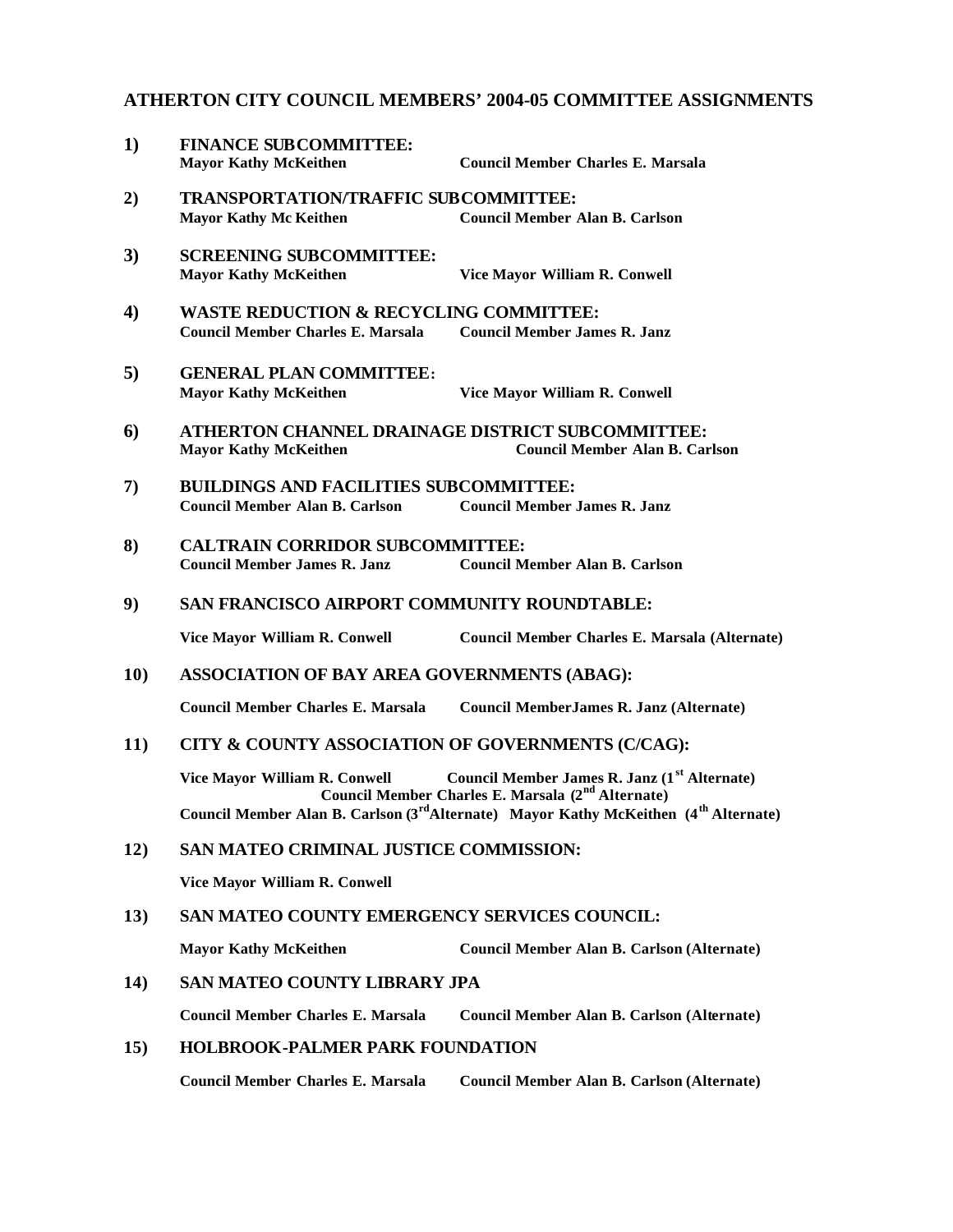# ATHERTON CITY COUNCIL MEMBERS' 2004-05 COMMITTEE ASSIGNMENTS

**1) FINANCE SUBCOMMITTEE:**

**Mayor Kathy McKeithen** **Council Member Charles E. Marsala**

**2) TRANSPORTATION/TRAFFIC SUBCOMMITTEE:**

**Mayor Kathy Mc Keithen** **Council Member Alan B. Carlson**

**3) SCREENING SUBCOMMITTEE:**

**Mayor Kathy McKeithen** **Vice Mayor William R. Conwell**

**4) WASTE REDUCTION & RECYCLING COMMITTEE:**

**Council Member Charles E. Marsala** **Council Member James R. Janz**

**5) GENERAL PLAN COMMITTEE:**

**Mayor Kathy McKeithen** **Vice Mayor William R. Conwell**

**6) ATHERTON CHANNEL DRAINAGE DISTRICT SUBCOMMITTEE:**

**Mayor Kathy McKeithen** **Council Member Alan B. Carlson**

**7) BUILDINGS AND FACILITIES SUBCOMMITTEE:**

**Council Member Alan B. Carlson** **Council Member James R. Janz**

**8) CALTRAIN CORRIDOR SUBCOMMITTEE:**

**Council Member James R. Janz** **Council Member Alan B. Carlson**

**9) SAN FRANCISCO AIRPORT COMMUNITY ROUNDTABLE:**

**Vice Mayor William R. Conwell** **Council Member Charles E. Marsala (Alternate)**

**10) ASSOCIATION OF BAY AREA GOVERNMENTS (ABAG):**

**Council Member Charles E. Marsala** **Council MemberJames R. Janz (Alternate)**

**11) CITY & COUNTY ASSOCIATION OF GOVERNMENTS (C/CAG):**

**Vice Mayor William R. Conwell** **Council Member James R. Janz (1st Alternate)**
**Council Member Charles E. Marsala (2nd Alternate)**
**Council Member Alan B. Carlson (3rd Alternate)** **Mayor Kathy McKeithen (4th Alternate)**

**12) SAN MATEO CRIMINAL JUSTICE COMMISSION:**

**Vice Mayor William R. Conwell**

**13) SAN MATEO COUNTY EMERGENCY SERVICES COUNCIL:**

**Mayor Kathy McKeithen** **Council Member Alan B. Carlson (Alternate)**

**14) SAN MATEO COUNTY LIBRARY JPA**

**Council Member Charles E. Marsala** **Council Member Alan B. Carlson (Alternate)**

**15) HOLBROOK-PALMER PARK FOUNDATION**

**Council Member Charles E. Marsala** **Council Member Alan B. Carlson (Alternate)**